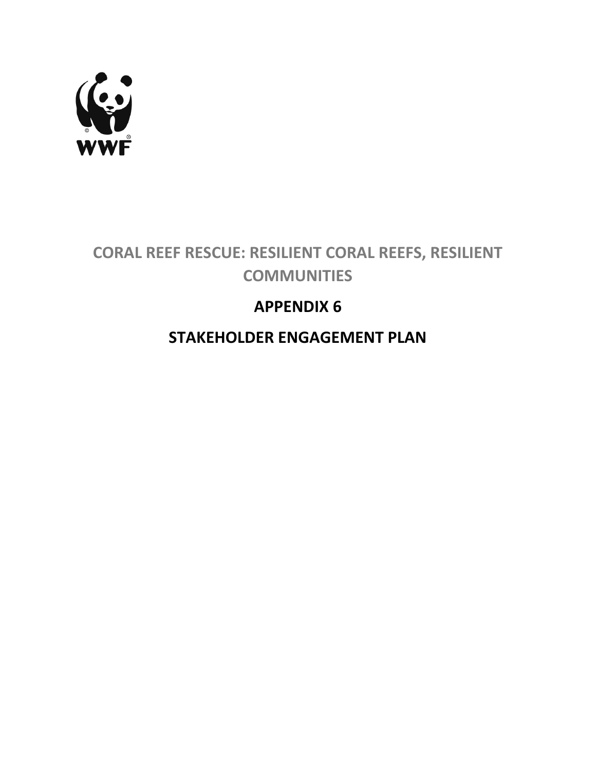WWF

# CORAL REEF RESCUE: RESILIENT CORAL REEFS, RESILIENT COMMUNITIES

## APPENDIX 6

## STAKEHOLDER ENGAGEMENT PLAN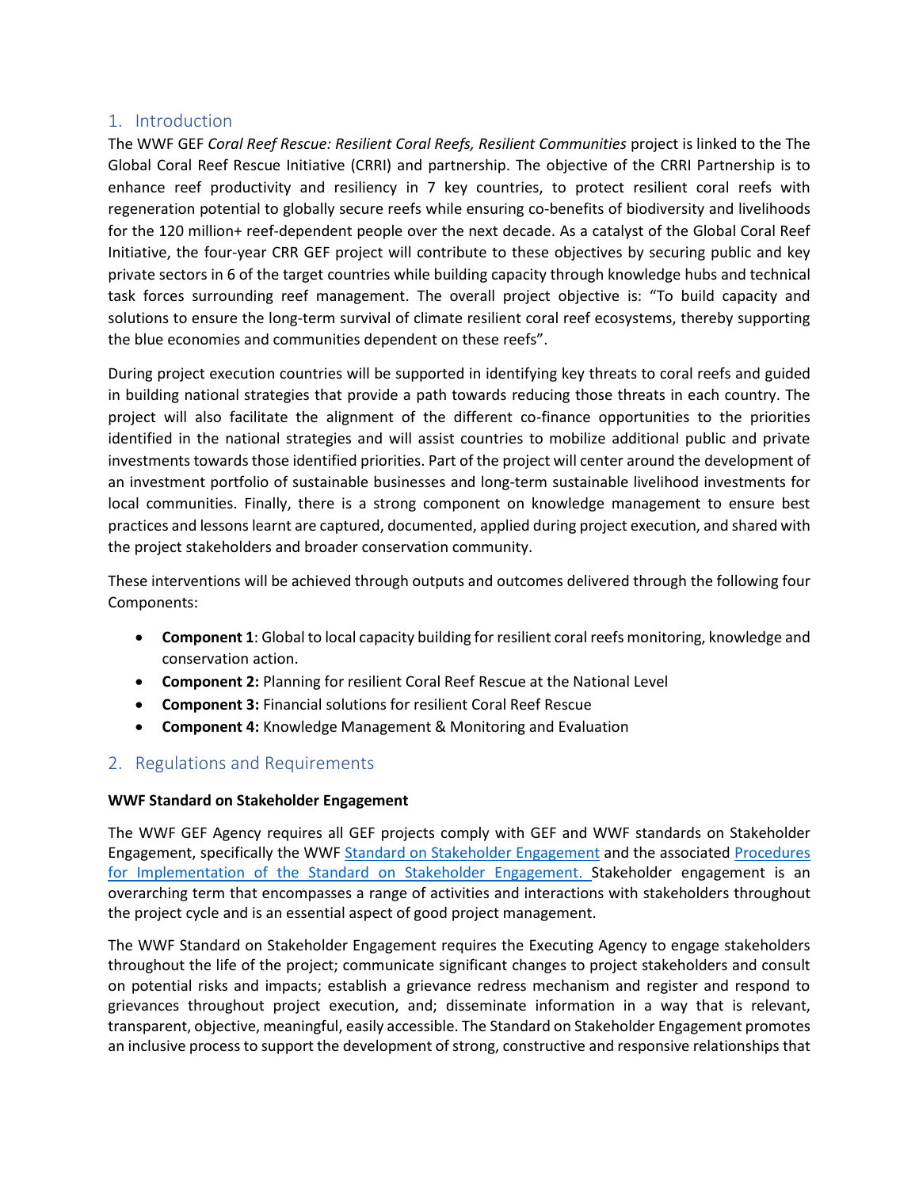## 1. Introduction

The WWF GEF *Coral Reef Rescue: Resilient Coral Reefs, Resilient Communities* project is linked to the The Global Coral Reef Rescue Initiative (CRRI) and partnership. The objective of the CRRI Partnership is to enhance reef productivity and resiliency in 7 key countries, to protect resilient coral reefs with regeneration potential to globally secure reefs while ensuring co-benefits of biodiversity and livelihoods for the 120 million+ reef-dependent people over the next decade. As a catalyst of the Global Coral Reef Initiative, the four-year CRR GEF project will contribute to these objectives by securing public and key private sectors in 6 of the target countries while building capacity through knowledge hubs and technical task forces surrounding reef management. The overall project objective is: "To build capacity and solutions to ensure the long-term survival of climate resilient coral reef ecosystems, thereby supporting the blue economies and communities dependent on these reefs".

During project execution countries will be supported in identifying key threats to coral reefs and guided in building national strategies that provide a path towards reducing those threats in each country. The project will also facilitate the alignment of the different co-finance opportunities to the priorities identified in the national strategies and will assist countries to mobilize additional public and private investments towards those identified priorities. Part of the project will center around the development of an investment portfolio of sustainable businesses and long-term sustainable livelihood investments for local communities. Finally, there is a strong component on knowledge management to ensure best practices and lessons learnt are captured, documented, applied during project execution, and shared with the project stakeholders and broader conservation community.

These interventions will be achieved through outputs and outcomes delivered through the following four Components:

- **Component 1**: Global to local capacity building for resilient coral reefs monitoring, knowledge and conservation action.
- **Component 2:** Planning for resilient Coral Reef Rescue at the National Level
- **Component 3:** Financial solutions for resilient Coral Reef Rescue
- **Component 4:** Knowledge Management & Monitoring and Evaluation

## 2. Regulations and Requirements

**WWF Standard on Stakeholder Engagement**

The WWF GEF Agency requires all GEF projects comply with GEF and WWF standards on Stakeholder Engagement, specifically the WWF Standard on Stakeholder Engagement and the associated Procedures for Implementation of the Standard on Stakeholder Engagement. Stakeholder engagement is an overarching term that encompasses a range of activities and interactions with stakeholders throughout the project cycle and is an essential aspect of good project management.

The WWF Standard on Stakeholder Engagement requires the Executing Agency to engage stakeholders throughout the life of the project; communicate significant changes to project stakeholders and consult on potential risks and impacts; establish a grievance redress mechanism and register and respond to grievances throughout project execution, and; disseminate information in a way that is relevant, transparent, objective, meaningful, easily accessible. The Standard on Stakeholder Engagement promotes an inclusive process to support the development of strong, constructive and responsive relationships that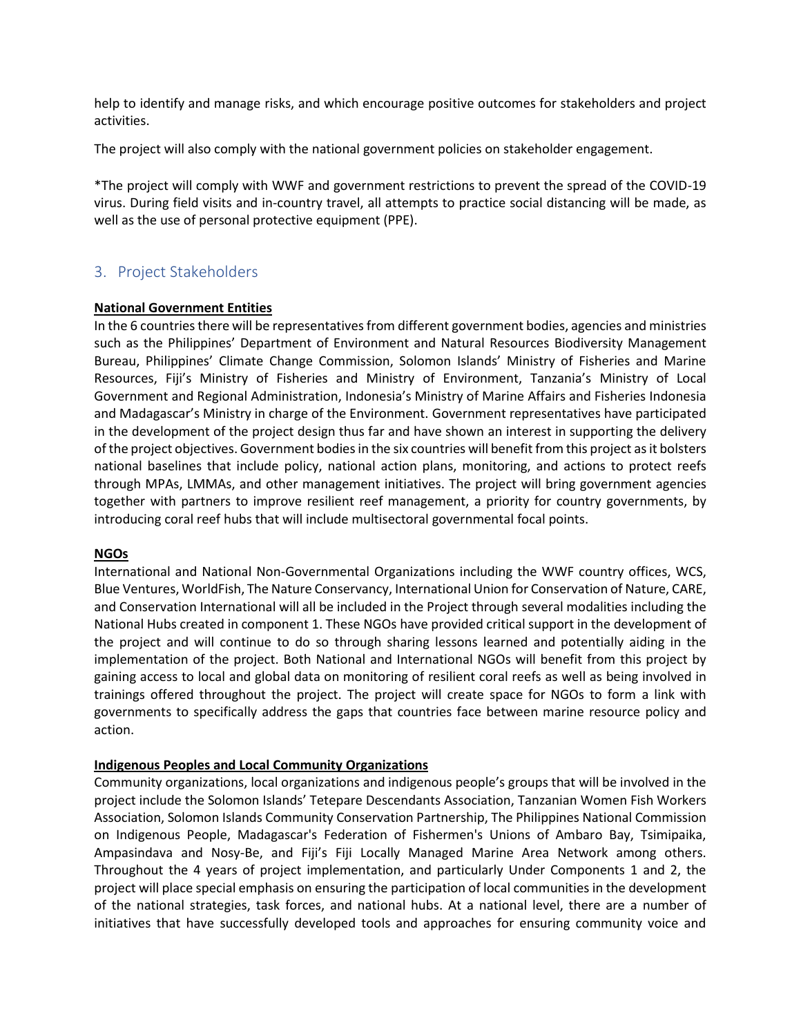help to identify and manage risks, and which encourage positive outcomes for stakeholders and project activities.

The project will also comply with the national government policies on stakeholder engagement.

*The project will comply with WWF and government restrictions to prevent the spread of the COVID-19 virus. During field visits and in-country travel, all attempts to practice social distancing will be made, as well as the use of personal protective equipment (PPE).

## 3. Project Stakeholders

**National Government Entities**

In the 6 countries there will be representatives from different government bodies, agencies and ministries such as the Philippines' Department of Environment and Natural Resources Biodiversity Management Bureau, Philippines' Climate Change Commission, Solomon Islands' Ministry of Fisheries and Marine Resources, Fiji's Ministry of Fisheries and Ministry of Environment, Tanzania's Ministry of Local Government and Regional Administration, Indonesia's Ministry of Marine Affairs and Fisheries Indonesia and Madagascar's Ministry in charge of the Environment. Government representatives have participated in the development of the project design thus far and have shown an interest in supporting the delivery of the project objectives. Government bodies in the six countries will benefit from this project as it bolsters national baselines that include policy, national action plans, monitoring, and actions to protect reefs through MPAs, LMMAs, and other management initiatives. The project will bring government agencies together with partners to improve resilient reef management, a priority for country governments, by introducing coral reef hubs that will include multisectoral governmental focal points.

**NGOs**

International and National Non-Governmental Organizations including the WWF country offices, WCS, Blue Ventures, WorldFish, The Nature Conservancy, International Union for Conservation of Nature, CARE, and Conservation International will all be included in the Project through several modalities including the National Hubs created in component 1. These NGOs have provided critical support in the development of the project and will continue to do so through sharing lessons learned and potentially aiding in the implementation of the project. Both National and International NGOs will benefit from this project by gaining access to local and global data on monitoring of resilient coral reefs as well as being involved in trainings offered throughout the project. The project will create space for NGOs to form a link with governments to specifically address the gaps that countries face between marine resource policy and action.

**Indigenous Peoples and Local Community Organizations**

Community organizations, local organizations and indigenous people's groups that will be involved in the project include the Solomon Islands' Tetepare Descendants Association, Tanzanian Women Fish Workers Association, Solomon Islands Community Conservation Partnership, The Philippines National Commission on Indigenous People, Madagascar's Federation of Fishermen's Unions of Ambaro Bay, Tsimipaika, Ampasindava and Nosy-Be, and Fiji's Fiji Locally Managed Marine Area Network among others. Throughout the 4 years of project implementation, and particularly Under Components 1 and 2, the project will place special emphasis on ensuring the participation of local communities in the development of the national strategies, task forces, and national hubs. At a national level, there are a number of initiatives that have successfully developed tools and approaches for ensuring community voice and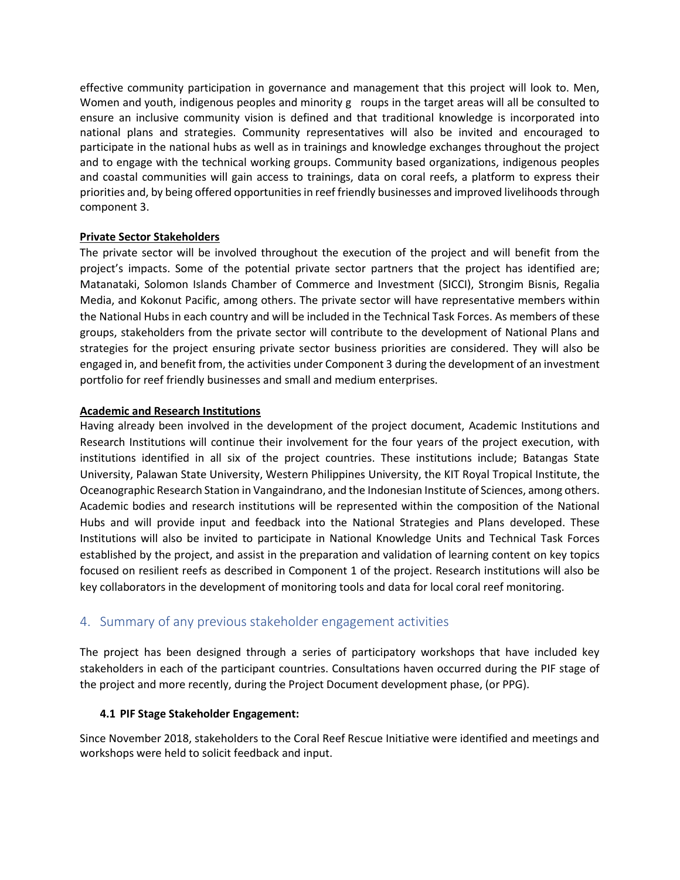effective community participation in governance and management that this project will look to. Men, Women and youth, indigenous peoples and minority g roups in the target areas will all be consulted to ensure an inclusive community vision is defined and that traditional knowledge is incorporated into national plans and strategies. Community representatives will also be invited and encouraged to participate in the national hubs as well as in trainings and knowledge exchanges throughout the project and to engage with the technical working groups. Community based organizations, indigenous peoples and coastal communities will gain access to trainings, data on coral reefs, a platform to express their priorities and, by being offered opportunities in reef friendly businesses and improved livelihoods through component 3.

**Private Sector Stakeholders**

The private sector will be involved throughout the execution of the project and will benefit from the project's impacts. Some of the potential private sector partners that the project has identified are; Matanataki, Solomon Islands Chamber of Commerce and Investment (SICCI), Strongim Bisnis, Regalia Media, and Kokonut Pacific, among others. The private sector will have representative members within the National Hubs in each country and will be included in the Technical Task Forces. As members of these groups, stakeholders from the private sector will contribute to the development of National Plans and strategies for the project ensuring private sector business priorities are considered. They will also be engaged in, and benefit from, the activities under Component 3 during the development of an investment portfolio for reef friendly businesses and small and medium enterprises.

**Academic and Research Institutions**

Having already been involved in the development of the project document, Academic Institutions and Research Institutions will continue their involvement for the four years of the project execution, with institutions identified in all six of the project countries. These institutions include; Batangas State University, Palawan State University, Western Philippines University, the KIT Royal Tropical Institute, the Oceanographic Research Station in Vangaindrano, and the Indonesian Institute of Sciences, among others. Academic bodies and research institutions will be represented within the composition of the National Hubs and will provide input and feedback into the National Strategies and Plans developed. These Institutions will also be invited to participate in National Knowledge Units and Technical Task Forces established by the project, and assist in the preparation and validation of learning content on key topics focused on resilient reefs as described in Component 1 of the project. Research institutions will also be key collaborators in the development of monitoring tools and data for local coral reef monitoring.

## 4. Summary of any previous stakeholder engagement activities

The project has been designed through a series of participatory workshops that have included key stakeholders in each of the participant countries. Consultations haven occurred during the PIF stage of the project and more recently, during the Project Document development phase, (or PPG).

### 4.1 PIF Stage Stakeholder Engagement:

Since November 2018, stakeholders to the Coral Reef Rescue Initiative were identified and meetings and workshops were held to solicit feedback and input.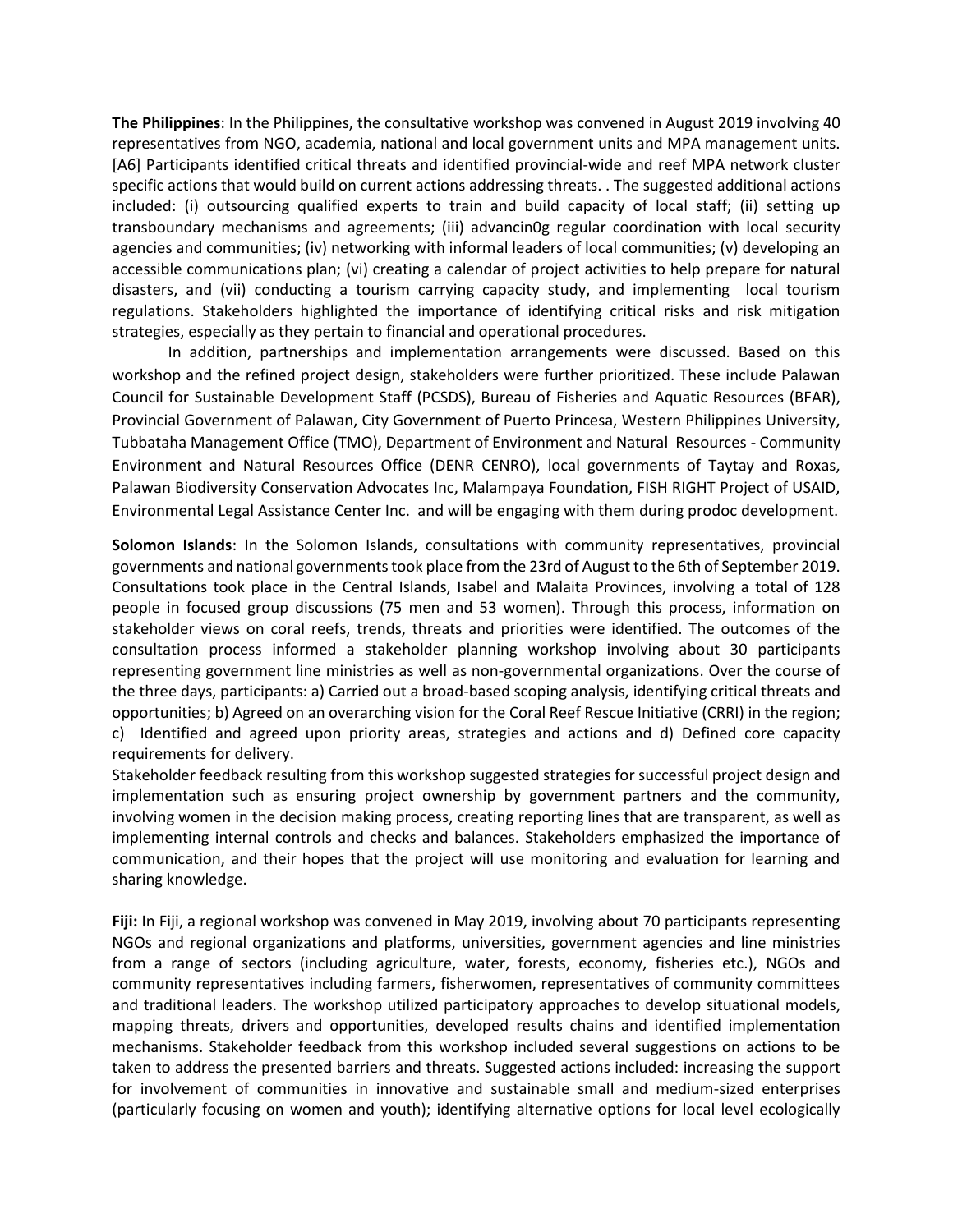**The Philippines**: In the Philippines, the consultative workshop was convened in August 2019 involving 40 representatives from NGO, academia, national and local government units and MPA management units. [A6] Participants identified critical threats and identified provincial-wide and reef MPA network cluster specific actions that would build on current actions addressing threats. . The suggested additional actions included: (i) outsourcing qualified experts to train and build capacity of local staff; (ii) setting up transboundary mechanisms and agreements; (iii) advancin0g regular coordination with local security agencies and communities; (iv) networking with informal leaders of local communities; (v) developing an accessible communications plan; (vi) creating a calendar of project activities to help prepare for natural disasters, and (vii) conducting a tourism carrying capacity study, and implementing local tourism regulations. Stakeholders highlighted the importance of identifying critical risks and risk mitigation strategies, especially as they pertain to financial and operational procedures.

In addition, partnerships and implementation arrangements were discussed. Based on this workshop and the refined project design, stakeholders were further prioritized. These include Palawan Council for Sustainable Development Staff (PCSDS), Bureau of Fisheries and Aquatic Resources (BFAR), Provincial Government of Palawan, City Government of Puerto Princesa, Western Philippines University, Tubbataha Management Office (TMO), Department of Environment and Natural Resources - Community Environment and Natural Resources Office (DENR CENRO), local governments of Taytay and Roxas, Palawan Biodiversity Conservation Advocates Inc, Malampaya Foundation, FISH RIGHT Project of USAID, Environmental Legal Assistance Center Inc. and will be engaging with them during prodoc development.

**Solomon Islands**: In the Solomon Islands, consultations with community representatives, provincial governments and national governments took place from the 23rd of August to the 6th of September 2019. Consultations took place in the Central Islands, Isabel and Malaita Provinces, involving a total of 128 people in focused group discussions (75 men and 53 women). Through this process, information on stakeholder views on coral reefs, trends, threats and priorities were identified. The outcomes of the consultation process informed a stakeholder planning workshop involving about 30 participants representing government line ministries as well as non-governmental organizations. Over the course of the three days, participants: a) Carried out a broad-based scoping analysis, identifying critical threats and opportunities; b) Agreed on an overarching vision for the Coral Reef Rescue Initiative (CRRI) in the region; c) Identified and agreed upon priority areas, strategies and actions and d) Defined core capacity requirements for delivery.

Stakeholder feedback resulting from this workshop suggested strategies for successful project design and implementation such as ensuring project ownership by government partners and the community, involving women in the decision making process, creating reporting lines that are transparent, as well as implementing internal controls and checks and balances. Stakeholders emphasized the importance of communication, and their hopes that the project will use monitoring and evaluation for learning and sharing knowledge.

**Fiji:** In Fiji, a regional workshop was convened in May 2019, involving about 70 participants representing NGOs and regional organizations and platforms, universities, government agencies and line ministries from a range of sectors (including agriculture, water, forests, economy, fisheries etc.), NGOs and community representatives including farmers, fisherwomen, representatives of community committees and traditional leaders. The workshop utilized participatory approaches to develop situational models, mapping threats, drivers and opportunities, developed results chains and identified implementation mechanisms. Stakeholder feedback from this workshop included several suggestions on actions to be taken to address the presented barriers and threats. Suggested actions included: increasing the support for involvement of communities in innovative and sustainable small and medium-sized enterprises (particularly focusing on women and youth); identifying alternative options for local level ecologically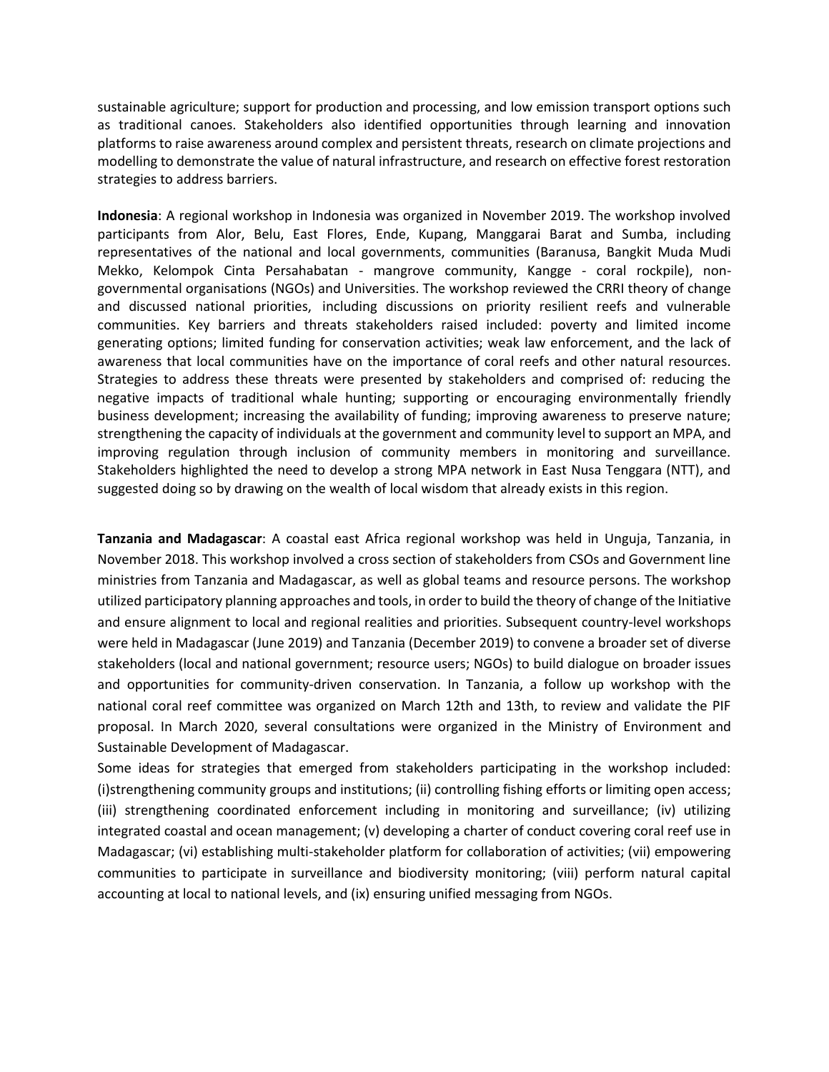sustainable agriculture; support for production and processing, and low emission transport options such as traditional canoes. Stakeholders also identified opportunities through learning and innovation platforms to raise awareness around complex and persistent threats, research on climate projections and modelling to demonstrate the value of natural infrastructure, and research on effective forest restoration strategies to address barriers.

**Indonesia**: A regional workshop in Indonesia was organized in November 2019. The workshop involved participants from Alor, Belu, East Flores, Ende, Kupang, Manggarai Barat and Sumba, including representatives of the national and local governments, communities (Baranusa, Bangkit Muda Mudi Mekko, Kelompok Cinta Persahabatan - mangrove community, Kangge - coral rockpile), non-governmental organisations (NGOs) and Universities. The workshop reviewed the CRRI theory of change and discussed national priorities, including discussions on priority resilient reefs and vulnerable communities. Key barriers and threats stakeholders raised included: poverty and limited income generating options; limited funding for conservation activities; weak law enforcement, and the lack of awareness that local communities have on the importance of coral reefs and other natural resources. Strategies to address these threats were presented by stakeholders and comprised of: reducing the negative impacts of traditional whale hunting; supporting or encouraging environmentally friendly business development; increasing the availability of funding; improving awareness to preserve nature; strengthening the capacity of individuals at the government and community level to support an MPA, and improving regulation through inclusion of community members in monitoring and surveillance. Stakeholders highlighted the need to develop a strong MPA network in East Nusa Tenggara (NTT), and suggested doing so by drawing on the wealth of local wisdom that already exists in this region.

**Tanzania and Madagascar**: A coastal east Africa regional workshop was held in Unguja, Tanzania, in November 2018. This workshop involved a cross section of stakeholders from CSOs and Government line ministries from Tanzania and Madagascar, as well as global teams and resource persons. The workshop utilized participatory planning approaches and tools, in order to build the theory of change of the Initiative and ensure alignment to local and regional realities and priorities. Subsequent country-level workshops were held in Madagascar (June 2019) and Tanzania (December 2019) to convene a broader set of diverse stakeholders (local and national government; resource users; NGOs) to build dialogue on broader issues and opportunities for community-driven conservation. In Tanzania, a follow up workshop with the national coral reef committee was organized on March 12th and 13th, to review and validate the PIF proposal. In March 2020, several consultations were organized in the Ministry of Environment and Sustainable Development of Madagascar.

Some ideas for strategies that emerged from stakeholders participating in the workshop included: (i)strengthening community groups and institutions; (ii) controlling fishing efforts or limiting open access; (iii) strengthening coordinated enforcement including in monitoring and surveillance; (iv) utilizing integrated coastal and ocean management; (v) developing a charter of conduct covering coral reef use in Madagascar; (vi) establishing multi-stakeholder platform for collaboration of activities; (vii) empowering communities to participate in surveillance and biodiversity monitoring; (viii) perform natural capital accounting at local to national levels, and (ix) ensuring unified messaging from NGOs.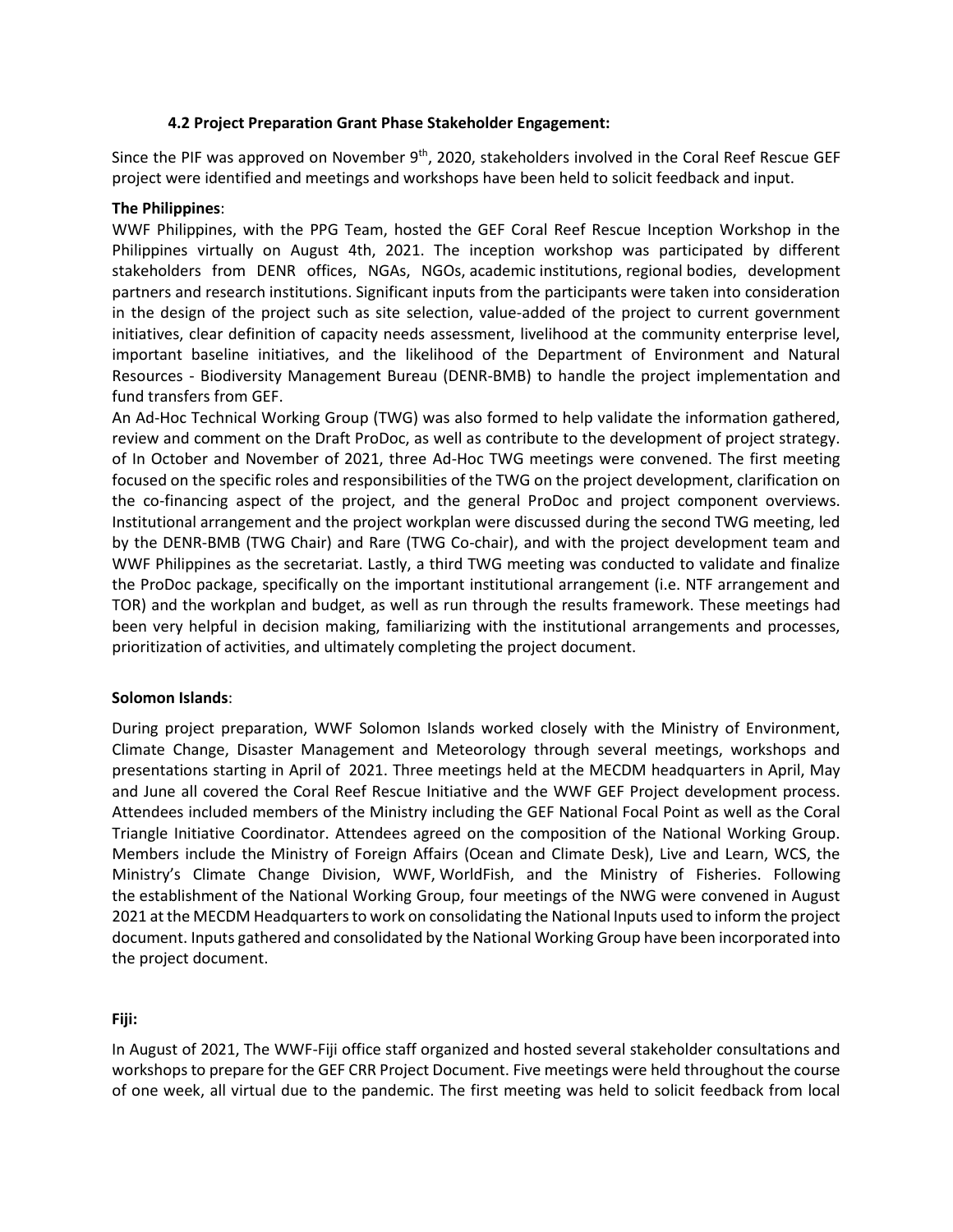### 4.2 Project Preparation Grant Phase Stakeholder Engagement:

Since the PIF was approved on November 9th, 2020, stakeholders involved in the Coral Reef Rescue GEF project were identified and meetings and workshops have been held to solicit feedback and input.

**The Philippines**:

WWF Philippines, with the PPG Team, hosted the GEF Coral Reef Rescue Inception Workshop in the Philippines virtually on August 4th, 2021. The inception workshop was participated by different stakeholders from DENR offices, NGAs, NGOs, academic institutions, regional bodies, development partners and research institutions. Significant inputs from the participants were taken into consideration in the design of the project such as site selection, value-added of the project to current government initiatives, clear definition of capacity needs assessment, livelihood at the community enterprise level, important baseline initiatives, and the likelihood of the Department of Environment and Natural Resources - Biodiversity Management Bureau (DENR-BMB) to handle the project implementation and fund transfers from GEF.

An Ad-Hoc Technical Working Group (TWG) was also formed to help validate the information gathered, review and comment on the Draft ProDoc, as well as contribute to the development of project strategy. of In October and November of 2021, three Ad-Hoc TWG meetings were convened. The first meeting focused on the specific roles and responsibilities of the TWG on the project development, clarification on the co-financing aspect of the project, and the general ProDoc and project component overviews. Institutional arrangement and the project workplan were discussed during the second TWG meeting, led by the DENR-BMB (TWG Chair) and Rare (TWG Co-chair), and with the project development team and WWF Philippines as the secretariat. Lastly, a third TWG meeting was conducted to validate and finalize the ProDoc package, specifically on the important institutional arrangement (i.e. NTF arrangement and TOR) and the workplan and budget, as well as run through the results framework. These meetings had been very helpful in decision making, familiarizing with the institutional arrangements and processes, prioritization of activities, and ultimately completing the project document.

**Solomon Islands**:

During project preparation, WWF Solomon Islands worked closely with the Ministry of Environment, Climate Change, Disaster Management and Meteorology through several meetings, workshops and presentations starting in April of 2021. Three meetings held at the MECDM headquarters in April, May and June all covered the Coral Reef Rescue Initiative and the WWF GEF Project development process. Attendees included members of the Ministry including the GEF National Focal Point as well as the Coral Triangle Initiative Coordinator. Attendees agreed on the composition of the National Working Group. Members include the Ministry of Foreign Affairs (Ocean and Climate Desk), Live and Learn, WCS, the Ministry's Climate Change Division, WWF, WorldFish, and the Ministry of Fisheries. Following the establishment of the National Working Group, four meetings of the NWG were convened in August 2021 at the MECDM Headquarters to work on consolidating the National Inputs used to inform the project document. Inputs gathered and consolidated by the National Working Group have been incorporated into the project document.

**Fiji:**

In August of 2021, The WWF-Fiji office staff organized and hosted several stakeholder consultations and workshops to prepare for the GEF CRR Project Document. Five meetings were held throughout the course of one week, all virtual due to the pandemic. The first meeting was held to solicit feedback from local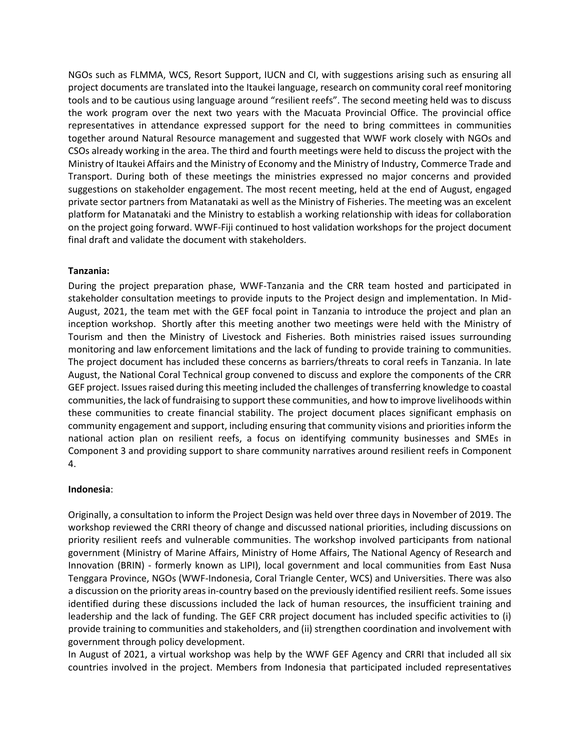NGOs such as FLMMA, WCS, Resort Support, IUCN and CI, with suggestions arising such as ensuring all project documents are translated into the Itaukei language, research on community coral reef monitoring tools and to be cautious using language around "resilient reefs". The second meeting held was to discuss the work program over the next two years with the Macuata Provincial Office. The provincial office representatives in attendance expressed support for the need to bring committees in communities together around Natural Resource management and suggested that WWF work closely with NGOs and CSOs already working in the area. The third and fourth meetings were held to discuss the project with the Ministry of Itaukei Affairs and the Ministry of Economy and the Ministry of Industry, Commerce Trade and Transport. During both of these meetings the ministries expressed no major concerns and provided suggestions on stakeholder engagement. The most recent meeting, held at the end of August, engaged private sector partners from Matanataki as well as the Ministry of Fisheries. The meeting was an excelent platform for Matanataki and the Ministry to establish a working relationship with ideas for collaboration on the project going forward. WWF-Fiji continued to host validation workshops for the project document final draft and validate the document with stakeholders.

**Tanzania:**

During the project preparation phase, WWF-Tanzania and the CRR team hosted and participated in stakeholder consultation meetings to provide inputs to the Project design and implementation. In Mid-August, 2021, the team met with the GEF focal point in Tanzania to introduce the project and plan an inception workshop. Shortly after this meeting another two meetings were held with the Ministry of Tourism and then the Ministry of Livestock and Fisheries. Both ministries raised issues surrounding monitoring and law enforcement limitations and the lack of funding to provide training to communities. The project document has included these concerns as barriers/threats to coral reefs in Tanzania. In late August, the National Coral Technical group convened to discuss and explore the components of the CRR GEF project. Issues raised during this meeting included the challenges of transferring knowledge to coastal communities, the lack of fundraising to support these communities, and how to improve livelihoods within these communities to create financial stability. The project document places significant emphasis on community engagement and support, including ensuring that community visions and priorities inform the national action plan on resilient reefs, a focus on identifying community businesses and SMEs in Component 3 and providing support to share community narratives around resilient reefs in Component 4.

**Indonesia**:

Originally, a consultation to inform the Project Design was held over three days in November of 2019. The workshop reviewed the CRRI theory of change and discussed national priorities, including discussions on priority resilient reefs and vulnerable communities. The workshop involved participants from national government (Ministry of Marine Affairs, Ministry of Home Affairs, The National Agency of Research and Innovation (BRIN) - formerly known as LIPI), local government and local communities from East Nusa Tenggara Province, NGOs (WWF-Indonesia, Coral Triangle Center, WCS) and Universities. There was also a discussion on the priority areas in-country based on the previously identified resilient reefs. Some issues identified during these discussions included the lack of human resources, the insufficient training and leadership and the lack of funding. The GEF CRR project document has included specific activities to (i) provide training to communities and stakeholders, and (ii) strengthen coordination and involvement with government through policy development.

In August of 2021, a virtual workshop was help by the WWF GEF Agency and CRRI that included all six countries involved in the project. Members from Indonesia that participated included representatives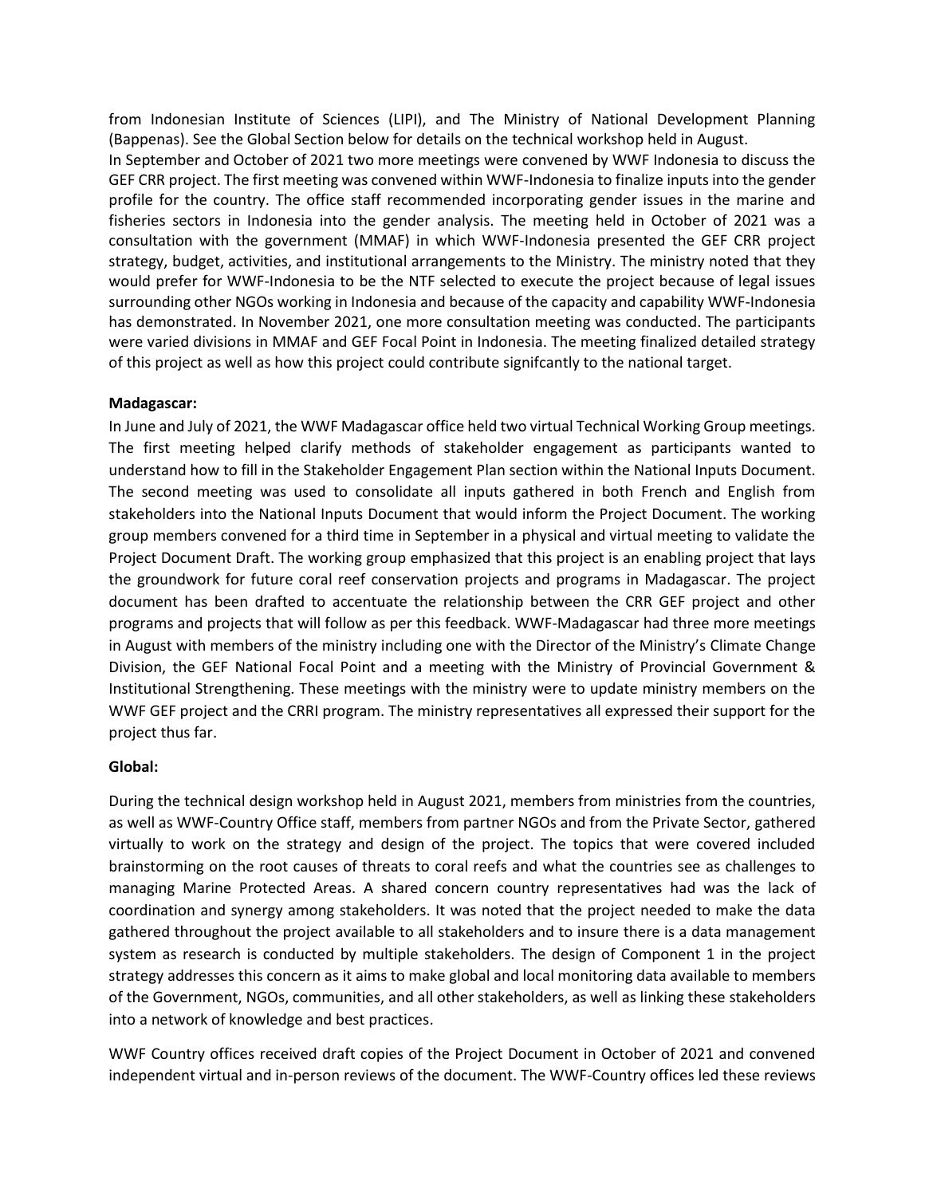from Indonesian Institute of Sciences (LIPI), and The Ministry of National Development Planning (Bappenas). See the Global Section below for details on the technical workshop held in August.

In September and October of 2021 two more meetings were convened by WWF Indonesia to discuss the GEF CRR project. The first meeting was convened within WWF-Indonesia to finalize inputs into the gender profile for the country. The office staff recommended incorporating gender issues in the marine and fisheries sectors in Indonesia into the gender analysis. The meeting held in October of 2021 was a consultation with the government (MMAF) in which WWF-Indonesia presented the GEF CRR project strategy, budget, activities, and institutional arrangements to the Ministry. The ministry noted that they would prefer for WWF-Indonesia to be the NTF selected to execute the project because of legal issues surrounding other NGOs working in Indonesia and because of the capacity and capability WWF-Indonesia has demonstrated. In November 2021, one more consultation meeting was conducted. The participants were varied divisions in MMAF and GEF Focal Point in Indonesia. The meeting finalized detailed strategy of this project as well as how this project could contribute signifcantly to the national target.

**Madagascar:**

In June and July of 2021, the WWF Madagascar office held two virtual Technical Working Group meetings. The first meeting helped clarify methods of stakeholder engagement as participants wanted to understand how to fill in the Stakeholder Engagement Plan section within the National Inputs Document. The second meeting was used to consolidate all inputs gathered in both French and English from stakeholders into the National Inputs Document that would inform the Project Document. The working group members convened for a third time in September in a physical and virtual meeting to validate the Project Document Draft. The working group emphasized that this project is an enabling project that lays the groundwork for future coral reef conservation projects and programs in Madagascar. The project document has been drafted to accentuate the relationship between the CRR GEF project and other programs and projects that will follow as per this feedback. WWF-Madagascar had three more meetings in August with members of the ministry including one with the Director of the Ministry's Climate Change Division, the GEF National Focal Point and a meeting with the Ministry of Provincial Government & Institutional Strengthening. These meetings with the ministry were to update ministry members on the WWF GEF project and the CRRI program. The ministry representatives all expressed their support for the project thus far.

**Global:**

During the technical design workshop held in August 2021, members from ministries from the countries, as well as WWF-Country Office staff, members from partner NGOs and from the Private Sector, gathered virtually to work on the strategy and design of the project. The topics that were covered included brainstorming on the root causes of threats to coral reefs and what the countries see as challenges to managing Marine Protected Areas. A shared concern country representatives had was the lack of coordination and synergy among stakeholders. It was noted that the project needed to make the data gathered throughout the project available to all stakeholders and to insure there is a data management system as research is conducted by multiple stakeholders. The design of Component 1 in the project strategy addresses this concern as it aims to make global and local monitoring data available to members of the Government, NGOs, communities, and all other stakeholders, as well as linking these stakeholders into a network of knowledge and best practices.

WWF Country offices received draft copies of the Project Document in October of 2021 and convened independent virtual and in-person reviews of the document. The WWF-Country offices led these reviews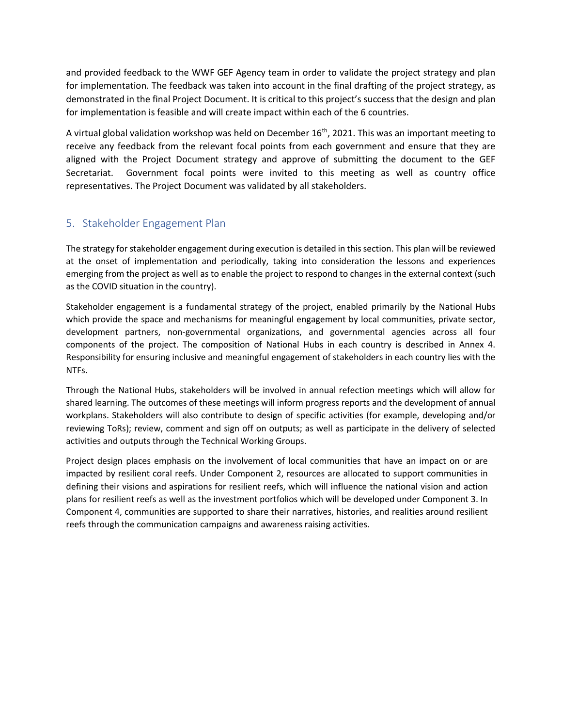and provided feedback to the WWF GEF Agency team in order to validate the project strategy and plan for implementation. The feedback was taken into account in the final drafting of the project strategy, as demonstrated in the final Project Document. It is critical to this project's success that the design and plan for implementation is feasible and will create impact within each of the 6 countries.

A virtual global validation workshop was held on December 16th, 2021. This was an important meeting to receive any feedback from the relevant focal points from each government and ensure that they are aligned with the Project Document strategy and approve of submitting the document to the GEF Secretariat. Government focal points were invited to this meeting as well as country office representatives. The Project Document was validated by all stakeholders.

## 5. Stakeholder Engagement Plan

The strategy for stakeholder engagement during execution is detailed in this section. This plan will be reviewed at the onset of implementation and periodically, taking into consideration the lessons and experiences emerging from the project as well as to enable the project to respond to changes in the external context (such as the COVID situation in the country).

Stakeholder engagement is a fundamental strategy of the project, enabled primarily by the National Hubs which provide the space and mechanisms for meaningful engagement by local communities, private sector, development partners, non-governmental organizations, and governmental agencies across all four components of the project. The composition of National Hubs in each country is described in Annex 4. Responsibility for ensuring inclusive and meaningful engagement of stakeholders in each country lies with the NTFs.

Through the National Hubs, stakeholders will be involved in annual refection meetings which will allow for shared learning. The outcomes of these meetings will inform progress reports and the development of annual workplans. Stakeholders will also contribute to design of specific activities (for example, developing and/or reviewing ToRs); review, comment and sign off on outputs; as well as participate in the delivery of selected activities and outputs through the Technical Working Groups.

Project design places emphasis on the involvement of local communities that have an impact on or are impacted by resilient coral reefs. Under Component 2, resources are allocated to support communities in defining their visions and aspirations for resilient reefs, which will influence the national vision and action plans for resilient reefs as well as the investment portfolios which will be developed under Component 3. In Component 4, communities are supported to share their narratives, histories, and realities around resilient reefs through the communication campaigns and awareness raising activities.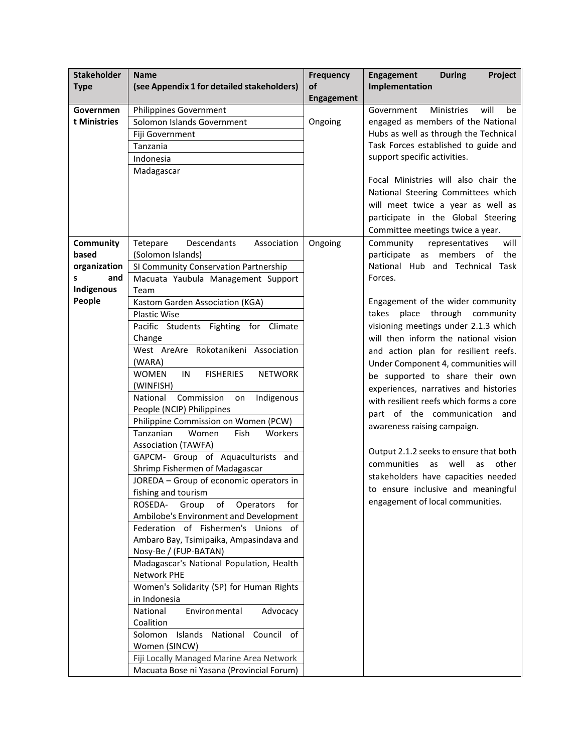| Stakeholder Type | Name (see Appendix 1 for detailed stakeholders) | Frequency of Engagement | Engagement During Project Implementation |
|---|---|---|---|
| **Government Ministries** | Philippines Government | Ongoing | Government Ministries will be engaged as members of the National Hubs as well as through the Technical Task Forces established to guide and support specific activities.<br><br>Focal Ministries will also chair the National Steering Committees which will meet twice a year as well as participate in the Global Steering Committee meetings twice a year. |
| | Solomon Islands Government | | |
| | Fiji Government | | |
| | Tanzania | | |
| | Indonesia | | |
| | Madagascar | | |
| **Community based organizations and Indigenous People** | Tetepare Descendants Association (Solomon Islands) | Ongoing | Community representatives will participate as members of the National Hub and Technical Task Forces.<br><br>Engagement of the wider community takes place through community visioning meetings under 2.1.3 which will then inform the national vision and action plan for resilient reefs. Under Component 4, communities will be supported to share their own experiences, narratives and histories with resilient reefs which forms a core part of the communication and awareness raising campaign.<br><br>Output 2.1.2 seeks to ensure that both communities as well as other stakeholders have capacities needed to ensure inclusive and meaningful engagement of local communities. |
| | SI Community Conservation Partnership | | |
| | Macuata Yaubula Management Support Team | | |
| | Kastom Garden Association (KGA) | | |
| | Plastic Wise | | |
| | Pacific Students Fighting for Climate Change | | |
| | West AreAre Rokotanikeni Association (WARA) | | |
| | WOMEN IN FISHERIES NETWORK (WINFISH) | | |
| | National Commission on Indigenous People (NCIP) Philippines | | |
| | Philippine Commission on Women (PCW) | | |
| | Tanzanian Women Fish Workers Association (TAWFA) | | |
| | GAPCM- Group of Aquaculturists and Shrimp Fishermen of Madagascar | | |
| | JOREDA – Group of economic operators in fishing and tourism | | |
| | ROSEDA- Group of Operators for Ambilobe's Environment and Development | | |
| | Federation of Fishermen's Unions of Ambaro Bay, Tsimipaika, Ampasindava and Nosy-Be / (FUP-BATAN) | | |
| | Madagascar's National Population, Health Network PHE | | |
| | Women's Solidarity (SP) for Human Rights in Indonesia | | |
| | National Environmental Advocacy Coalition | | |
| | Solomon Islands National Council of Women (SINCW) | | |
| | Fiji Locally Managed Marine Area Network | | |
| | Macuata Bose ni Yasana (Provincial Forum) | | |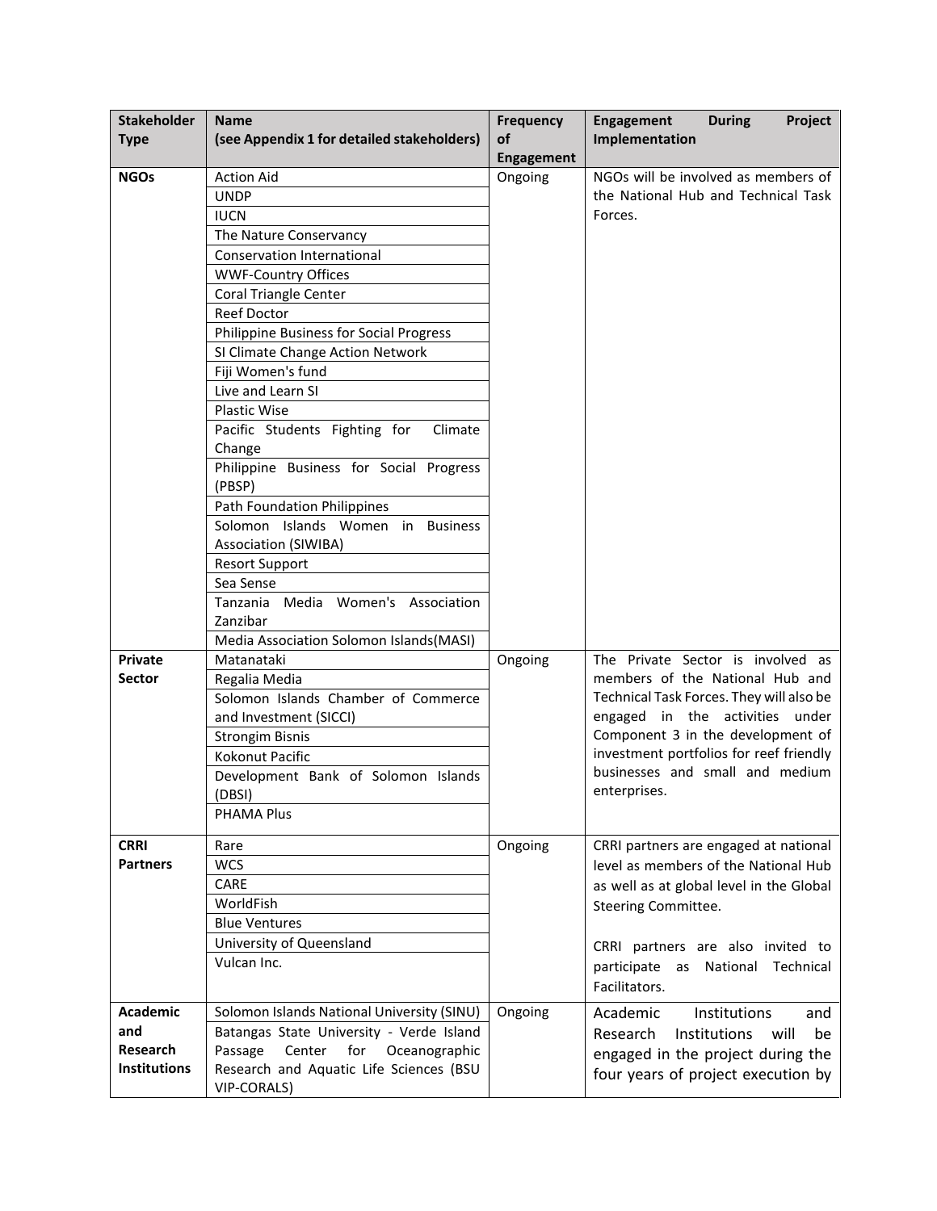| Stakeholder Type | Name (see Appendix 1 for detailed stakeholders) | Frequency of Engagement | Engagement During Project Implementation |
|---|---|---|---|
| NGOs | Action Aid | Ongoing | NGOs will be involved as members of the National Hub and Technical Task Forces. |
| | UNDP | | |
| | IUCN | | |
| | The Nature Conservancy | | |
| | Conservation International | | |
| | WWF-Country Offices | | |
| | Coral Triangle Center | | |
| | Reef Doctor | | |
| | Philippine Business for Social Progress | | |
| | SI Climate Change Action Network | | |
| | Fiji Women's fund | | |
| | Live and Learn SI | | |
| | Plastic Wise | | |
| | Pacific Students Fighting for Climate Change | | |
| | Philippine Business for Social Progress (PBSP) | | |
| | Path Foundation Philippines | | |
| | Solomon Islands Women in Business Association (SIWIBA) | | |
| | Resort Support | | |
| | Sea Sense | | |
| | Tanzania Media Women's Association Zanzibar | | |
| | Media Association Solomon Islands(MASI) | | |
| Private Sector | Matanataki | Ongoing | The Private Sector is involved as members of the National Hub and Technical Task Forces. They will also be engaged in the activities under Component 3 in the development of investment portfolios for reef friendly businesses and small and medium enterprises. |
| | Regalia Media | | |
| | Solomon Islands Chamber of Commerce and Investment (SICCI) | | |
| | Strongim Bisnis | | |
| | Kokonut Pacific | | |
| | Development Bank of Solomon Islands (DBSI) | | |
| | PHAMA Plus | | |
| CRRI Partners | Rare | Ongoing | CRRI partners are engaged at national level as members of the National Hub as well as at global level in the Global Steering Committee.<br><br>CRRI partners are also invited to participate as National Technical Facilitators. |
| | WCS | | |
| | CARE | | |
| | WorldFish | | |
| | Blue Ventures | | |
| | University of Queensland | | |
| | Vulcan Inc. | | |
| Academic and Research Institutions | Solomon Islands National University (SINU) | Ongoing | Academic Institutions and Research Institutions will be engaged in the project during the four years of project execution by |
| | Batangas State University - Verde Island Passage Center for Oceanographic Research and Aquatic Life Sciences (BSU VIP-CORALS) | | |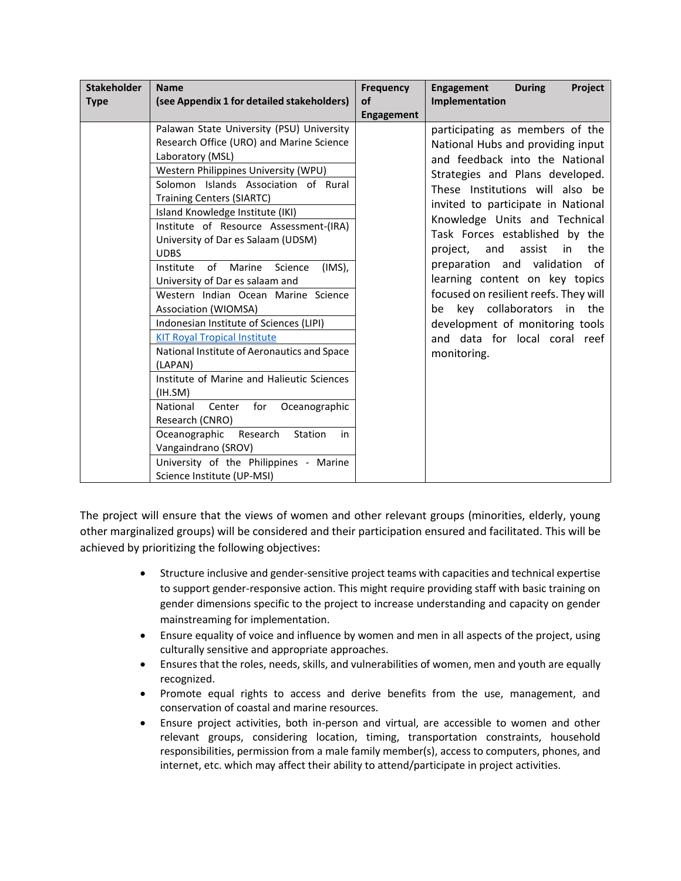| Stakeholder Type | Name (see Appendix 1 for detailed stakeholders) | Frequency of Engagement | Engagement During Project Implementation |
|---|---|---|---|
| | Palawan State University (PSU) University Research Office (URO) and Marine Science Laboratory (MSL) | | participating as members of the National Hubs and providing input and feedback into the National Strategies and Plans developed. These Institutions will also be invited to participate in National Knowledge Units and Technical Task Forces established by the project, and assist in the preparation and validation of learning content on key topics focused on resilient reefs. They will be key collaborators in the development of monitoring tools and data for local coral reef monitoring. |
| | Western Philippines University (WPU) | | |
| | Solomon Islands Association of Rural Training Centers (SIARTC) | | |
| | Island Knowledge Institute (IKI) | | |
| | Institute of Resource Assessment-(IRA) University of Dar es Salaam (UDSM) UDBS | | |
| | Institute of Marine Science (IMS), University of Dar es salaam and | | |
| | Western Indian Ocean Marine Science Association (WIOMSA) | | |
| | Indonesian Institute of Sciences (LIPI) | | |
| | KIT Royal Tropical Institute | | |
| | National Institute of Aeronautics and Space (LAPAN) | | |
| | Institute of Marine and Halieutic Sciences (IH.SM) | | |
| | National Center for Oceanographic Research (CNRO) | | |
| | Oceanographic Research Station in Vangaindrano (SROV) | | |
| | University of the Philippines - Marine Science Institute (UP-MSI) | | |

The project will ensure that the views of women and other relevant groups (minorities, elderly, young other marginalized groups) will be considered and their participation ensured and facilitated. This will be achieved by prioritizing the following objectives:

- Structure inclusive and gender-sensitive project teams with capacities and technical expertise to support gender-responsive action. This might require providing staff with basic training on gender dimensions specific to the project to increase understanding and capacity on gender mainstreaming for implementation.
- Ensure equality of voice and influence by women and men in all aspects of the project, using culturally sensitive and appropriate approaches.
- Ensures that the roles, needs, skills, and vulnerabilities of women, men and youth are equally recognized.
- Promote equal rights to access and derive benefits from the use, management, and conservation of coastal and marine resources.
- Ensure project activities, both in-person and virtual, are accessible to women and other relevant groups, considering location, timing, transportation constraints, household responsibilities, permission from a male family member(s), access to computers, phones, and internet, etc. which may affect their ability to attend/participate in project activities.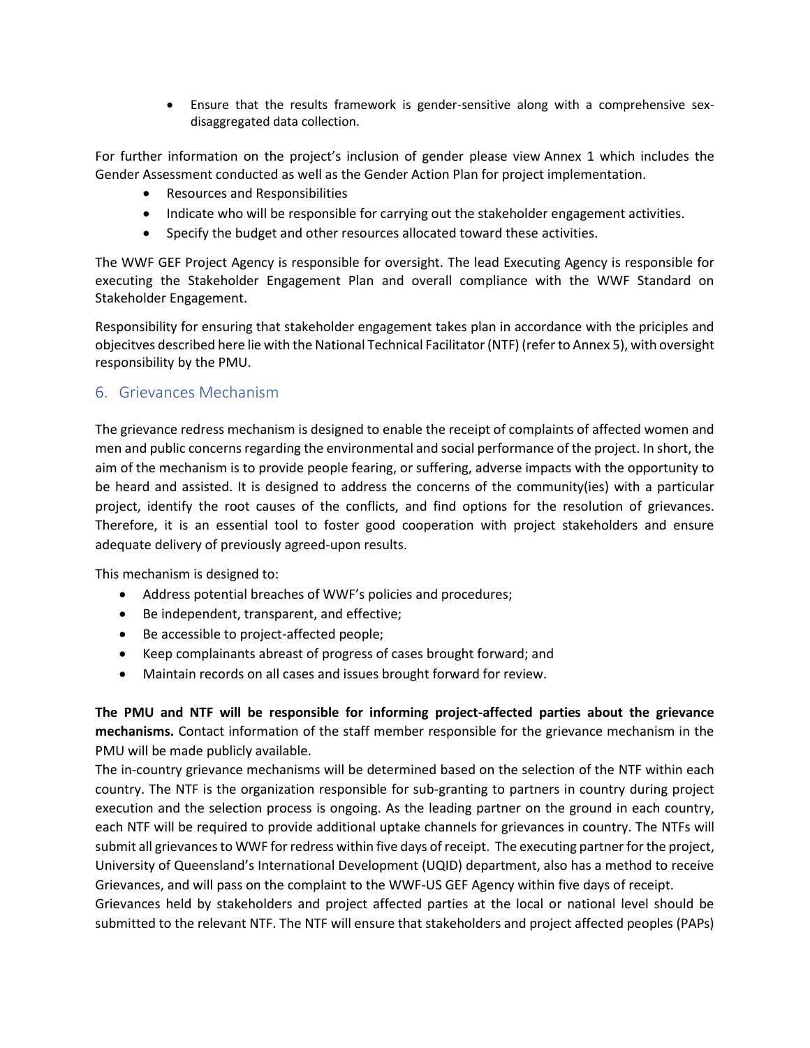- Ensure that the results framework is gender-sensitive along with a comprehensive sex-disaggregated data collection.

For further information on the project's inclusion of gender please view Annex 1 which includes the Gender Assessment conducted as well as the Gender Action Plan for project implementation.

- Resources and Responsibilities
- Indicate who will be responsible for carrying out the stakeholder engagement activities.
- Specify the budget and other resources allocated toward these activities.

The WWF GEF Project Agency is responsible for oversight. The lead Executing Agency is responsible for executing the Stakeholder Engagement Plan and overall compliance with the WWF Standard on Stakeholder Engagement.

Responsibility for ensuring that stakeholder engagement takes plan in accordance with the priciples and objecitves described here lie with the National Technical Facilitator (NTF) (refer to Annex 5), with oversight responsibility by the PMU.

## 6. Grievances Mechanism

The grievance redress mechanism is designed to enable the receipt of complaints of affected women and men and public concerns regarding the environmental and social performance of the project. In short, the aim of the mechanism is to provide people fearing, or suffering, adverse impacts with the opportunity to be heard and assisted. It is designed to address the concerns of the community(ies) with a particular project, identify the root causes of the conflicts, and find options for the resolution of grievances. Therefore, it is an essential tool to foster good cooperation with project stakeholders and ensure adequate delivery of previously agreed-upon results.

This mechanism is designed to:

- Address potential breaches of WWF's policies and procedures;
- Be independent, transparent, and effective;
- Be accessible to project-affected people;
- Keep complainants abreast of progress of cases brought forward; and
- Maintain records on all cases and issues brought forward for review.

**The PMU and NTF will be responsible for informing project-affected parties about the grievance mechanisms.** Contact information of the staff member responsible for the grievance mechanism in the PMU will be made publicly available.

The in-country grievance mechanisms will be determined based on the selection of the NTF within each country. The NTF is the organization responsible for sub-granting to partners in country during project execution and the selection process is ongoing. As the leading partner on the ground in each country, each NTF will be required to provide additional uptake channels for grievances in country. The NTFs will submit all grievances to WWF for redress within five days of receipt. The executing partner for the project, University of Queensland's International Development (UQID) department, also has a method to receive Grievances, and will pass on the complaint to the WWF-US GEF Agency within five days of receipt.

Grievances held by stakeholders and project affected parties at the local or national level should be submitted to the relevant NTF. The NTF will ensure that stakeholders and project affected peoples (PAPs)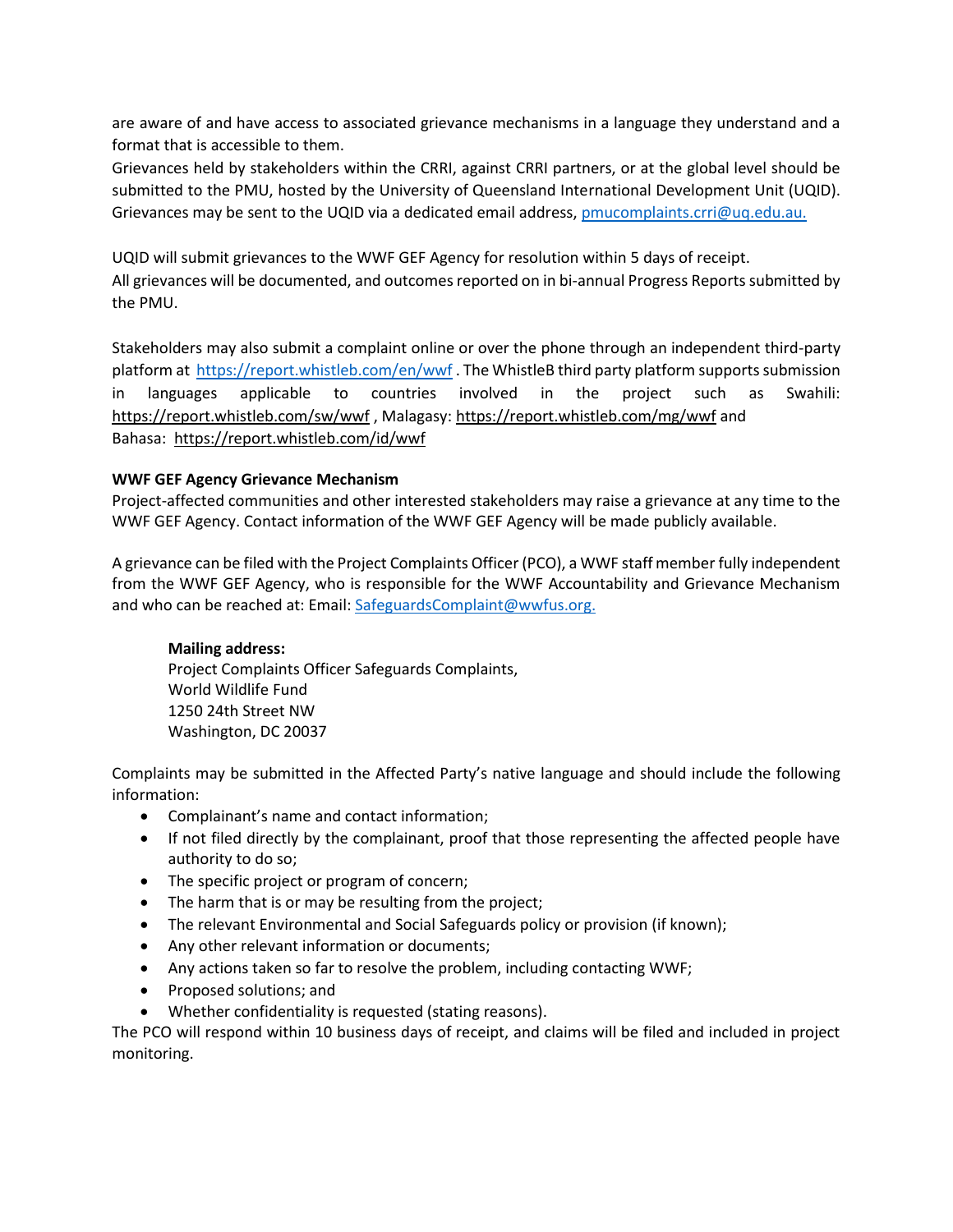are aware of and have access to associated grievance mechanisms in a language they understand and a format that is accessible to them.

Grievances held by stakeholders within the CRRI, against CRRI partners, or at the global level should be submitted to the PMU, hosted by the University of Queensland International Development Unit (UQID). Grievances may be sent to the UQID via a dedicated email address, pmucomplaints.crri@uq.edu.au.

UQID will submit grievances to the WWF GEF Agency for resolution within 5 days of receipt.

All grievances will be documented, and outcomes reported on in bi-annual Progress Reports submitted by the PMU.

Stakeholders may also submit a complaint online or over the phone through an independent third-party platform at https://report.whistleb.com/en/wwf . The WhistleB third party platform supports submission in languages applicable to countries involved in the project such as Swahili: https://report.whistleb.com/sw/wwf , Malagasy: https://report.whistleb.com/mg/wwf and Bahasa: https://report.whistleb.com/id/wwf

**WWF GEF Agency Grievance Mechanism**

Project-affected communities and other interested stakeholders may raise a grievance at any time to the WWF GEF Agency. Contact information of the WWF GEF Agency will be made publicly available.

A grievance can be filed with the Project Complaints Officer (PCO), a WWF staff member fully independent from the WWF GEF Agency, who is responsible for the WWF Accountability and Grievance Mechanism and who can be reached at: Email: SafeguardsComplaint@wwfus.org.

> **Mailing address:**
> Project Complaints Officer Safeguards Complaints,
> World Wildlife Fund
> 1250 24th Street NW
> Washington, DC 20037

Complaints may be submitted in the Affected Party's native language and should include the following information:

- Complainant's name and contact information;
- If not filed directly by the complainant, proof that those representing the affected people have authority to do so;
- The specific project or program of concern;
- The harm that is or may be resulting from the project;
- The relevant Environmental and Social Safeguards policy or provision (if known);
- Any other relevant information or documents;
- Any actions taken so far to resolve the problem, including contacting WWF;
- Proposed solutions; and
- Whether confidentiality is requested (stating reasons).

The PCO will respond within 10 business days of receipt, and claims will be filed and included in project monitoring.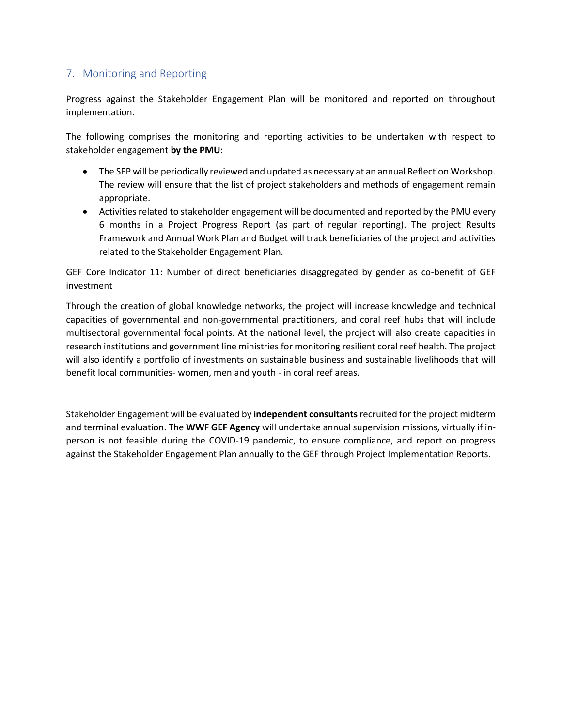## 7. Monitoring and Reporting

Progress against the Stakeholder Engagement Plan will be monitored and reported on throughout implementation.

The following comprises the monitoring and reporting activities to be undertaken with respect to stakeholder engagement **by the PMU**:

- The SEP will be periodically reviewed and updated as necessary at an annual Reflection Workshop. The review will ensure that the list of project stakeholders and methods of engagement remain appropriate.
- Activities related to stakeholder engagement will be documented and reported by the PMU every 6 months in a Project Progress Report (as part of regular reporting). The project Results Framework and Annual Work Plan and Budget will track beneficiaries of the project and activities related to the Stakeholder Engagement Plan.

<u>GEF Core Indicator 11</u>: Number of direct beneficiaries disaggregated by gender as co-benefit of GEF investment

Through the creation of global knowledge networks, the project will increase knowledge and technical capacities of governmental and non-governmental practitioners, and coral reef hubs that will include multisectoral governmental focal points. At the national level, the project will also create capacities in research institutions and government line ministries for monitoring resilient coral reef health. The project will also identify a portfolio of investments on sustainable business and sustainable livelihoods that will benefit local communities- women, men and youth - in coral reef areas.

Stakeholder Engagement will be evaluated by **independent consultants** recruited for the project midterm and terminal evaluation. The **WWF GEF Agency** will undertake annual supervision missions, virtually if in-person is not feasible during the COVID-19 pandemic, to ensure compliance, and report on progress against the Stakeholder Engagement Plan annually to the GEF through Project Implementation Reports.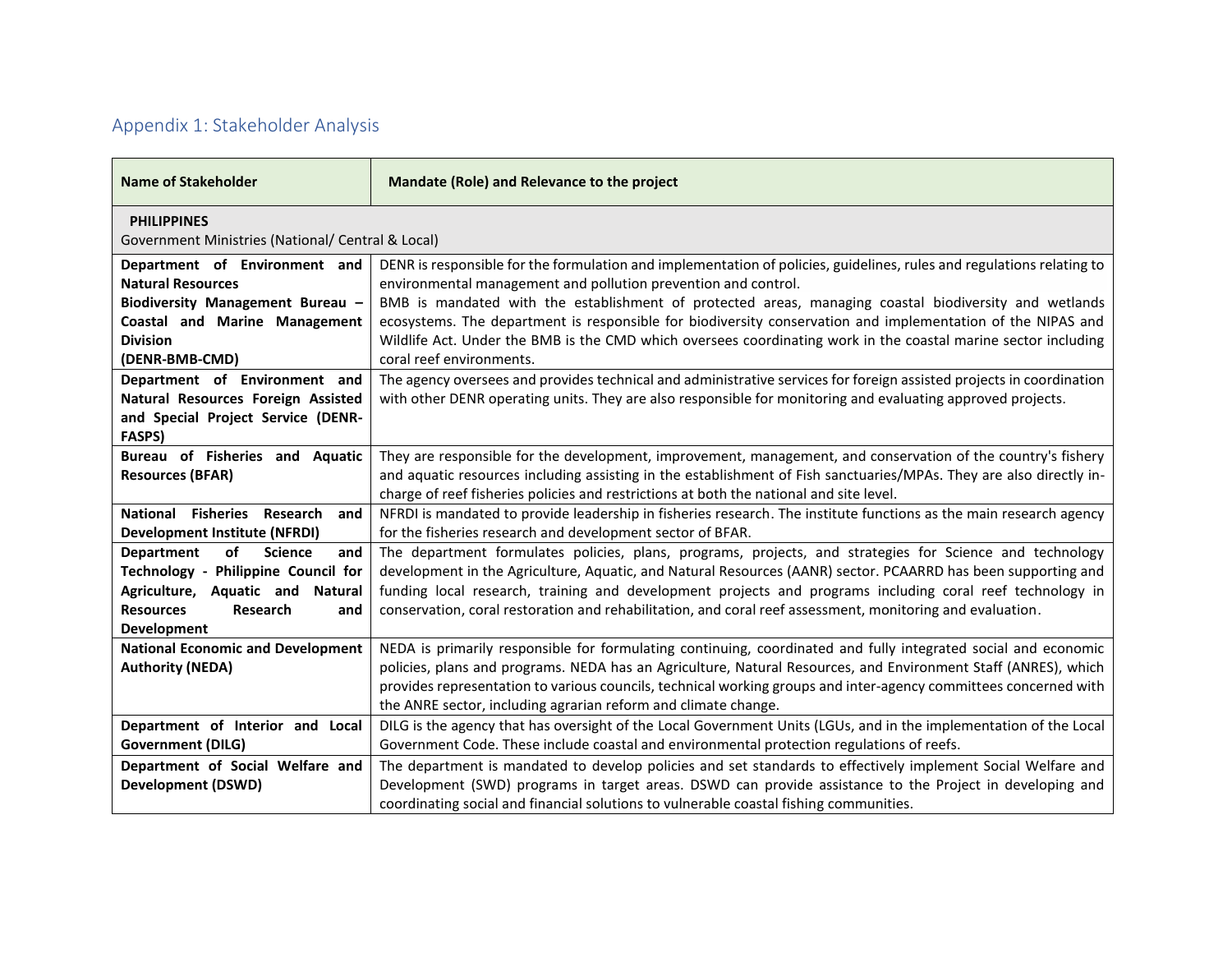## Appendix 1: Stakeholder Analysis

| Name of Stakeholder | Mandate (Role) and Relevance to the project |
|---|---|
| **PHILIPPINES**<br>Government Ministries (National/ Central & Local) | |
| **Department of Environment and Natural Resources Biodiversity Management Bureau – Coastal and Marine Management Division (DENR-BMB-CMD)** | DENR is responsible for the formulation and implementation of policies, guidelines, rules and regulations relating to environmental management and pollution prevention and control.<br>BMB is mandated with the establishment of protected areas, managing coastal biodiversity and wetlands ecosystems. The department is responsible for biodiversity conservation and implementation of the NIPAS and Wildlife Act. Under the BMB is the CMD which oversees coordinating work in the coastal marine sector including coral reef environments. |
| **Department of Environment and Natural Resources Foreign Assisted and Special Project Service (DENR-FASPS)** | The agency oversees and provides technical and administrative services for foreign assisted projects in coordination with other DENR operating units. They are also responsible for monitoring and evaluating approved projects. |
| **Bureau of Fisheries and Aquatic Resources (BFAR)** | They are responsible for the development, improvement, management, and conservation of the country's fishery and aquatic resources including assisting in the establishment of Fish sanctuaries/MPAs. They are also directly in-charge of reef fisheries policies and restrictions at both the national and site level. |
| **National Fisheries Research and Development Institute (NFRDI)** | NFRDI is mandated to provide leadership in fisheries research. The institute functions as the main research agency for the fisheries research and development sector of BFAR. |
| **Department of Science and Technology - Philippine Council for Agriculture, Aquatic and Natural Resources Research and Development** | The department formulates policies, plans, programs, projects, and strategies for Science and technology development in the Agriculture, Aquatic, and Natural Resources (AANR) sector. PCAARRD has been supporting and funding local research, training and development projects and programs including coral reef technology in conservation, coral restoration and rehabilitation, and coral reef assessment, monitoring and evaluation. |
| **National Economic and Development Authority (NEDA)** | NEDA is primarily responsible for formulating continuing, coordinated and fully integrated social and economic policies, plans and programs. NEDA has an Agriculture, Natural Resources, and Environment Staff (ANRES), which provides representation to various councils, technical working groups and inter-agency committees concerned with the ANRE sector, including agrarian reform and climate change. |
| **Department of Interior and Local Government (DILG)** | DILG is the agency that has oversight of the Local Government Units (LGUs, and in the implementation of the Local Government Code. These include coastal and environmental protection regulations of reefs. |
| **Department of Social Welfare and Development (DSWD)** | The department is mandated to develop policies and set standards to effectively implement Social Welfare and Development (SWD) programs in target areas. DSWD can provide assistance to the Project in developing and coordinating social and financial solutions to vulnerable coastal fishing communities. |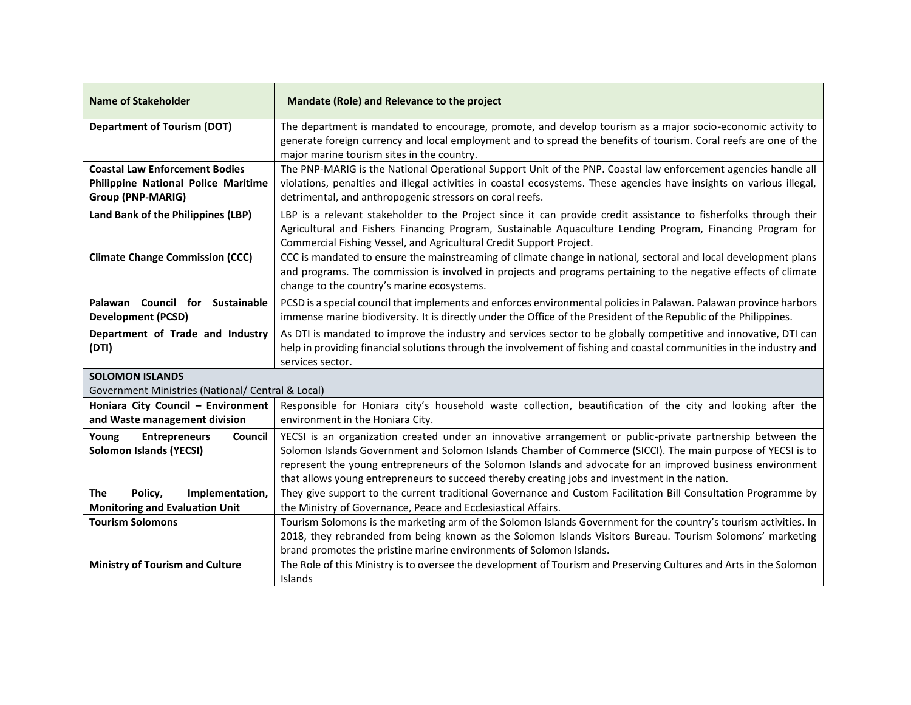| Name of Stakeholder | Mandate (Role) and Relevance to the project |
|---|---|
| **Department of Tourism (DOT)** | The department is mandated to encourage, promote, and develop tourism as a major socio-economic activity to generate foreign currency and local employment and to spread the benefits of tourism. Coral reefs are one of the major marine tourism sites in the country. |
| **Coastal Law Enforcement Bodies Philippine National Police Maritime Group (PNP-MARIG)** | The PNP-MARIG is the National Operational Support Unit of the PNP. Coastal law enforcement agencies handle all violations, penalties and illegal activities in coastal ecosystems. These agencies have insights on various illegal, detrimental, and anthropogenic stressors on coral reefs. |
| **Land Bank of the Philippines (LBP)** | LBP is a relevant stakeholder to the Project since it can provide credit assistance to fisherfolks through their Agricultural and Fishers Financing Program, Sustainable Aquaculture Lending Program, Financing Program for Commercial Fishing Vessel, and Agricultural Credit Support Project. |
| **Climate Change Commission (CCC)** | CCC is mandated to ensure the mainstreaming of climate change in national, sectoral and local development plans and programs. The commission is involved in projects and programs pertaining to the negative effects of climate change to the country's marine ecosystems. |
| **Palawan Council for Sustainable Development (PCSD)** | PCSD is a special council that implements and enforces environmental policies in Palawan. Palawan province harbors immense marine biodiversity. It is directly under the Office of the President of the Republic of the Philippines. |
| **Department of Trade and Industry (DTI)** | As DTI is mandated to improve the industry and services sector to be globally competitive and innovative, DTI can help in providing financial solutions through the involvement of fishing and coastal communities in the industry and services sector. |
| **SOLOMON ISLANDS** Government Ministries (National/ Central & Local) | |
| **Honiara City Council – Environment and Waste management division** | Responsible for Honiara city's household waste collection, beautification of the city and looking after the environment in the Honiara City. |
| **Young Entrepreneurs Council Solomon Islands (YECSI)** | YECSI is an organization created under an innovative arrangement or public-private partnership between the Solomon Islands Government and Solomon Islands Chamber of Commerce (SICCI). The main purpose of YECSI is to represent the young entrepreneurs of the Solomon Islands and advocate for an improved business environment that allows young entrepreneurs to succeed thereby creating jobs and investment in the nation. |
| **The Policy, Implementation, Monitoring and Evaluation Unit** | They give support to the current traditional Governance and Custom Facilitation Bill Consultation Programme by the Ministry of Governance, Peace and Ecclesiastical Affairs. |
| **Tourism Solomons** | Tourism Solomons is the marketing arm of the Solomon Islands Government for the country's tourism activities. In 2018, they rebranded from being known as the Solomon Islands Visitors Bureau. Tourism Solomons' marketing brand promotes the pristine marine environments of Solomon Islands. |
| **Ministry of Tourism and Culture** | The Role of this Ministry is to oversee the development of Tourism and Preserving Cultures and Arts in the Solomon Islands |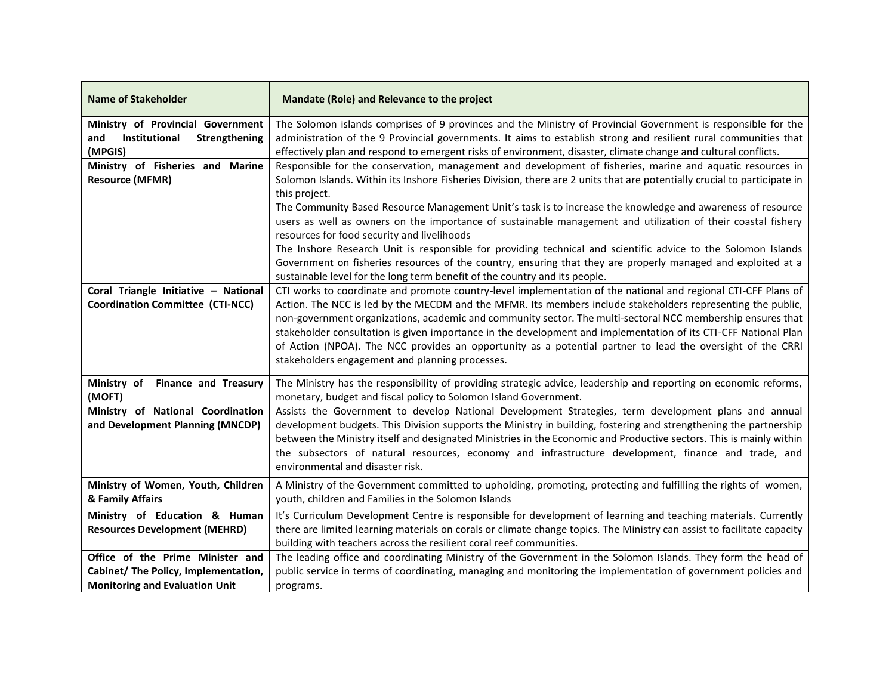| Name of Stakeholder | Mandate (Role) and Relevance to the project |
|---|---|
| **Ministry of Provincial Government and Institutional Strengthening (MPGIS)** | The Solomon islands comprises of 9 provinces and the Ministry of Provincial Government is responsible for the administration of the 9 Provincial governments. It aims to establish strong and resilient rural communities that effectively plan and respond to emergent risks of environment, disaster, climate change and cultural conflicts. |
| **Ministry of Fisheries and Marine Resource (MFMR)** | Responsible for the conservation, management and development of fisheries, marine and aquatic resources in Solomon Islands. Within its Inshore Fisheries Division, there are 2 units that are potentially crucial to participate in this project.<br>The Community Based Resource Management Unit's task is to increase the knowledge and awareness of resource users as well as owners on the importance of sustainable management and utilization of their coastal fishery resources for food security and livelihoods<br>The Inshore Research Unit is responsible for providing technical and scientific advice to the Solomon Islands Government on fisheries resources of the country, ensuring that they are properly managed and exploited at a sustainable level for the long term benefit of the country and its people. |
| **Coral Triangle Initiative – National Coordination Committee (CTI-NCC)** | CTI works to coordinate and promote country-level implementation of the national and regional CTI-CFF Plans of Action. The NCC is led by the MECDM and the MFMR. Its members include stakeholders representing the public, non-government organizations, academic and community sector. The multi-sectoral NCC membership ensures that stakeholder consultation is given importance in the development and implementation of its CTI-CFF National Plan of Action (NPOA). The NCC provides an opportunity as a potential partner to lead the oversight of the CRRI stakeholders engagement and planning processes. |
| **Ministry of Finance and Treasury (MOFT)** | The Ministry has the responsibility of providing strategic advice, leadership and reporting on economic reforms, monetary, budget and fiscal policy to Solomon Island Government. |
| **Ministry of National Coordination and Development Planning (MNCDP)** | Assists the Government to develop National Development Strategies, term development plans and annual development budgets. This Division supports the Ministry in building, fostering and strengthening the partnership between the Ministry itself and designated Ministries in the Economic and Productive sectors. This is mainly within the subsectors of natural resources, economy and infrastructure development, finance and trade, and environmental and disaster risk. |
| **Ministry of Women, Youth, Children & Family Affairs** | A Ministry of the Government committed to upholding, promoting, protecting and fulfilling the rights of women, youth, children and Families in the Solomon Islands |
| **Ministry of Education & Human Resources Development (MEHRD)** | It's Curriculum Development Centre is responsible for development of learning and teaching materials. Currently there are limited learning materials on corals or climate change topics. The Ministry can assist to facilitate capacity building with teachers across the resilient coral reef communities. |
| **Office of the Prime Minister and Cabinet/ The Policy, Implementation, Monitoring and Evaluation Unit** | The leading office and coordinating Ministry of the Government in the Solomon Islands. They form the head of public service in terms of coordinating, managing and monitoring the implementation of government policies and programs. |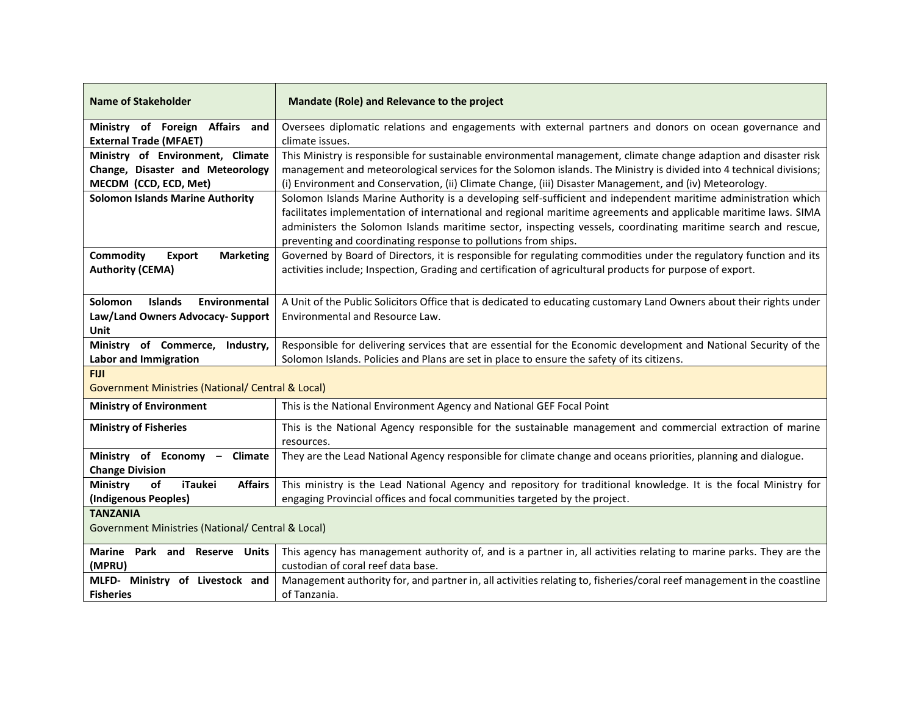| Name of Stakeholder | Mandate (Role) and Relevance to the project |
|---|---|
| **Ministry of Foreign Affairs and External Trade (MFAET)** | Oversees diplomatic relations and engagements with external partners and donors on ocean governance and climate issues. |
| **Ministry of Environment, Climate Change, Disaster and Meteorology MECDM (CCD, ECD, Met)** | This Ministry is responsible for sustainable environmental management, climate change adaption and disaster risk management and meteorological services for the Solomon islands. The Ministry is divided into 4 technical divisions; (i) Environment and Conservation, (ii) Climate Change, (iii) Disaster Management, and (iv) Meteorology. |
| **Solomon Islands Marine Authority** | Solomon Islands Marine Authority is a developing self-sufficient and independent maritime administration which facilitates implementation of international and regional maritime agreements and applicable maritime laws. SIMA administers the Solomon Islands maritime sector, inspecting vessels, coordinating maritime search and rescue, preventing and coordinating response to pollutions from ships. |
| **Commodity Export Marketing Authority (CEMA)** | Governed by Board of Directors, it is responsible for regulating commodities under the regulatory function and its activities include; Inspection, Grading and certification of agricultural products for purpose of export. |
| **Solomon Islands Environmental Law/Land Owners Advocacy- Support Unit** | A Unit of the Public Solicitors Office that is dedicated to educating customary Land Owners about their rights under Environmental and Resource Law. |
| **Ministry of Commerce, Industry, Labor and Immigration** | Responsible for delivering services that are essential for the Economic development and National Security of the Solomon Islands. Policies and Plans are set in place to ensure the safety of its citizens. |
| **FIJI**<br>Government Ministries (National/ Central & Local) | |
| **Ministry of Environment** | This is the National Environment Agency and National GEF Focal Point |
| **Ministry of Fisheries** | This is the National Agency responsible for the sustainable management and commercial extraction of marine resources. |
| **Ministry of Economy – Climate Change Division** | They are the Lead National Agency responsible for climate change and oceans priorities, planning and dialogue. |
| **Ministry of iTaukei Affairs (Indigenous Peoples)** | This ministry is the Lead National Agency and repository for traditional knowledge. It is the focal Ministry for engaging Provincial offices and focal communities targeted by the project. |
| **TANZANIA**<br>Government Ministries (National/ Central & Local) | |
| **Marine Park and Reserve Units (MPRU)** | This agency has management authority of, and is a partner in, all activities relating to marine parks. They are the custodian of coral reef data base. |
| **MLFD- Ministry of Livestock and Fisheries** | Management authority for, and partner in, all activities relating to, fisheries/coral reef management in the coastline of Tanzania. |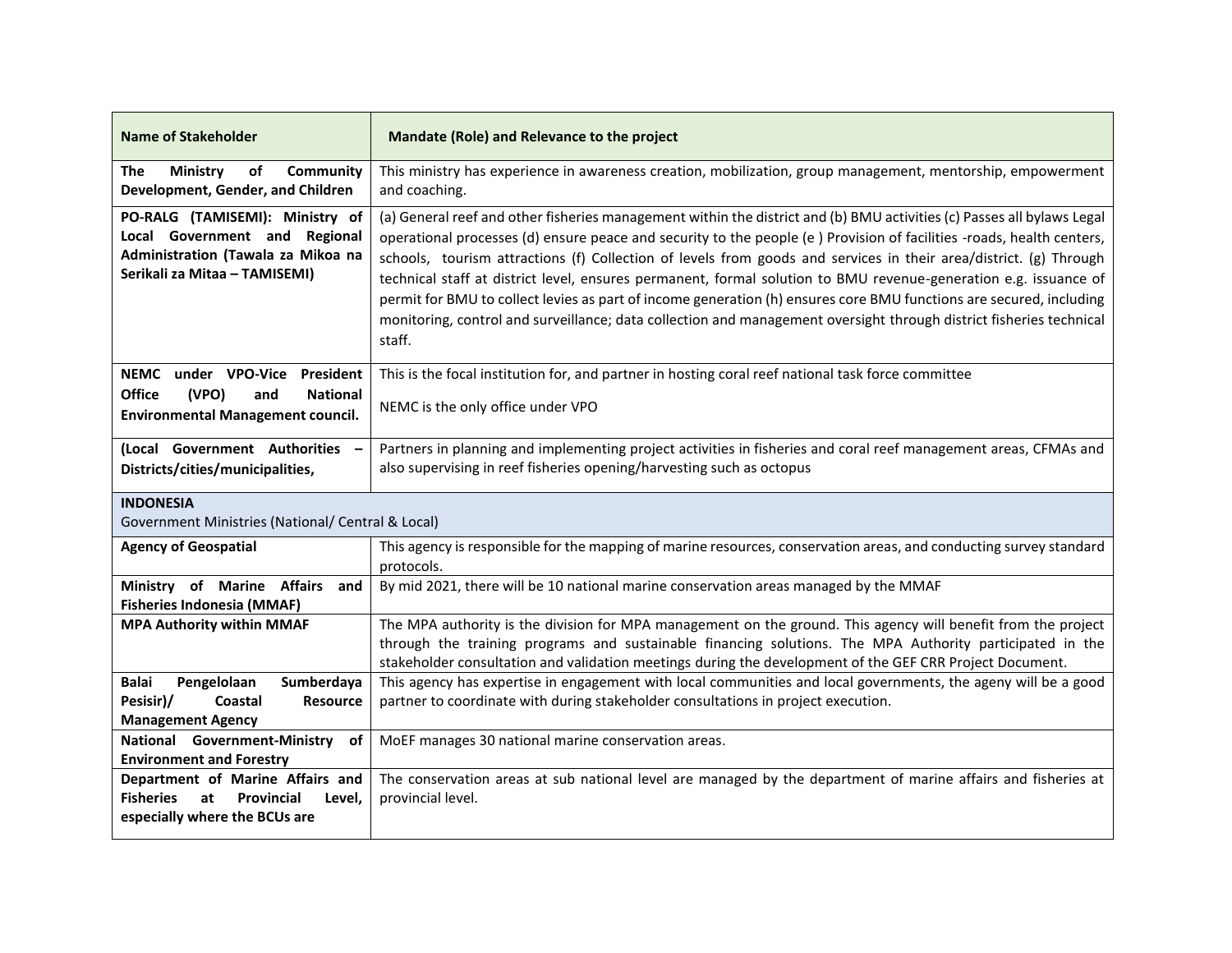| Name of Stakeholder | Mandate (Role) and Relevance to the project |
|---|---|
| **The Ministry of Community Development, Gender, and Children** | This ministry has experience in awareness creation, mobilization, group management, mentorship, empowerment and coaching. |
| **PO-RALG (TAMISEMI): Ministry of Local Government and Regional Administration (Tawala za Mikoa na Serikali za Mitaa – TAMISEMI)** | (a) General reef and other fisheries management within the district and (b) BMU activities (c) Passes all bylaws Legal operational processes (d) ensure peace and security to the people (e ) Provision of facilities -roads, health centers, schools, tourism attractions (f) Collection of levels from goods and services in their area/district. (g) Through technical staff at district level, ensures permanent, formal solution to BMU revenue-generation e.g. issuance of permit for BMU to collect levies as part of income generation (h) ensures core BMU functions are secured, including monitoring, control and surveillance; data collection and management oversight through district fisheries technical staff. |
| **NEMC under VPO-Vice President Office (VPO) and National Environmental Management council.** | This is the focal institution for, and partner in hosting coral reef national task force committee<br><br>NEMC is the only office under VPO |
| **(Local Government Authorities – Districts/cities/municipalities,** | Partners in planning and implementing project activities in fisheries and coral reef management areas, CFMAs and also supervising in reef fisheries opening/harvesting such as octopus |
| **INDONESIA**<br>Government Ministries (National/ Central & Local) | |
| **Agency of Geospatial** | This agency is responsible for the mapping of marine resources, conservation areas, and conducting survey standard protocols. |
| **Ministry of Marine Affairs and Fisheries Indonesia (MMAF)** | By mid 2021, there will be 10 national marine conservation areas managed by the MMAF |
| **MPA Authority within MMAF** | The MPA authority is the division for MPA management on the ground. This agency will benefit from the project through the training programs and sustainable financing solutions. The MPA Authority participated in the stakeholder consultation and validation meetings during the development of the GEF CRR Project Document. |
| **Balai Pengelolaan Sumberdaya Pesisir)/ Coastal Resource Management Agency** | This agency has expertise in engagement with local communities and local governments, the ageny will be a good partner to coordinate with during stakeholder consultations in project execution. |
| **National Government-Ministry of Environment and Forestry** | MoEF manages 30 national marine conservation areas. |
| **Department of Marine Affairs and Fisheries at Provincial Level, especially where the BCUs are** | The conservation areas at sub national level are managed by the department of marine affairs and fisheries at provincial level. |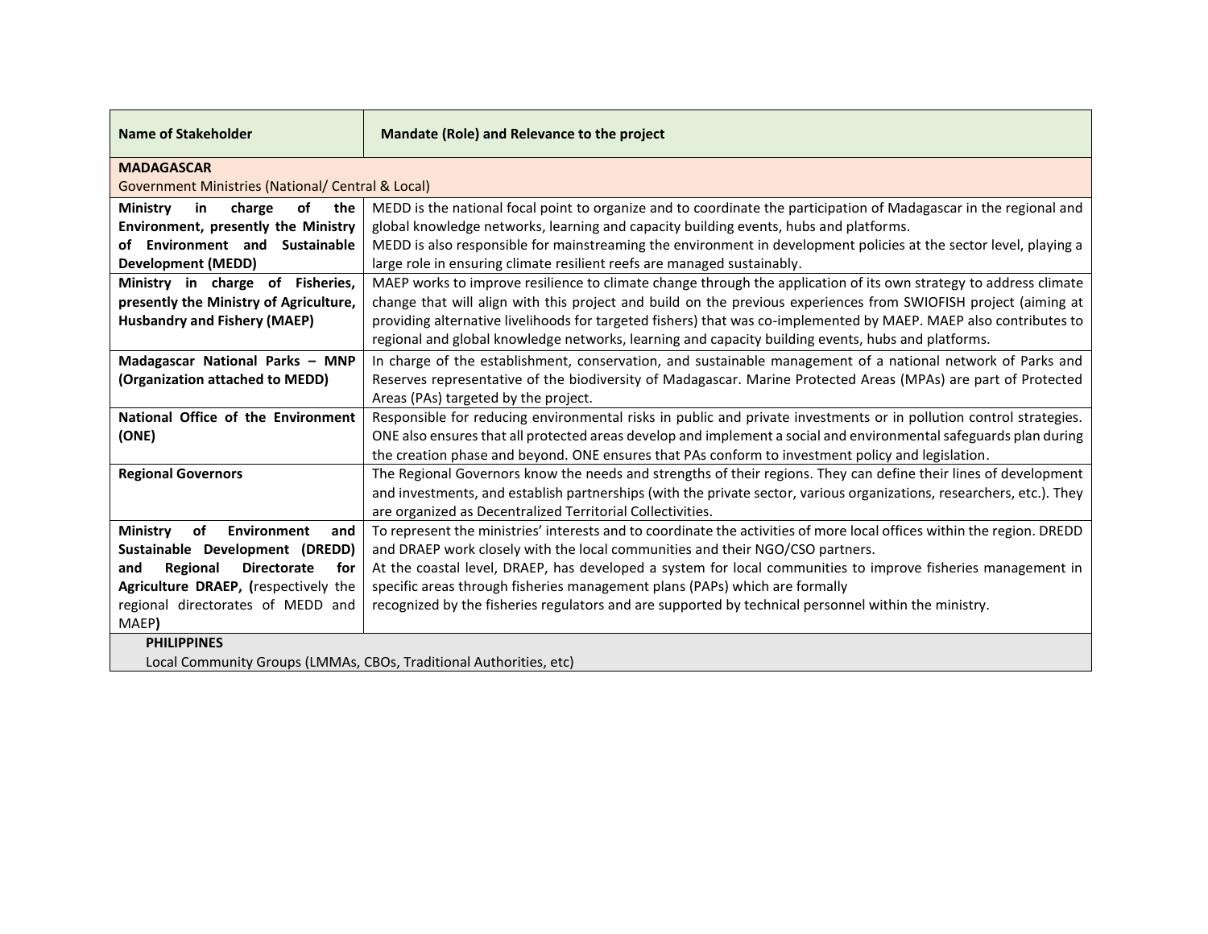| Name of Stakeholder | Mandate (Role) and Relevance to the project |
|---|---|
| **MADAGASCAR**<br>Government Ministries (National/ Central & Local) | |
| **Ministry in charge of the Environment, presently the Ministry of Environment and Sustainable Development (MEDD)** | MEDD is the national focal point to organize and to coordinate the participation of Madagascar in the regional and global knowledge networks, learning and capacity building events, hubs and platforms.<br>MEDD is also responsible for mainstreaming the environment in development policies at the sector level, playing a large role in ensuring climate resilient reefs are managed sustainably. |
| **Ministry in charge of Fisheries, presently the Ministry of Agriculture, Husbandry and Fishery (MAEP)** | MAEP works to improve resilience to climate change through the application of its own strategy to address climate change that will align with this project and build on the previous experiences from SWIOFISH project (aiming at providing alternative livelihoods for targeted fishers) that was co-implemented by MAEP. MAEP also contributes to regional and global knowledge networks, learning and capacity building events, hubs and platforms. |
| **Madagascar National Parks – MNP (Organization attached to MEDD)** | In charge of the establishment, conservation, and sustainable management of a national network of Parks and Reserves representative of the biodiversity of Madagascar. Marine Protected Areas (MPAs) are part of Protected Areas (PAs) targeted by the project. |
| **National Office of the Environment (ONE)** | Responsible for reducing environmental risks in public and private investments or in pollution control strategies. ONE also ensures that all protected areas develop and implement a social and environmental safeguards plan during the creation phase and beyond. ONE ensures that PAs conform to investment policy and legislation. |
| **Regional Governors** | The Regional Governors know the needs and strengths of their regions. They can define their lines of development and investments, and establish partnerships (with the private sector, various organizations, researchers, etc.). They are organized as Decentralized Territorial Collectivities. |
| **Ministry of Environment and Sustainable Development (DREDD) and Regional Directorate for Agriculture DRAEP, (**respectively the regional directorates of MEDD and MAEP**)** | To represent the ministries' interests and to coordinate the activities of more local offices within the region. DREDD and DRAEP work closely with the local communities and their NGO/CSO partners.<br>At the coastal level, DRAEP, has developed a system for local communities to improve fisheries management in specific areas through fisheries management plans (PAPs) which are formally recognized by the fisheries regulators and are supported by technical personnel within the ministry. |
| **PHILIPPINES**<br>Local Community Groups (LMMAs, CBOs, Traditional Authorities, etc) | |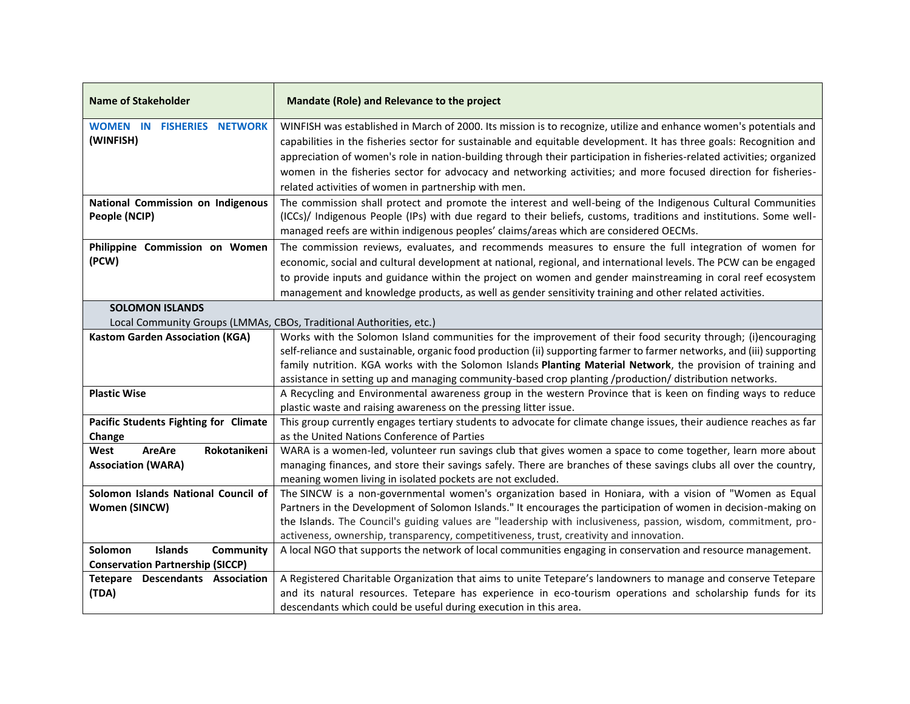| Name of Stakeholder | Mandate (Role) and Relevance to the project |
|---|---|
| **WOMEN IN FISHERIES NETWORK (WINFISH)** | WINFISH was established in March of 2000. Its mission is to recognize, utilize and enhance women's potentials and capabilities in the fisheries sector for sustainable and equitable development. It has three goals: Recognition and appreciation of women's role in nation-building through their participation in fisheries-related activities; organized women in the fisheries sector for advocacy and networking activities; and more focused direction for fisheries-related activities of women in partnership with men. |
| **National Commission on Indigenous People (NCIP)** | The commission shall protect and promote the interest and well-being of the Indigenous Cultural Communities (ICCs)/ Indigenous People (IPs) with due regard to their beliefs, customs, traditions and institutions. Some well-managed reefs are within indigenous peoples' claims/areas which are considered OECMs. |
| **Philippine Commission on Women (PCW)** | The commission reviews, evaluates, and recommends measures to ensure the full integration of women for economic, social and cultural development at national, regional, and international levels. The PCW can be engaged to provide inputs and guidance within the project on women and gender mainstreaming in coral reef ecosystem management and knowledge products, as well as gender sensitivity training and other related activities. |
| **SOLOMON ISLANDS** Local Community Groups (LMMAs, CBOs, Traditional Authorities, etc.) | |
| **Kastom Garden Association (KGA)** | Works with the Solomon Island communities for the improvement of their food security through; (i)encouraging self-reliance and sustainable, organic food production (ii) supporting farmer to farmer networks, and (iii) supporting family nutrition. KGA works with the Solomon Islands **Planting Material Network**, the provision of training and assistance in setting up and managing community-based crop planting /production/ distribution networks. |
| **Plastic Wise** | A Recycling and Environmental awareness group in the western Province that is keen on finding ways to reduce plastic waste and raising awareness on the pressing litter issue. |
| **Pacific Students Fighting for Climate Change** | This group currently engages tertiary students to advocate for climate change issues, their audience reaches as far as the United Nations Conference of Parties |
| **West AreAre Rokotanikeni Association (WARA)** | WARA is a women-led, volunteer run savings club that gives women a space to come together, learn more about managing finances, and store their savings safely. There are branches of these savings clubs all over the country, meaning women living in isolated pockets are not excluded. |
| **Solomon Islands National Council of Women (SINCW)** | The SINCW is a non-governmental women's organization based in Honiara, with a vision of "Women as Equal Partners in the Development of Solomon Islands." It encourages the participation of women in decision-making on the Islands. The Council's guiding values are "leadership with inclusiveness, passion, wisdom, commitment, pro-activeness, ownership, transparency, competitiveness, trust, creativity and innovation. |
| **Solomon Islands Community Conservation Partnership (SICCP)** | A local NGO that supports the network of local communities engaging in conservation and resource management. |
| **Tetepare Descendants Association (TDA)** | A Registered Charitable Organization that aims to unite Tetepare's landowners to manage and conserve Tetepare and its natural resources. Tetepare has experience in eco-tourism operations and scholarship funds for its descendants which could be useful during execution in this area. |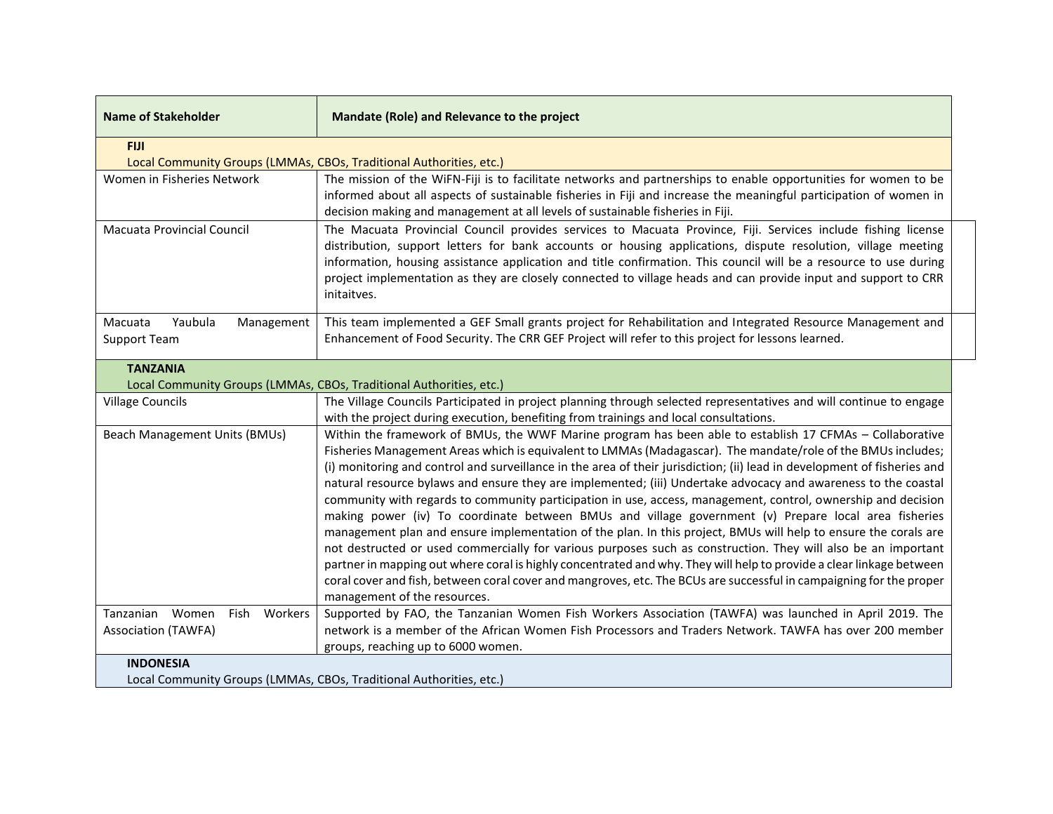| Name of Stakeholder | Mandate (Role) and Relevance to the project |
|---|---|
| **FIJI** Local Community Groups (LMMAs, CBOs, Traditional Authorities, etc.) | |
| Women in Fisheries Network | The mission of the WiFN-Fiji is to facilitate networks and partnerships to enable opportunities for women to be informed about all aspects of sustainable fisheries in Fiji and increase the meaningful participation of women in decision making and management at all levels of sustainable fisheries in Fiji. |
| Macuata Provincial Council | The Macuata Provincial Council provides services to Macuata Province, Fiji. Services include fishing license distribution, support letters for bank accounts or housing applications, dispute resolution, village meeting information, housing assistance application and title confirmation. This council will be a resource to use during project implementation as they are closely connected to village heads and can provide input and support to CRR initaitves. |
| Macuata Yaubula Management Support Team | This team implemented a GEF Small grants project for Rehabilitation and Integrated Resource Management and Enhancement of Food Security. The CRR GEF Project will refer to this project for lessons learned. |
| **TANZANIA** Local Community Groups (LMMAs, CBOs, Traditional Authorities, etc.) | |
| Village Councils | The Village Councils Participated in project planning through selected representatives and will continue to engage with the project during execution, benefiting from trainings and local consultations. |
| Beach Management Units (BMUs) | Within the framework of BMUs, the WWF Marine program has been able to establish 17 CFMAs – Collaborative Fisheries Management Areas which is equivalent to LMMAs (Madagascar). The mandate/role of the BMUs includes; (i) monitoring and control and surveillance in the area of their jurisdiction; (ii) lead in development of fisheries and natural resource bylaws and ensure they are implemented; (iii) Undertake advocacy and awareness to the coastal community with regards to community participation in use, access, management, control, ownership and decision making power (iv) To coordinate between BMUs and village government (v) Prepare local area fisheries management plan and ensure implementation of the plan. In this project, BMUs will help to ensure the corals are not destructed or used commercially for various purposes such as construction. They will also be an important partner in mapping out where coral is highly concentrated and why. They will help to provide a clear linkage between coral cover and fish, between coral cover and mangroves, etc. The BCUs are successful in campaigning for the proper management of the resources. |
| Tanzanian Women Fish Workers Association (TAWFA) | Supported by FAO, the Tanzanian Women Fish Workers Association (TAWFA) was launched in April 2019. The network is a member of the African Women Fish Processors and Traders Network. TAWFA has over 200 member groups, reaching up to 6000 women. |
| **INDONESIA** Local Community Groups (LMMAs, CBOs, Traditional Authorities, etc.) | |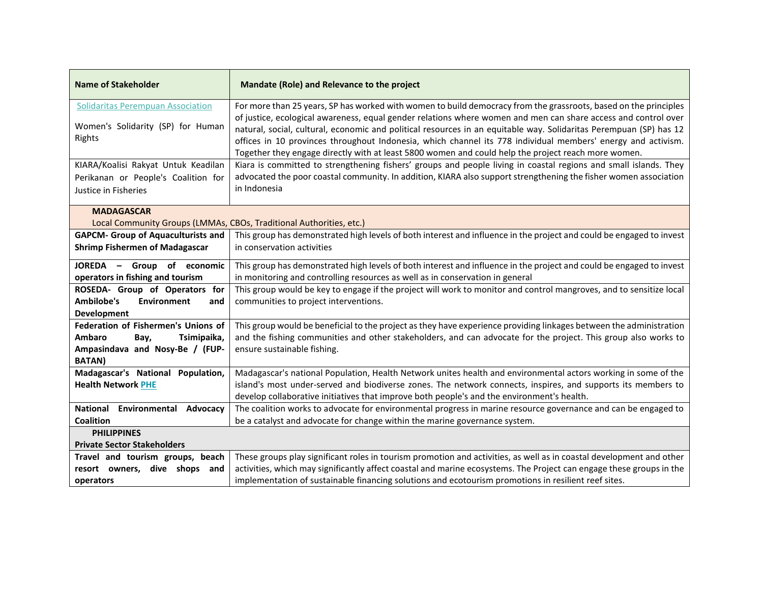| Name of Stakeholder | Mandate (Role) and Relevance to the project |
|---|---|
| Solidaritas Perempuan Association<br><br>Women's Solidarity (SP) for Human Rights | For more than 25 years, SP has worked with women to build democracy from the grassroots, based on the principles of justice, ecological awareness, equal gender relations where women and men can share access and control over natural, social, cultural, economic and political resources in an equitable way. Solidaritas Perempuan (SP) has 12 offices in 10 provinces throughout Indonesia, which channel its 778 individual members' energy and activism. Together they engage directly with at least 5800 women and could help the project reach more women. |
| KIARA/Koalisi Rakyat Untuk Keadilan Perikanan or People's Coalition for Justice in Fisheries | Kiara is committed to strengthening fishers' groups and people living in coastal regions and small islands. They advocated the poor coastal community. In addition, KIARA also support strengthening the fisher women association in Indonesia |
| **MADAGASCAR**<br>Local Community Groups (LMMAs, CBOs, Traditional Authorities, etc.) | |
| **GAPCM- Group of Aquaculturists and Shrimp Fishermen of Madagascar** | This group has demonstrated high levels of both interest and influence in the project and could be engaged to invest in conservation activities |
| **JOREDA – Group of economic operators in fishing and tourism** | This group has demonstrated high levels of both interest and influence in the project and could be engaged to invest in monitoring and controlling resources as well as in conservation in general |
| **ROSEDA- Group of Operators for Ambilobe's Environment and Development** | This group would be key to engage if the project will work to monitor and control mangroves, and to sensitize local communities to project interventions. |
| **Federation of Fishermen's Unions of Ambaro Bay, Tsimipaika, Ampasindava and Nosy-Be / (FUP-BATAN)** | This group would be beneficial to the project as they have experience providing linkages between the administration and the fishing communities and other stakeholders, and can advocate for the project. This group also works to ensure sustainable fishing. |
| **Madagascar's National Population, Health Network PHE** | Madagascar's national Population, Health Network unites health and environmental actors working in some of the island's most under-served and biodiverse zones. The network connects, inspires, and supports its members to develop collaborative initiatives that improve both people's and the environment's health. |
| **National Environmental Advocacy Coalition** | The coalition works to advocate for environmental progress in marine resource governance and can be engaged to be a catalyst and advocate for change within the marine governance system. |
| **PHILIPPINES**<br>**Private Sector Stakeholders** | |
| **Travel and tourism groups, beach resort owners, dive shops and operators** | These groups play significant roles in tourism promotion and activities, as well as in coastal development and other activities, which may significantly affect coastal and marine ecosystems. The Project can engage these groups in the implementation of sustainable financing solutions and ecotourism promotions in resilient reef sites. |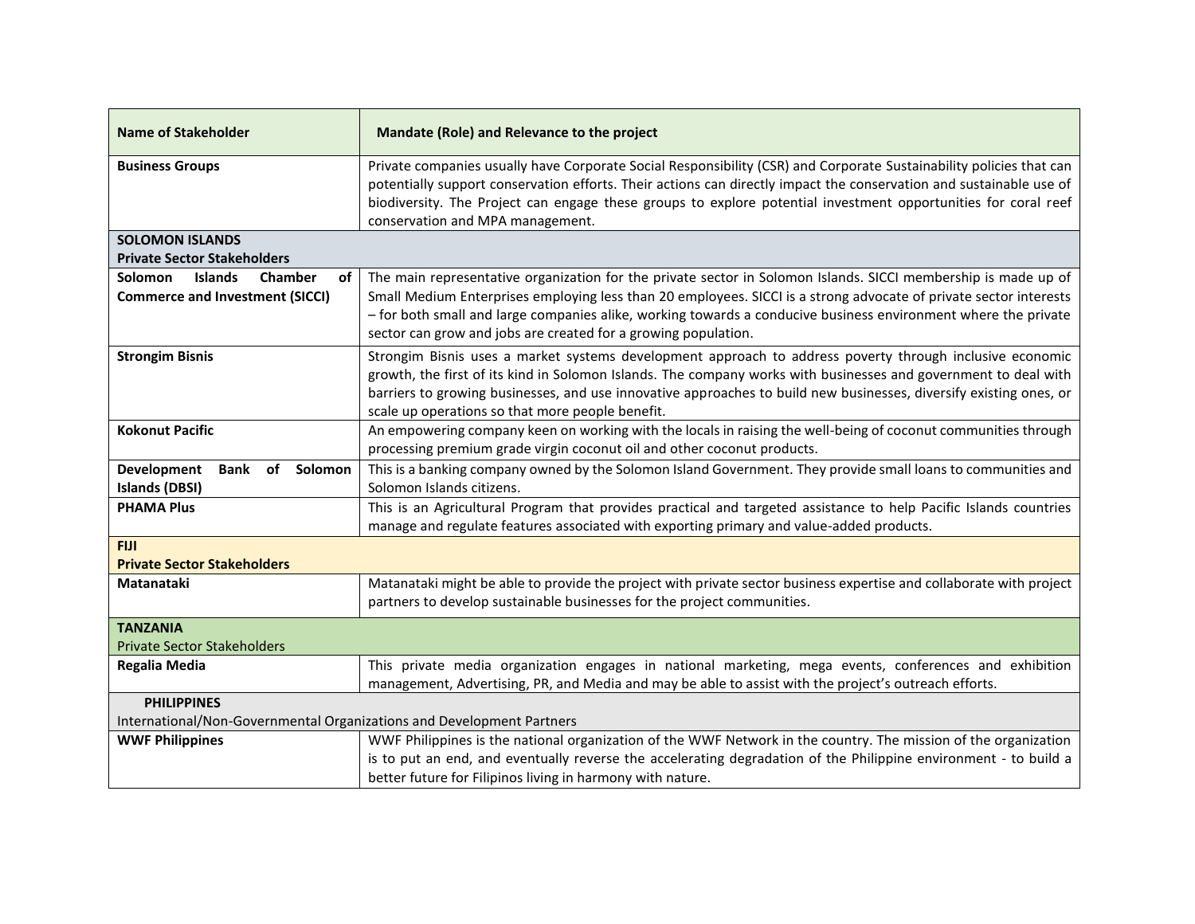| Name of Stakeholder | Mandate (Role) and Relevance to the project |
| --- | --- |
| **Business Groups** | Private companies usually have Corporate Social Responsibility (CSR) and Corporate Sustainability policies that can potentially support conservation efforts. Their actions can directly impact the conservation and sustainable use of biodiversity. The Project can engage these groups to explore potential investment opportunities for coral reef conservation and MPA management. |
| **SOLOMON ISLANDS**<br>**Private Sector Stakeholders** | |
| **Solomon Islands Chamber of Commerce and Investment (SICCI)** | The main representative organization for the private sector in Solomon Islands. SICCI membership is made up of Small Medium Enterprises employing less than 20 employees. SICCI is a strong advocate of private sector interests – for both small and large companies alike, working towards a conducive business environment where the private sector can grow and jobs are created for a growing population. |
| **Strongim Bisnis** | Strongim Bisnis uses a market systems development approach to address poverty through inclusive economic growth, the first of its kind in Solomon Islands. The company works with businesses and government to deal with barriers to growing businesses, and use innovative approaches to build new businesses, diversify existing ones, or scale up operations so that more people benefit. |
| **Kokonut Pacific** | An empowering company keen on working with the locals in raising the well-being of coconut communities through processing premium grade virgin coconut oil and other coconut products. |
| **Development Bank of Solomon Islands (DBSI)** | This is a banking company owned by the Solomon Island Government. They provide small loans to communities and Solomon Islands citizens. |
| **PHAMA Plus** | This is an Agricultural Program that provides practical and targeted assistance to help Pacific Islands countries manage and regulate features associated with exporting primary and value-added products. |
| **FIJI**<br>**Private Sector Stakeholders** | |
| **Matanataki** | Matanataki might be able to provide the project with private sector business expertise and collaborate with project partners to develop sustainable businesses for the project communities. |
| **TANZANIA**<br>Private Sector Stakeholders | |
| **Regalia Media** | This private media organization engages in national marketing, mega events, conferences and exhibition management, Advertising, PR, and Media and may be able to assist with the project's outreach efforts. |
| **PHILIPPINES**<br>International/Non-Governmental Organizations and Development Partners | |
| **WWF Philippines** | WWF Philippines is the national organization of the WWF Network in the country. The mission of the organization is to put an end, and eventually reverse the accelerating degradation of the Philippine environment - to build a better future for Filipinos living in harmony with nature. |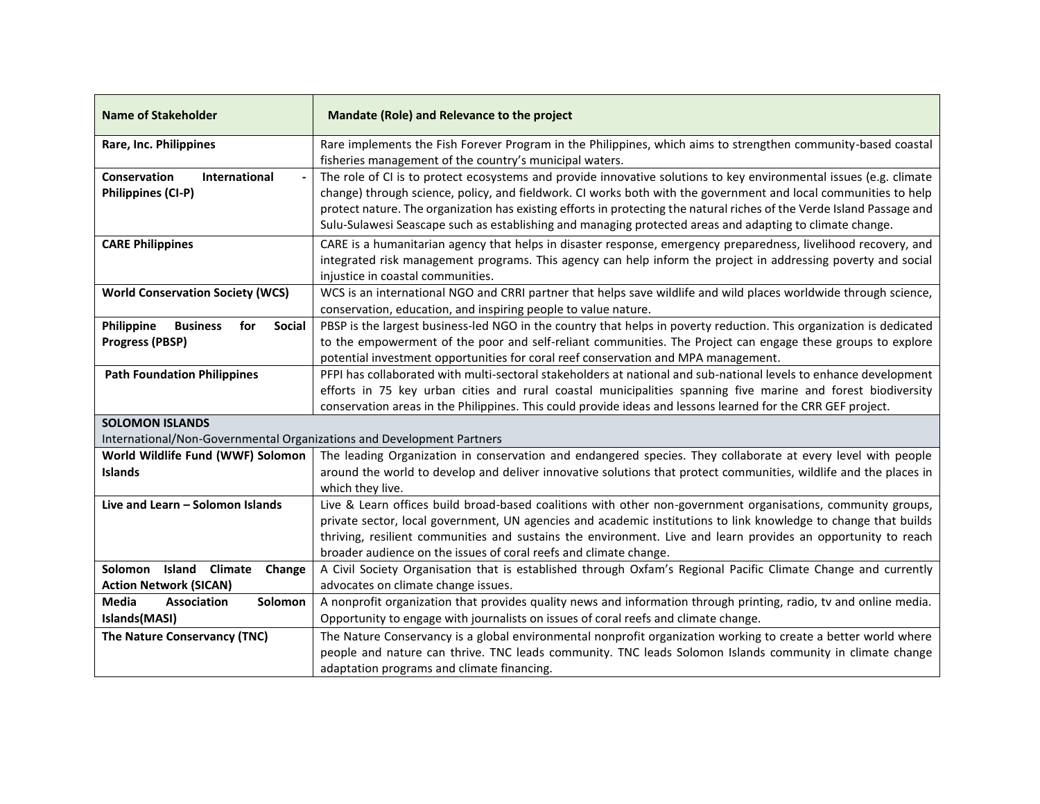| Name of Stakeholder | Mandate (Role) and Relevance to the project |
|---|---|
| **Rare, Inc. Philippines** | Rare implements the Fish Forever Program in the Philippines, which aims to strengthen community-based coastal fisheries management of the country's municipal waters. |
| **Conservation International - Philippines (CI-P)** | The role of CI is to protect ecosystems and provide innovative solutions to key environmental issues (e.g. climate change) through science, policy, and fieldwork. CI works both with the government and local communities to help protect nature. The organization has existing efforts in protecting the natural riches of the Verde Island Passage and Sulu-Sulawesi Seascape such as establishing and managing protected areas and adapting to climate change. |
| **CARE Philippines** | CARE is a humanitarian agency that helps in disaster response, emergency preparedness, livelihood recovery, and integrated risk management programs. This agency can help inform the project in addressing poverty and social injustice in coastal communities. |
| **World Conservation Society (WCS)** | WCS is an international NGO and CRRI partner that helps save wildlife and wild places worldwide through science, conservation, education, and inspiring people to value nature. |
| **Philippine Business for Social Progress (PBSP)** | PBSP is the largest business-led NGO in the country that helps in poverty reduction. This organization is dedicated to the empowerment of the poor and self-reliant communities. The Project can engage these groups to explore potential investment opportunities for coral reef conservation and MPA management. |
| **Path Foundation Philippines** | PFPI has collaborated with multi-sectoral stakeholders at national and sub-national levels to enhance development efforts in 75 key urban cities and rural coastal municipalities spanning five marine and forest biodiversity conservation areas in the Philippines. This could provide ideas and lessons learned for the CRR GEF project. |
| **SOLOMON ISLANDS**<br>International/Non-Governmental Organizations and Development Partners | |
| **World Wildlife Fund (WWF) Solomon Islands** | The leading Organization in conservation and endangered species. They collaborate at every level with people around the world to develop and deliver innovative solutions that protect communities, wildlife and the places in which they live. |
| **Live and Learn – Solomon Islands** | Live & Learn offices build broad-based coalitions with other non-government organisations, community groups, private sector, local government, UN agencies and academic institutions to link knowledge to change that builds thriving, resilient communities and sustains the environment. Live and learn provides an opportunity to reach broader audience on the issues of coral reefs and climate change. |
| **Solomon Island Climate Change Action Network (SICAN)** | A Civil Society Organisation that is established through Oxfam's Regional Pacific Climate Change and currently advocates on climate change issues. |
| **Media Association Solomon Islands(MASI)** | A nonprofit organization that provides quality news and information through printing, radio, tv and online media. Opportunity to engage with journalists on issues of coral reefs and climate change. |
| **The Nature Conservancy (TNC)** | The Nature Conservancy is a global environmental nonprofit organization working to create a better world where people and nature can thrive. TNC leads community. TNC leads Solomon Islands community in climate change adaptation programs and climate financing. |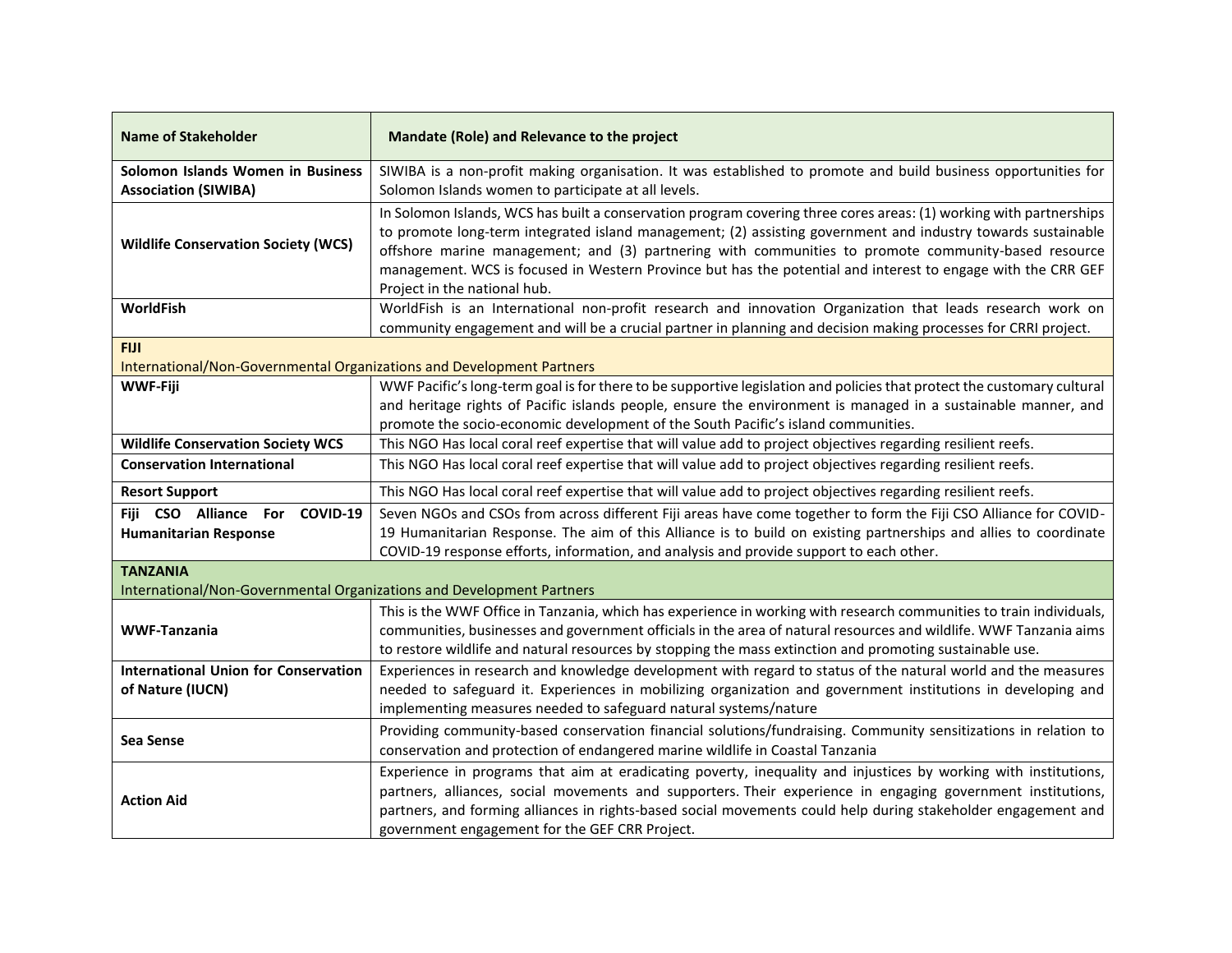| Name of Stakeholder | Mandate (Role) and Relevance to the project |
|---|---|
| **Solomon Islands Women in Business Association (SIWIBA)** | SIWIBA is a non-profit making organisation. It was established to promote and build business opportunities for Solomon Islands women to participate at all levels. |
| **Wildlife Conservation Society (WCS)** | In Solomon Islands, WCS has built a conservation program covering three cores areas: (1) working with partnerships to promote long-term integrated island management; (2) assisting government and industry towards sustainable offshore marine management; and (3) partnering with communities to promote community-based resource management. WCS is focused in Western Province but has the potential and interest to engage with the CRR GEF Project in the national hub. |
| **WorldFish** | WorldFish is an International non-profit research and innovation Organization that leads research work on community engagement and will be a crucial partner in planning and decision making processes for CRRI project. |
| **FIJI** International/Non-Governmental Organizations and Development Partners | |
| **WWF-Fiji** | WWF Pacific's long-term goal is for there to be supportive legislation and policies that protect the customary cultural and heritage rights of Pacific islands people, ensure the environment is managed in a sustainable manner, and promote the socio-economic development of the South Pacific's island communities. |
| **Wildlife Conservation Society WCS** | This NGO Has local coral reef expertise that will value add to project objectives regarding resilient reefs. |
| **Conservation International** | This NGO Has local coral reef expertise that will value add to project objectives regarding resilient reefs. |
| **Resort Support** | This NGO Has local coral reef expertise that will value add to project objectives regarding resilient reefs. |
| **Fiji CSO Alliance For COVID-19 Humanitarian Response** | Seven NGOs and CSOs from across different Fiji areas have come together to form the Fiji CSO Alliance for COVID-19 Humanitarian Response. The aim of this Alliance is to build on existing partnerships and allies to coordinate COVID-19 response efforts, information, and analysis and provide support to each other. |
| **TANZANIA** International/Non-Governmental Organizations and Development Partners | |
| **WWF-Tanzania** | This is the WWF Office in Tanzania, which has experience in working with research communities to train individuals, communities, businesses and government officials in the area of natural resources and wildlife. WWF Tanzania aims to restore wildlife and natural resources by stopping the mass extinction and promoting sustainable use. |
| **International Union for Conservation of Nature (IUCN)** | Experiences in research and knowledge development with regard to status of the natural world and the measures needed to safeguard it. Experiences in mobilizing organization and government institutions in developing and implementing measures needed to safeguard natural systems/nature |
| **Sea Sense** | Providing community-based conservation financial solutions/fundraising. Community sensitizations in relation to conservation and protection of endangered marine wildlife in Coastal Tanzania |
| **Action Aid** | Experience in programs that aim at eradicating poverty, inequality and injustices by working with institutions, partners, alliances, social movements and supporters. Their experience in engaging government institutions, partners, and forming alliances in rights-based social movements could help during stakeholder engagement and government engagement for the GEF CRR Project. |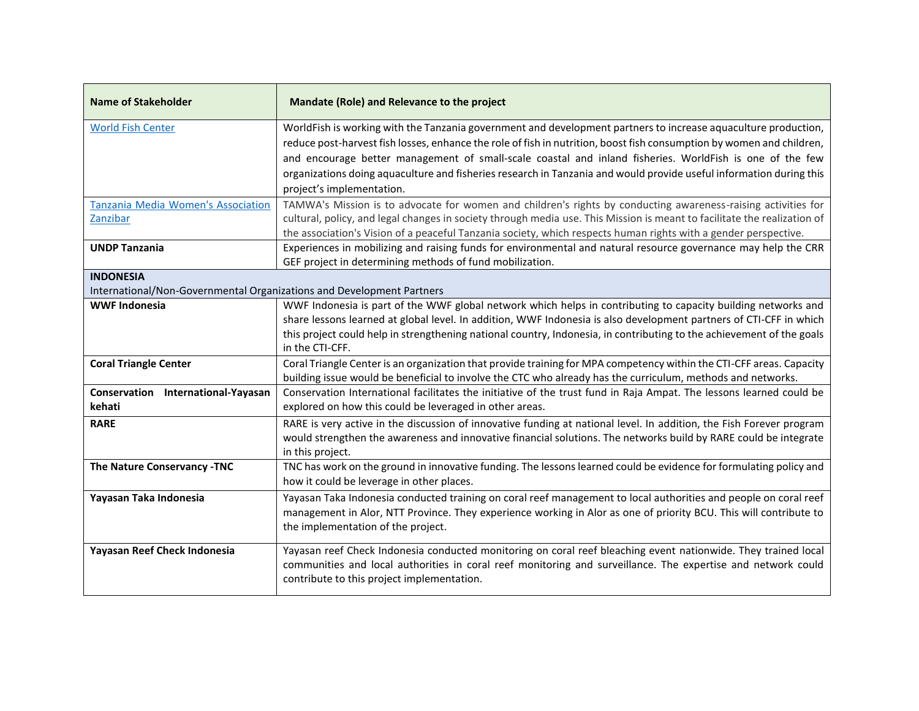| Name of Stakeholder | Mandate (Role) and Relevance to the project |
|---|---|
| [World Fish Center]() | WorldFish is working with the Tanzania government and development partners to increase aquaculture production, reduce post-harvest fish losses, enhance the role of fish in nutrition, boost fish consumption by women and children, and encourage better management of small-scale coastal and inland fisheries. WorldFish is one of the few organizations doing aquaculture and fisheries research in Tanzania and would provide useful information during this project's implementation. |
| [Tanzania Media Women's Association Zanzibar]() | TAMWA's Mission is to advocate for women and children's rights by conducting awareness-raising activities for cultural, policy, and legal changes in society through media use. This Mission is meant to facilitate the realization of the association's Vision of a peaceful Tanzania society, which respects human rights with a gender perspective. |
| **UNDP Tanzania** | Experiences in mobilizing and raising funds for environmental and natural resource governance may help the CRR GEF project in determining methods of fund mobilization. |
| **INDONESIA**<br>International/Non-Governmental Organizations and Development Partners | |
| **WWF Indonesia** | WWF Indonesia is part of the WWF global network which helps in contributing to capacity building networks and share lessons learned at global level. In addition, WWF Indonesia is also development partners of CTI-CFF in which this project could help in strengthening national country, Indonesia, in contributing to the achievement of the goals in the CTI-CFF. |
| **Coral Triangle Center** | Coral Triangle Center is an organization that provide training for MPA competency within the CTI-CFF areas. Capacity building issue would be beneficial to involve the CTC who already has the curriculum, methods and networks. |
| **Conservation International-Yayasan kehati** | Conservation International facilitates the initiative of the trust fund in Raja Ampat. The lessons learned could be explored on how this could be leveraged in other areas. |
| **RARE** | RARE is very active in the discussion of innovative funding at national level. In addition, the Fish Forever program would strengthen the awareness and innovative financial solutions. The networks build by RARE could be integrate in this project. |
| **The Nature Conservancy -TNC** | TNC has work on the ground in innovative funding. The lessons learned could be evidence for formulating policy and how it could be leverage in other places. |
| **Yayasan Taka Indonesia** | Yayasan Taka Indonesia conducted training on coral reef management to local authorities and people on coral reef management in Alor, NTT Province. They experience working in Alor as one of priority BCU. This will contribute to the implementation of the project. |
| **Yayasan Reef Check Indonesia** | Yayasan reef Check Indonesia conducted monitoring on coral reef bleaching event nationwide. They trained local communities and local authorities in coral reef monitoring and surveillance. The expertise and network could contribute to this project implementation. |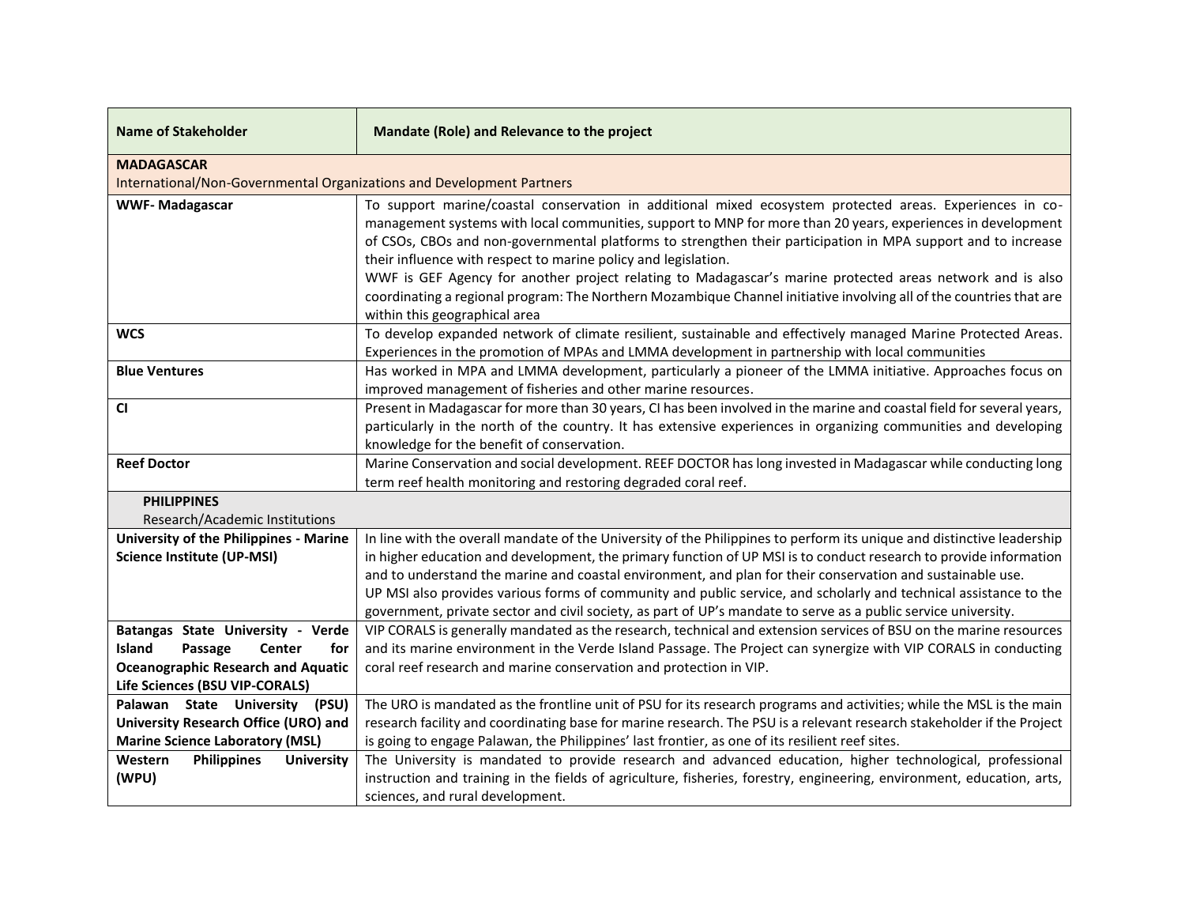| Name of Stakeholder | Mandate (Role) and Relevance to the project |
|---|---|
| **MADAGASCAR**<br>International/Non-Governmental Organizations and Development Partners | |
| **WWF- Madagascar** | To support marine/coastal conservation in additional mixed ecosystem protected areas. Experiences in co-management systems with local communities, support to MNP for more than 20 years, experiences in development of CSOs, CBOs and non-governmental platforms to strengthen their participation in MPA support and to increase their influence with respect to marine policy and legislation.<br>WWF is GEF Agency for another project relating to Madagascar's marine protected areas network and is also coordinating a regional program: The Northern Mozambique Channel initiative involving all of the countries that are within this geographical area |
| **WCS** | To develop expanded network of climate resilient, sustainable and effectively managed Marine Protected Areas. Experiences in the promotion of MPAs and LMMA development in partnership with local communities |
| **Blue Ventures** | Has worked in MPA and LMMA development, particularly a pioneer of the LMMA initiative. Approaches focus on improved management of fisheries and other marine resources. |
| **CI** | Present in Madagascar for more than 30 years, CI has been involved in the marine and coastal field for several years, particularly in the north of the country. It has extensive experiences in organizing communities and developing knowledge for the benefit of conservation. |
| **Reef Doctor** | Marine Conservation and social development. REEF DOCTOR has long invested in Madagascar while conducting long term reef health monitoring and restoring degraded coral reef. |
| **PHILIPPINES**<br>Research/Academic Institutions | |
| **University of the Philippines - Marine Science Institute (UP-MSI)** | In line with the overall mandate of the University of the Philippines to perform its unique and distinctive leadership in higher education and development, the primary function of UP MSI is to conduct research to provide information and to understand the marine and coastal environment, and plan for their conservation and sustainable use.<br>UP MSI also provides various forms of community and public service, and scholarly and technical assistance to the government, private sector and civil society, as part of UP's mandate to serve as a public service university. |
| **Batangas State University - Verde Island Passage Center for Oceanographic Research and Aquatic Life Sciences (BSU VIP-CORALS)** | VIP CORALS is generally mandated as the research, technical and extension services of BSU on the marine resources and its marine environment in the Verde Island Passage. The Project can synergize with VIP CORALS in conducting coral reef research and marine conservation and protection in VIP. |
| **Palawan State University (PSU) University Research Office (URO) and Marine Science Laboratory (MSL)** | The URO is mandated as the frontline unit of PSU for its research programs and activities; while the MSL is the main research facility and coordinating base for marine research. The PSU is a relevant research stakeholder if the Project is going to engage Palawan, the Philippines' last frontier, as one of its resilient reef sites. |
| **Western Philippines University (WPU)** | The University is mandated to provide research and advanced education, higher technological, professional instruction and training in the fields of agriculture, fisheries, forestry, engineering, environment, education, arts, sciences, and rural development. |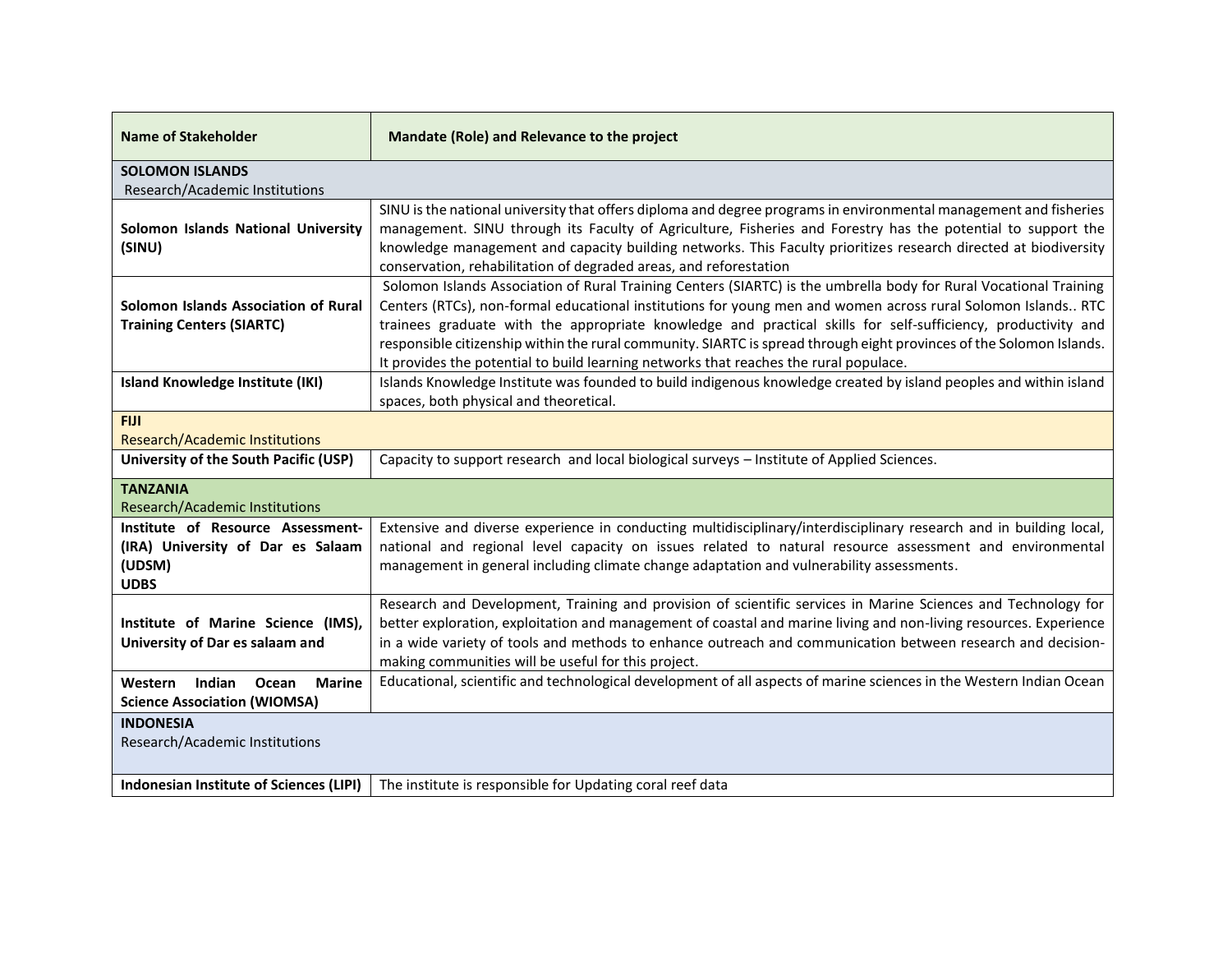| Name of Stakeholder | Mandate (Role) and Relevance to the project |
| --- | --- |
| **SOLOMON ISLANDS**<br>Research/Academic Institutions | |
| **Solomon Islands National University (SINU)** | SINU is the national university that offers diploma and degree programs in environmental management and fisheries management. SINU through its Faculty of Agriculture, Fisheries and Forestry has the potential to support the knowledge management and capacity building networks. This Faculty prioritizes research directed at biodiversity conservation, rehabilitation of degraded areas, and reforestation |
| **Solomon Islands Association of Rural Training Centers (SIARTC)** | Solomon Islands Association of Rural Training Centers (SIARTC) is the umbrella body for Rural Vocational Training Centers (RTCs), non-formal educational institutions for young men and women across rural Solomon Islands.. RTC trainees graduate with the appropriate knowledge and practical skills for self-sufficiency, productivity and responsible citizenship within the rural community. SIARTC is spread through eight provinces of the Solomon Islands. It provides the potential to build learning networks that reaches the rural populace. |
| **Island Knowledge Institute (IKI)** | Islands Knowledge Institute was founded to build indigenous knowledge created by island peoples and within island spaces, both physical and theoretical. |
| **FIJI**<br>Research/Academic Institutions | |
| **University of the South Pacific (USP)** | Capacity to support research and local biological surveys – Institute of Applied Sciences. |
| **TANZANIA**<br>Research/Academic Institutions | |
| **Institute of Resource Assessment-(IRA) University of Dar es Salaam (UDSM)**<br>**UDBS** | Extensive and diverse experience in conducting multidisciplinary/interdisciplinary research and in building local, national and regional level capacity on issues related to natural resource assessment and environmental management in general including climate change adaptation and vulnerability assessments. |
| **Institute of Marine Science (IMS), University of Dar es salaam and** | Research and Development, Training and provision of scientific services in Marine Sciences and Technology for better exploration, exploitation and management of coastal and marine living and non-living resources. Experience in a wide variety of tools and methods to enhance outreach and communication between research and decision-making communities will be useful for this project. |
| **Western Indian Ocean Marine Science Association (WIOMSA)** | Educational, scientific and technological development of all aspects of marine sciences in the Western Indian Ocean |
| **INDONESIA**<br>Research/Academic Institutions | |
| **Indonesian Institute of Sciences (LIPI)** | The institute is responsible for Updating coral reef data |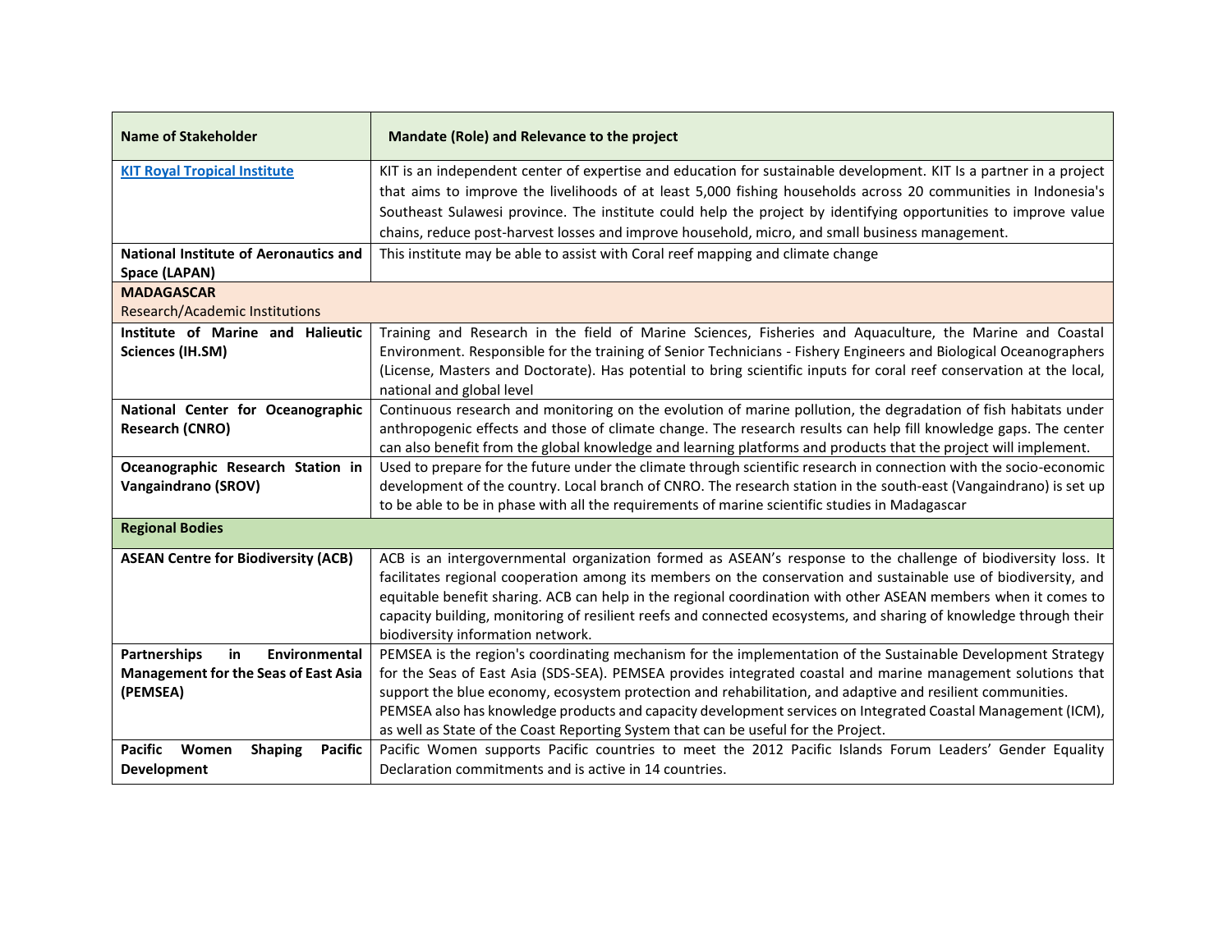| Name of Stakeholder | Mandate (Role) and Relevance to the project |
|---|---|
| [**KIT Royal Tropical Institute**]() | KIT is an independent center of expertise and education for sustainable development. KIT Is a partner in a project that aims to improve the livelihoods of at least 5,000 fishing households across 20 communities in Indonesia's Southeast Sulawesi province. The institute could help the project by identifying opportunities to improve value chains, reduce post-harvest losses and improve household, micro, and small business management. |
| **National Institute of Aeronautics and Space (LAPAN)** | This institute may be able to assist with Coral reef mapping and climate change |
| **MADAGASCAR**<br>Research/Academic Institutions | |
| **Institute of Marine and Halieutic Sciences (IH.SM)** | Training and Research in the field of Marine Sciences, Fisheries and Aquaculture, the Marine and Coastal Environment. Responsible for the training of Senior Technicians - Fishery Engineers and Biological Oceanographers (License, Masters and Doctorate). Has potential to bring scientific inputs for coral reef conservation at the local, national and global level |
| **National Center for Oceanographic Research (CNRO)** | Continuous research and monitoring on the evolution of marine pollution, the degradation of fish habitats under anthropogenic effects and those of climate change. The research results can help fill knowledge gaps. The center can also benefit from the global knowledge and learning platforms and products that the project will implement. |
| **Oceanographic Research Station in Vangaindrano (SROV)** | Used to prepare for the future under the climate through scientific research in connection with the socio-economic development of the country. Local branch of CNRO. The research station in the south-east (Vangaindrano) is set up to be able to be in phase with all the requirements of marine scientific studies in Madagascar |
| **Regional Bodies** | |
| **ASEAN Centre for Biodiversity (ACB)** | ACB is an intergovernmental organization formed as ASEAN's response to the challenge of biodiversity loss. It facilitates regional cooperation among its members on the conservation and sustainable use of biodiversity, and equitable benefit sharing. ACB can help in the regional coordination with other ASEAN members when it comes to capacity building, monitoring of resilient reefs and connected ecosystems, and sharing of knowledge through their biodiversity information network. |
| **Partnerships in Environmental Management for the Seas of East Asia (PEMSEA)** | PEMSEA is the region's coordinating mechanism for the implementation of the Sustainable Development Strategy for the Seas of East Asia (SDS-SEA). PEMSEA provides integrated coastal and marine management solutions that support the blue economy, ecosystem protection and rehabilitation, and adaptive and resilient communities.<br>PEMSEA also has knowledge products and capacity development services on Integrated Coastal Management (ICM), as well as State of the Coast Reporting System that can be useful for the Project. |
| **Pacific Women Shaping Pacific Development** | Pacific Women supports Pacific countries to meet the 2012 Pacific Islands Forum Leaders' Gender Equality Declaration commitments and is active in 14 countries. |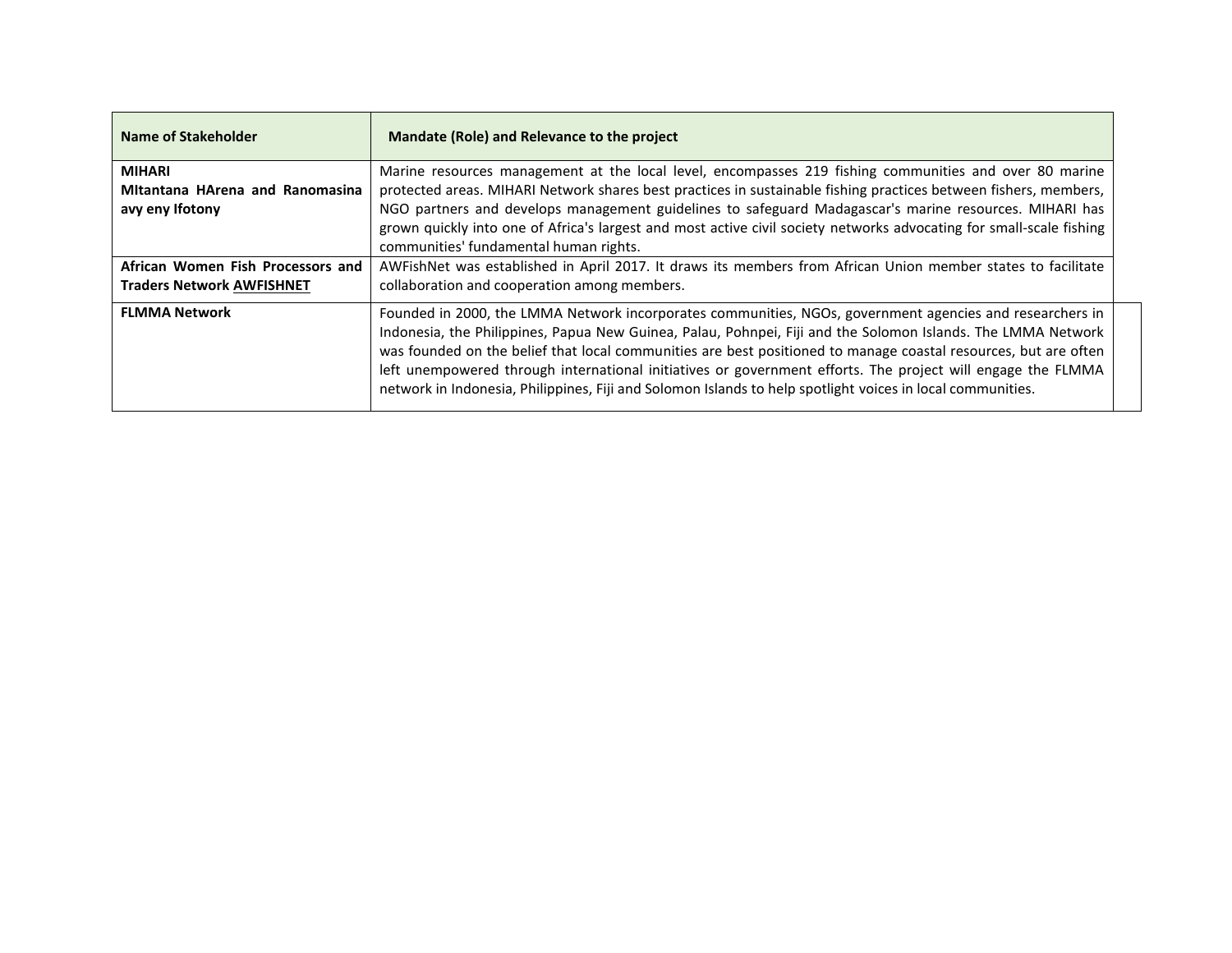| Name of Stakeholder | Mandate (Role) and Relevance to the project |
|---|---|
| **MIHARI**<br>**MItantana HArena and Ranomasina avy eny Ifotony** | Marine resources management at the local level, encompasses 219 fishing communities and over 80 marine protected areas. MIHARI Network shares best practices in sustainable fishing practices between fishers, members, NGO partners and develops management guidelines to safeguard Madagascar's marine resources. MIHARI has grown quickly into one of Africa's largest and most active civil society networks advocating for small-scale fishing communities' fundamental human rights. |
| **African Women Fish Processors and Traders Network AWFISHNET** | AWFishNet was established in April 2017. It draws its members from African Union member states to facilitate collaboration and cooperation among members. |
| **FLMMA Network** | Founded in 2000, the LMMA Network incorporates communities, NGOs, government agencies and researchers in Indonesia, the Philippines, Papua New Guinea, Palau, Pohnpei, Fiji and the Solomon Islands. The LMMA Network was founded on the belief that local communities are best positioned to manage coastal resources, but are often left unempowered through international initiatives or government efforts. The project will engage the FLMMA network in Indonesia, Philippines, Fiji and Solomon Islands to help spotlight voices in local communities. |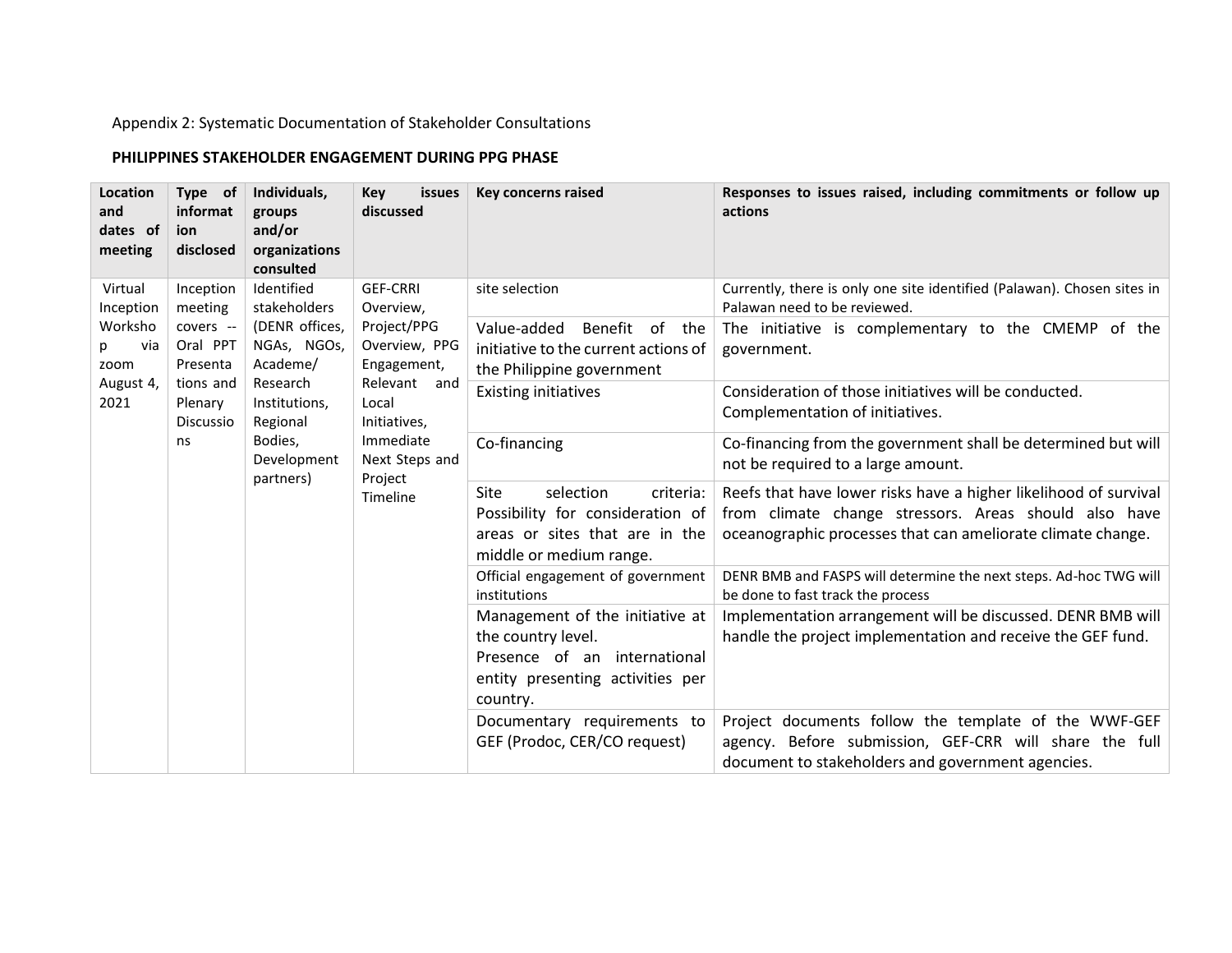Appendix 2: Systematic Documentation of Stakeholder Consultations

**PHILIPPINES STAKEHOLDER ENGAGEMENT DURING PPG PHASE**

| Location and dates of meeting | Type of information disclosed | Individuals, groups and/or organizations consulted | Key issues discussed | Key concerns raised | Responses to issues raised, including commitments or follow up actions |
|---|---|---|---|---|---|
| Virtual Inception Workshop via zoom August 4, 2021 | Inception meeting covers -- Oral PPT Presentations and Plenary Discussions | Identified stakeholders (DENR offices, NGAs, NGOs, Academe/ Research Institutions, Regional Bodies, Development partners) | GEF-CRRI Overview, Project/PPG Overview, PPG Engagement, Relevant and Local Initiatives, Immediate Next Steps and Project Timeline | site selection | Currently, there is only one site identified (Palawan). Chosen sites in Palawan need to be reviewed. |
| | | | | Value-added Benefit of the initiative to the current actions of the Philippine government | The initiative is complementary to the CMEMP of the government. |
| | | | | Existing initiatives | Consideration of those initiatives will be conducted. Complementation of initiatives. |
| | | | | Co-financing | Co-financing from the government shall be determined but will not be required to a large amount. |
| | | | | Site selection criteria: Possibility for consideration of areas or sites that are in the middle or medium range. | Reefs that have lower risks have a higher likelihood of survival from climate change stressors. Areas should also have oceanographic processes that can ameliorate climate change. |
| | | | | Official engagement of government institutions | DENR BMB and FASPS will determine the next steps. Ad-hoc TWG will be done to fast track the process |
| | | | | Management of the initiative at the country level. Presence of an international entity presenting activities per country. | Implementation arrangement will be discussed. DENR BMB will handle the project implementation and receive the GEF fund. |
| | | | | Documentary requirements to GEF (Prodoc, CER/CO request) | Project documents follow the template of the WWF-GEF agency. Before submission, GEF-CRR will share the full document to stakeholders and government agencies. |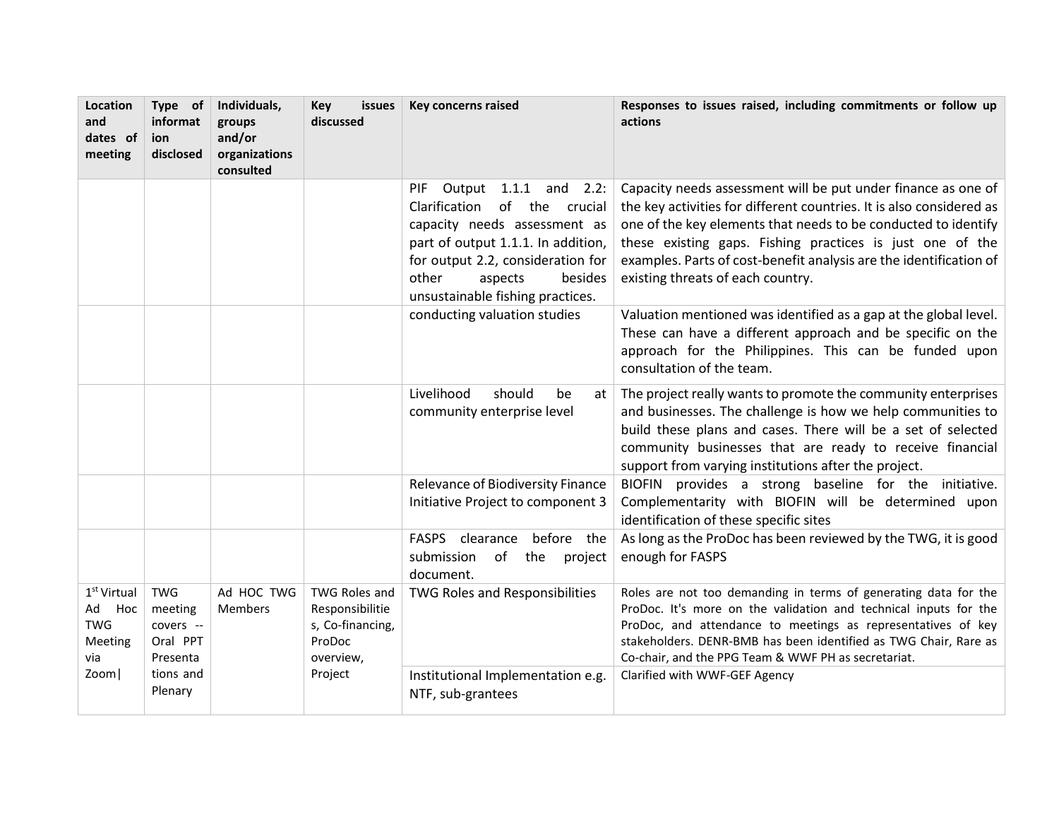| Location and dates of meeting | Type of information disclosed | Individuals, groups and/or organizations consulted | Key issues discussed | Key concerns raised | Responses to issues raised, including commitments or follow up actions |
|---|---|---|---|---|---|
| | | | | PIF Output 1.1.1 and 2.2: Clarification of the crucial capacity needs assessment as part of output 1.1.1. In addition, for output 2.2, consideration for other aspects besides unsustainable fishing practices. | Capacity needs assessment will be put under finance as one of the key activities for different countries. It is also considered as one of the key elements that needs to be conducted to identify these existing gaps. Fishing practices is just one of the examples. Parts of cost-benefit analysis are the identification of existing threats of each country. |
| | | | | conducting valuation studies | Valuation mentioned was identified as a gap at the global level. These can have a different approach and be specific on the approach for the Philippines. This can be funded upon consultation of the team. |
| | | | | Livelihood should be at community enterprise level | The project really wants to promote the community enterprises and businesses. The challenge is how we help communities to build these plans and cases. There will be a set of selected community businesses that are ready to receive financial support from varying institutions after the project. |
| | | | | Relevance of Biodiversity Finance Initiative Project to component 3 | BIOFIN provides a strong baseline for the initiative. Complementarity with BIOFIN will be determined upon identification of these specific sites |
| | | | | FASPS clearance before the submission of the project document. | As long as the ProDoc has been reviewed by the TWG, it is good enough for FASPS |
| 1st Virtual Ad Hoc TWG Meeting via Zoom\| | TWG meeting covers -- Oral PPT Presentations and Plenary | Ad HOC TWG Members | TWG Roles and Responsibilities, Co-financing, ProDoc overview, Project | TWG Roles and Responsibilities | Roles are not too demanding in terms of generating data for the ProDoc. It's more on the validation and technical inputs for the ProDoc, and attendance to meetings as representatives of key stakeholders. DENR-BMB has been identified as TWG Chair, Rare as Co-chair, and the PPG Team & WWF PH as secretariat. |
| | | | | Institutional Implementation e.g. NTF, sub-grantees | Clarified with WWF-GEF Agency |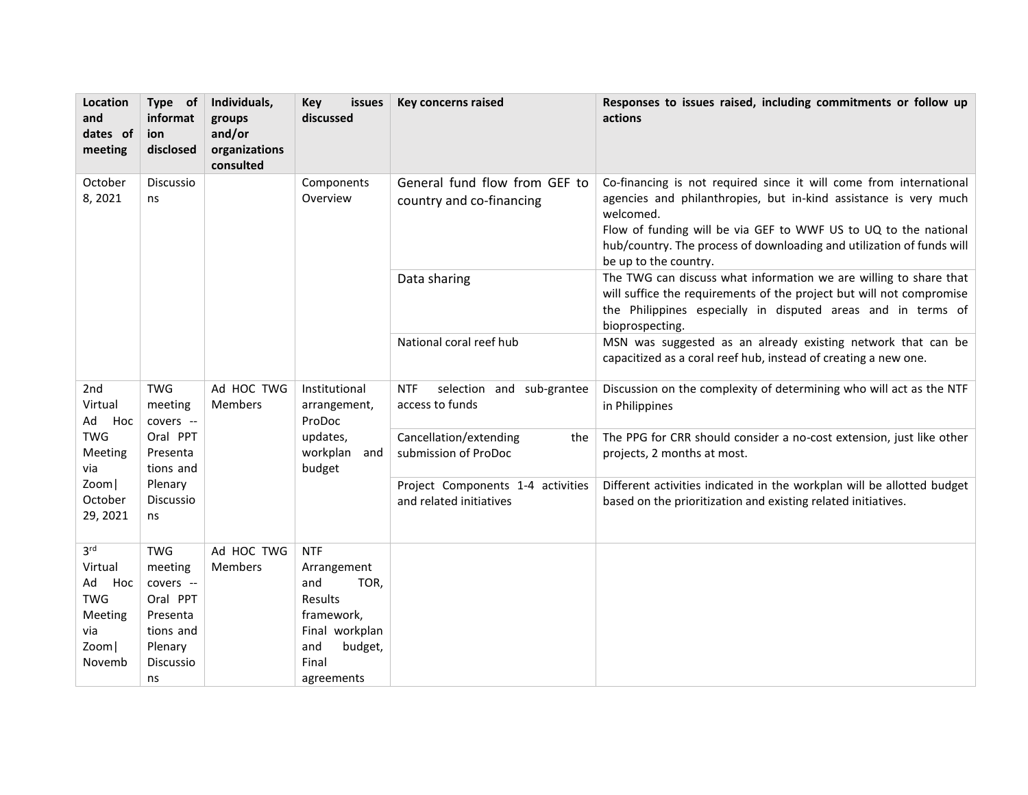| Location and dates of meeting | Type of information disclosed | Individuals, groups and/or organizations consulted | Key issues discussed | Key concerns raised | Responses to issues raised, including commitments or follow up actions |
|---|---|---|---|---|---|
| October 8, 2021 | Discussions | | Components Overview | General fund flow from GEF to country and co-financing | Co-financing is not required since it will come from international agencies and philanthropies, but in-kind assistance is very much welcomed. Flow of funding will be via GEF to WWF US to UQ to the national hub/country. The process of downloading and utilization of funds will be up to the country. |
| | | | | Data sharing | The TWG can discuss what information we are willing to share that will suffice the requirements of the project but will not compromise the Philippines especially in disputed areas and in terms of bioprospecting. |
| | | | | National coral reef hub | MSN was suggested as an already existing network that can be capacitized as a coral reef hub, instead of creating a new one. |
| 2nd Virtual Ad Hoc TWG Meeting via Zoom\| October 29, 2021 | TWG meeting covers -- Oral PPT Presentations and Plenary Discussions | Ad HOC TWG Members | Institutional arrangement, ProDoc updates, workplan and budget | NTF selection and sub-grantee access to funds | Discussion on the complexity of determining who will act as the NTF in Philippines |
| | | | | Cancellation/extending the submission of ProDoc | The PPG for CRR should consider a no-cost extension, just like other projects, 2 months at most. |
| | | | | Project Components 1-4 activities and related initiatives | Different activities indicated in the workplan will be allotted budget based on the prioritization and existing related initiatives. |
| 3rd Virtual Ad Hoc TWG Meeting via Zoom\| Novemb | TWG meeting covers -- Oral PPT Presentations and Plenary Discussions | Ad HOC TWG Members | NTF Arrangement and TOR, Results framework, Final workplan and budget, Final agreements | | |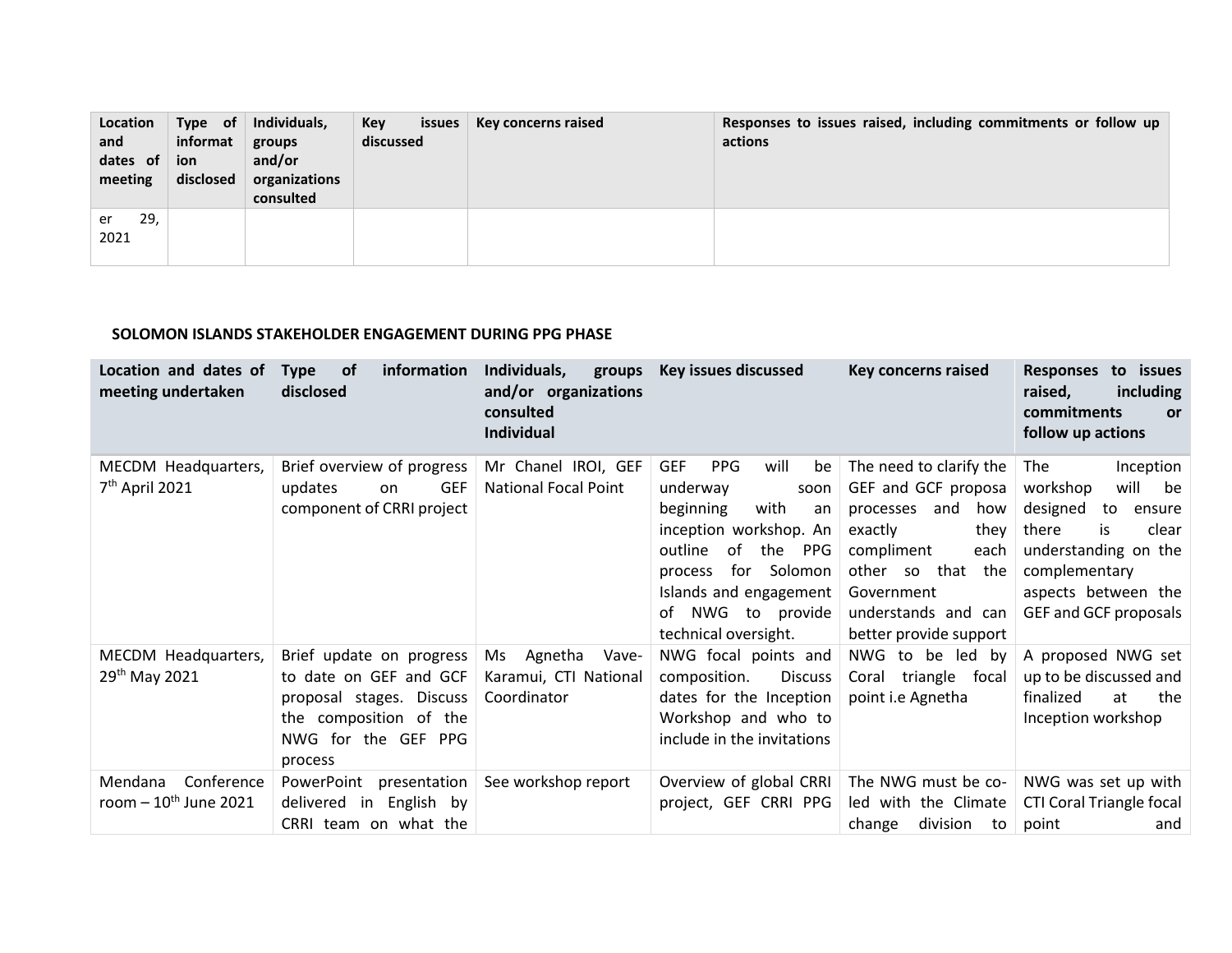| Location and dates of meeting | Type of information disclosed | Individuals, groups and/or organizations consulted | Key issues discussed | Key concerns raised | Responses to issues raised, including commitments or follow up actions |
|---|---|---|---|---|---|
| er 29, 2021 | | | | | |

**SOLOMON ISLANDS STAKEHOLDER ENGAGEMENT DURING PPG PHASE**

| Location and dates of meeting undertaken | Type of information disclosed | Individuals, groups and/or organizations consulted Individual | Key issues discussed | Key concerns raised | Responses to issues raised, including commitments or follow up actions |
|---|---|---|---|---|---|
| MECDM Headquarters, 7th April 2021 | Brief overview of progress updates on GEF component of CRRI project | Mr Chanel IROI, GEF National Focal Point | GEF PPG will be underway soon beginning with an inception workshop. An outline of the PPG process for Solomon Islands and engagement of NWG to provide technical oversight. | The need to clarify the GEF and GCF proposa processes and how exactly they compliment each other so that the Government understands and can better provide support | The Inception workshop will be designed to ensure there is clear understanding on the complementary aspects between the GEF and GCF proposals |
| MECDM Headquarters, 29th May 2021 | Brief update on progress to date on GEF and GCF proposal stages. Discuss the composition of the NWG for the GEF PPG process | Ms Agnetha Vave-Karamui, CTI National Coordinator | NWG focal points and composition. Discuss dates for the Inception Workshop and who to include in the invitations | NWG to be led by Coral triangle focal point i.e Agnetha | A proposed NWG set up to be discussed and finalized at the Inception workshop |
| Mendana Conference room – 10th June 2021 | PowerPoint presentation delivered in English by CRRI team on what the | See workshop report | Overview of global CRRI project, GEF CRRI PPG | The NWG must be co-led with the Climate change division to | NWG was set up with CTI Coral Triangle focal point and |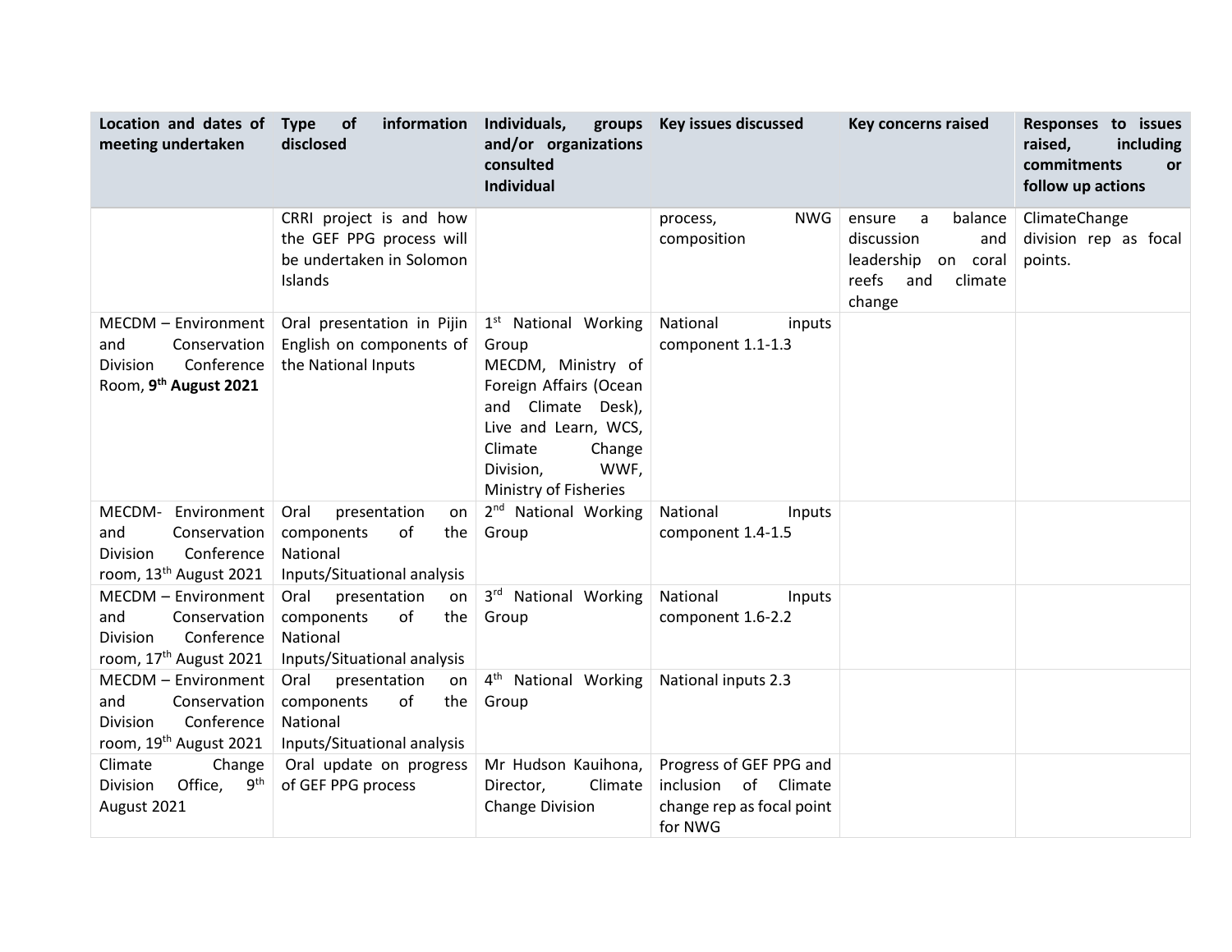| Location and dates of meeting undertaken | Type of information disclosed | Individuals, groups and/or organizations consulted Individual | Key issues discussed | Key concerns raised | Responses to issues raised, including commitments or follow up actions |
|---|---|---|---|---|---|
| | CRRI project is and how the GEF PPG process will be undertaken in Solomon Islands | | process, NWG composition | ensure a balance discussion and leadership on coral reefs and climate change | ClimateChange division rep as focal points. |
| MECDM – Environment and Conservation Division Conference Room, **9th August 2021** | Oral presentation in Pijin English on components of the National Inputs | 1st National Working Group MECDM, Ministry of Foreign Affairs (Ocean and Climate Desk), Live and Learn, WCS, Climate Change Division, WWF, Ministry of Fisheries | National inputs component 1.1-1.3 | | |
| MECDM- Environment and Conservation Division Conference room, 13th August 2021 | Oral presentation on components of the National Inputs/Situational analysis | 2nd National Working Group | National Inputs component 1.4-1.5 | | |
| MECDM – Environment and Conservation Division Conference room, 17th August 2021 | Oral presentation on components of the National Inputs/Situational analysis | 3rd National Working Group | National Inputs component 1.6-2.2 | | |
| MECDM – Environment and Conservation Division Conference room, 19th August 2021 | Oral presentation on components of the National Inputs/Situational analysis | 4th National Working Group | National inputs 2.3 | | |
| Climate Change Division Office, 9th August 2021 | Oral update on progress of GEF PPG process | Mr Hudson Kauihona, Director, Climate Change Division | Progress of GEF PPG and inclusion of Climate change rep as focal point for NWG | | |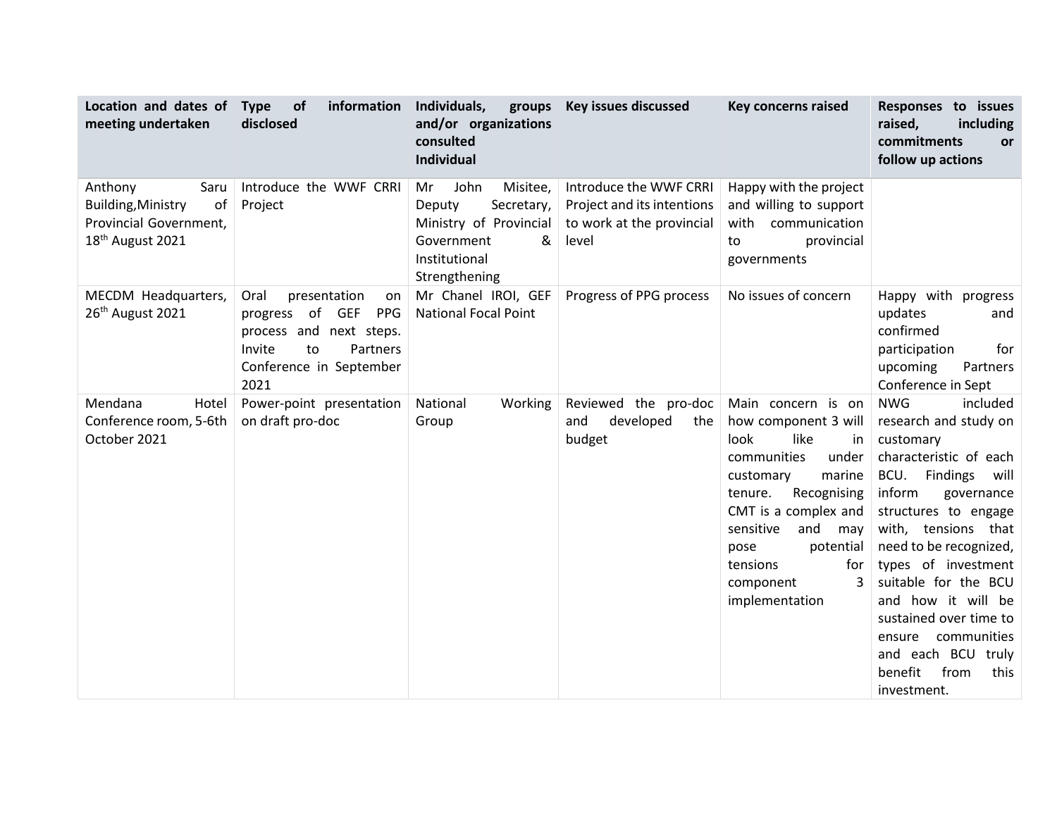| Location and dates of meeting undertaken | Type of information disclosed | Individuals, groups and/or organizations consulted Individual | Key issues discussed | Key concerns raised | Responses to issues raised, including commitments or follow up actions |
|---|---|---|---|---|---|
| Anthony Saru Building,Ministry of Provincial Government, 18th August 2021 | Introduce the WWF CRRI Project | Mr John Misitee, Deputy Secretary, Ministry of Provincial Government & Institutional Strengthening | Introduce the WWF CRRI Project and its intentions to work at the provincial level | Happy with the project and willing to support with communication to provincial governments | |
| MECDM Headquarters, 26th August 2021 | Oral presentation on progress of GEF PPG process and next steps. Invite to Partners Conference in September 2021 | Mr Chanel IROI, GEF National Focal Point | Progress of PPG process | No issues of concern | Happy with progress updates and confirmed participation for upcoming Partners Conference in Sept |
| Mendana Hotel Conference room, 5-6th October 2021 | Power-point presentation on draft pro-doc | National Working Group | Reviewed the pro-doc and developed the budget | Main concern is on how component 3 will look like in communities under customary marine tenure. Recognising CMT is a complex and sensitive and may pose potential tensions for component 3 implementation | NWG included research and study on customary characteristic of each BCU. Findings will inform governance structures to engage with, tensions that need to be recognized, types of investment suitable for the BCU and how it will be sustained over time to ensure communities and each BCU truly benefit from this investment. |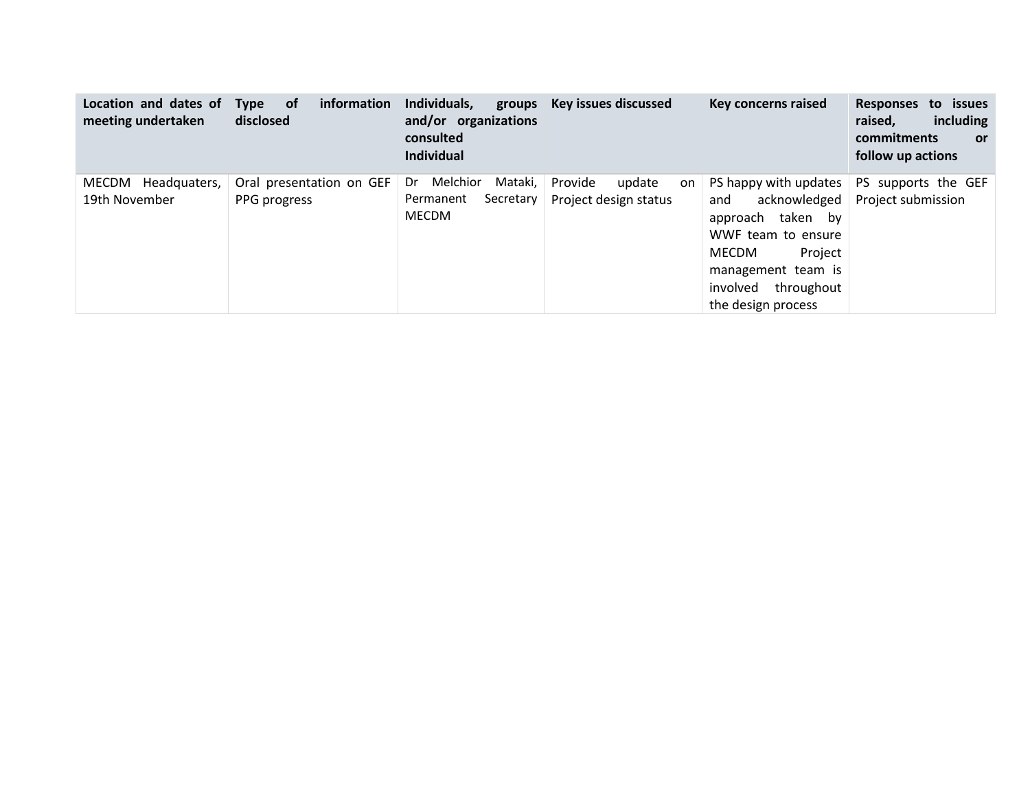| Location and dates of meeting undertaken | Type of information disclosed | Individuals, groups and/or organizations consulted Individual | Key issues discussed | Key concerns raised | Responses to issues raised, including commitments or follow up actions |
|---|---|---|---|---|---|
| MECDM Headquaters, 19th November | Oral presentation on GEF PPG progress | Dr Melchior Mataki, Permanent Secretary MECDM | Provide update on Project design status | PS happy with updates and acknowledged approach taken by WWF team to ensure MECDM Project management team is involved throughout the design process | PS supports the GEF Project submission |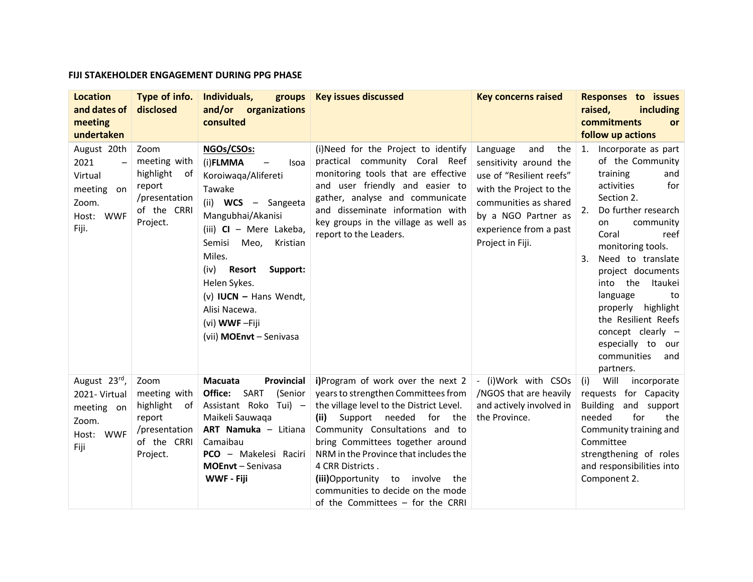**FIJI STAKEHOLDER ENGAGEMENT DURING PPG PHASE**

| Location and dates of meeting undertaken | Type of info. disclosed | Individuals, groups and/or organizations consulted | Key issues discussed | Key concerns raised | Responses to issues raised, including commitments or follow up actions |
|---|---|---|---|---|---|
| August 20th 2021 – Virtual meeting on Zoom. Host: WWF Fiji. | Zoom meeting with highlight of report /presentation of the CRRI Project. | **NGOs/CSOs:** (i)**FLMMA** – Isoa Koroiwaqa/Alifereti Tawake (ii) **WCS** – Sangeeta Mangubhai/Akanisi (iii) **CI** – Mere Lakeba, Semisi Meo, Kristian Miles. (iv) **Resort Support:** Helen Sykes. (v) **IUCN –** Hans Wendt, Alisi Nacewa. (vi) **WWF** –Fiji (vii) **MOEnvt** – Senivasa | (i)Need for the Project to identify practical community Coral Reef monitoring tools that are effective and user friendly and easier to gather, analyse and communicate and disseminate information with key groups in the village as well as report to the Leaders. | Language and the sensitivity around the use of "Resilient reefs" with the Project to the communities as shared by a NGO Partner as experience from a past Project in Fiji. | 1. Incorporate as part of the Community training and activities for Section 2. 2. Do further research on community Coral reef monitoring tools. 3. Need to translate project documents into the Itaukei language to properly highlight the Resilient Reefs concept clearly – especially to our communities and partners. |
| August 23rd, 2021- Virtual meeting on Zoom. Host: WWF Fiji | Zoom meeting with highlight of report /presentation of the CRRI Project. | **Macuata Provincial Office:** SART (Senior Assistant Roko Tui) – Maikeli Sauwaqa **ART Namuka** – Litiana Camaibau **PCO** – Makelesi Raciri **MOEnvt** – Senivasa **WWF - Fiji** | **i)**Program of work over the next 2 years to strengthen Committees from the village level to the District Level. **(ii)** Support needed for the Community Consultations and to bring Committees together around NRM in the Province that includes the 4 CRR Districts . **(iii)**Opportunity to involve the communities to decide on the mode of the Committees – for the CRRI | - (i)Work with CSOs /NGOS that are heavily and actively involved in the Province. | (i) Will incorporate requests for Capacity Building and support needed for the Community training and Committee strengthening of roles and responsibilities into Component 2. |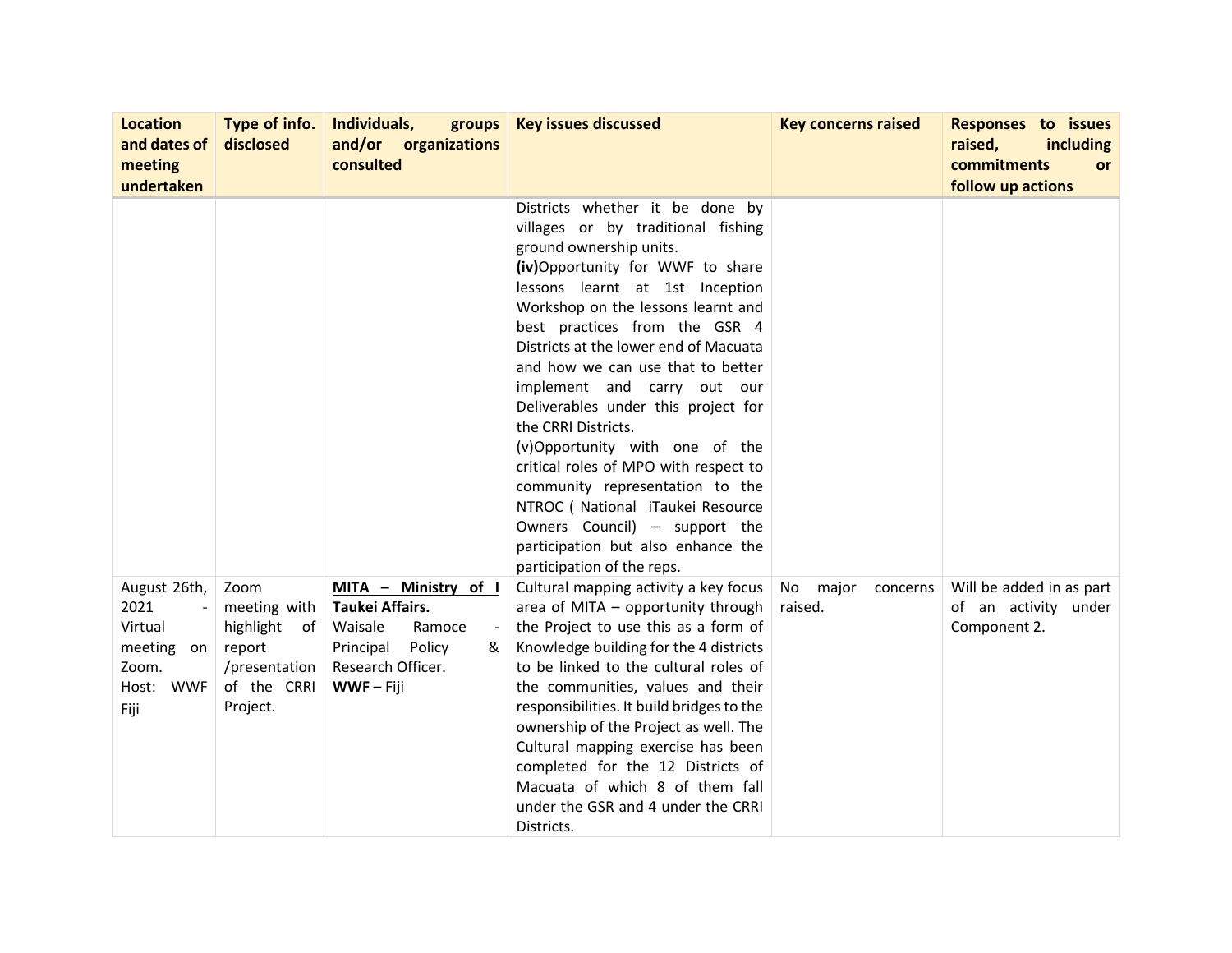| Location and dates of meeting undertaken | Type of info. disclosed | Individuals, groups and/or organizations consulted | Key issues discussed | Key concerns raised | Responses to issues raised, including commitments or follow up actions |
|---|---|---|---|---|---|
| | | | Districts whether it be done by villages or by traditional fishing ground ownership units.<br>**(iv)**Opportunity for WWF to share lessons learnt at 1st Inception Workshop on the lessons learnt and best practices from the GSR 4 Districts at the lower end of Macuata and how we can use that to better implement and carry out our Deliverables under this project for the CRRI Districts.<br>(v)Opportunity with one of the critical roles of MPO with respect to community representation to the NTROC ( National iTaukei Resource Owners Council) – support the participation but also enhance the participation of the reps. | | |
| August 26th, 2021 - Virtual meeting on Zoom. Host: WWF Fiji | Zoom meeting with highlight of report /presentation of the CRRI Project. | **MITA – Ministry of I Taukei Affairs.**<br>Waisale Ramoce - Principal Policy & Research Officer.<br>**WWF** – Fiji | Cultural mapping activity a key focus area of MITA – opportunity through the Project to use this as a form of Knowledge building for the 4 districts to be linked to the cultural roles of the communities, values and their responsibilities. It build bridges to the ownership of the Project as well. The Cultural mapping exercise has been completed for the 12 Districts of Macuata of which 8 of them fall under the GSR and 4 under the CRRI Districts. | No major concerns raised. | Will be added in as part of an activity under Component 2. |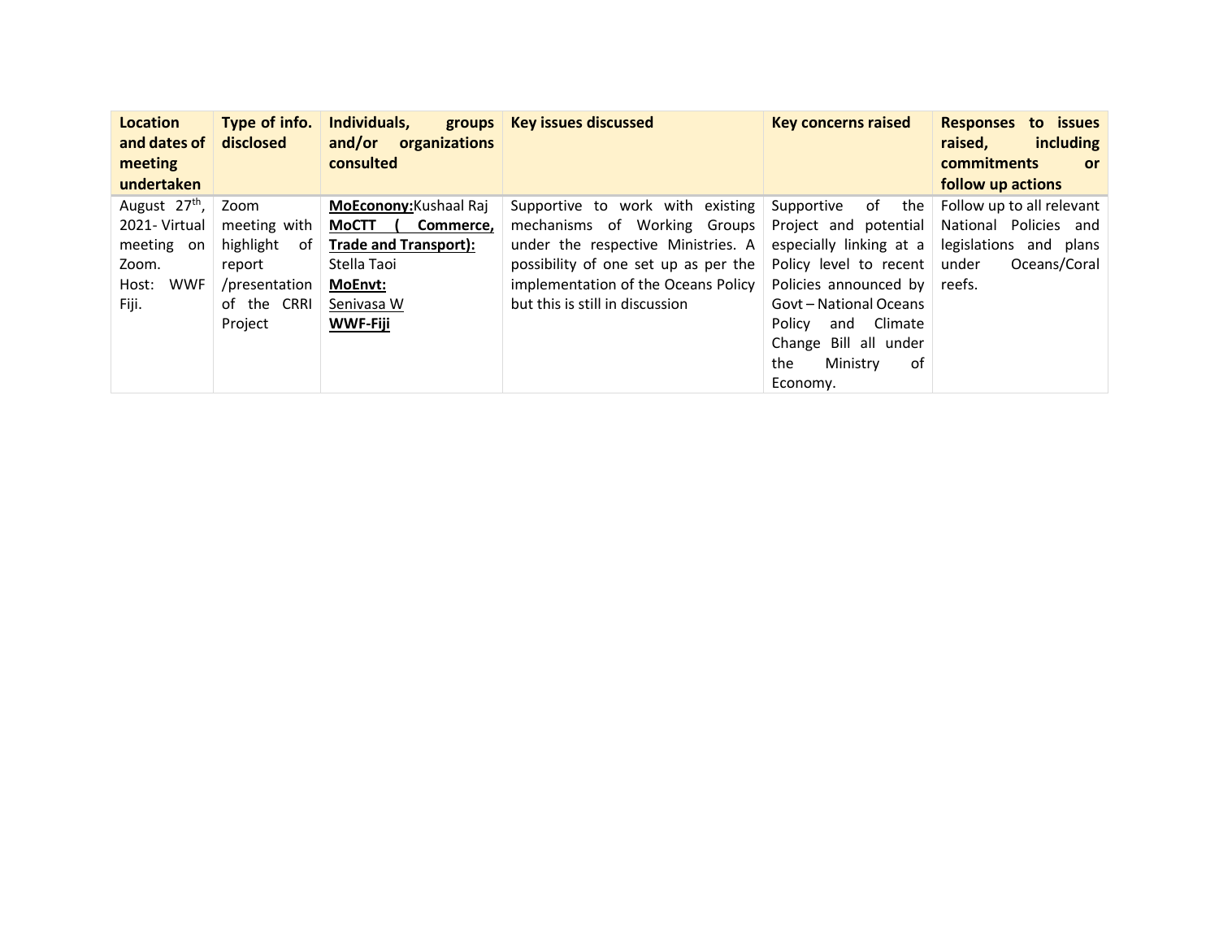| Location and dates of meeting undertaken | Type of info. disclosed | Individuals, groups and/or organizations consulted | Key issues discussed | Key concerns raised | Responses to issues raised, including commitments or follow up actions |
|---|---|---|---|---|---|
| August 27th, 2021- Virtual meeting on Zoom. Host: WWF Fiji. | Zoom meeting with highlight of report /presentation of the CRRI Project | **MoEconony:**Kushaal Raj **MoCTT ( Commerce, Trade and Transport):** Stella Taoi **MoEnvt:** Senivasa W **WWF-Fiji** | Supportive to work with existing mechanisms of Working Groups under the respective Ministries. A possibility of one set up as per the implementation of the Oceans Policy but this is still in discussion | Supportive of the Project and potential especially linking at a Policy level to recent Policies announced by Govt – National Oceans Policy and Climate Change Bill all under the Ministry of Economy. | Follow up to all relevant National Policies and legislations and plans under Oceans/Coral reefs. |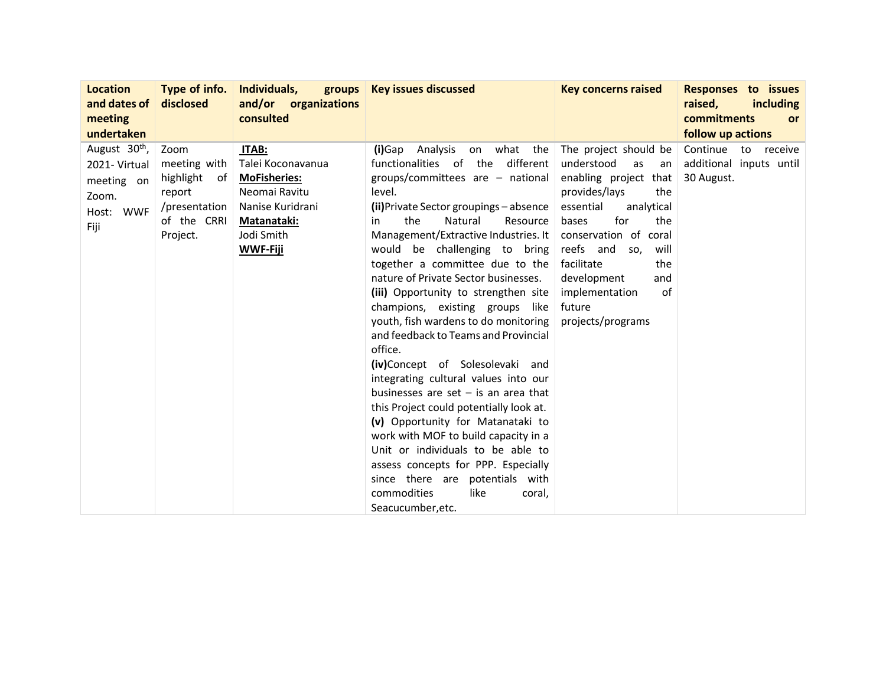| Location and dates of meeting undertaken | Type of info. disclosed | Individuals, groups and/or organizations consulted | Key issues discussed | Key concerns raised | Responses to issues raised, including commitments or follow up actions |
|---|---|---|---|---|---|
| August 30th, 2021- Virtual meeting on Zoom. Host: WWF Fiji | Zoom meeting with highlight of report /presentation of the CRRI Project. | **ITAB:** Talei Koconavanua **MoFisheries:** Neomai Ravitu Nanise Kuridrani **Matanataki:** Jodi Smith **WWF-Fiji** | **(i)**Gap Analysis on what the functionalities of the different groups/committees are – national level. **(ii)**Private Sector groupings – absence in the Natural Resource Management/Extractive Industries. It would be challenging to bring together a committee due to the nature of Private Sector businesses. **(iii)** Opportunity to strengthen site champions, existing groups like youth, fish wardens to do monitoring and feedback to Teams and Provincial office. **(iv)**Concept of Solesolevaki and integrating cultural values into our businesses are set – is an area that this Project could potentially look at. **(v)** Opportunity for Matanataki to work with MOF to build capacity in a Unit or individuals to be able to assess concepts for PPP. Especially since there are potentials with commodities like coral, Seacucumber,etc. | The project should be understood as an enabling project that provides/lays the essential analytical bases for the conservation of coral reefs and so, will facilitate the development and implementation of future projects/programs | Continue to receive additional inputs until 30 August. |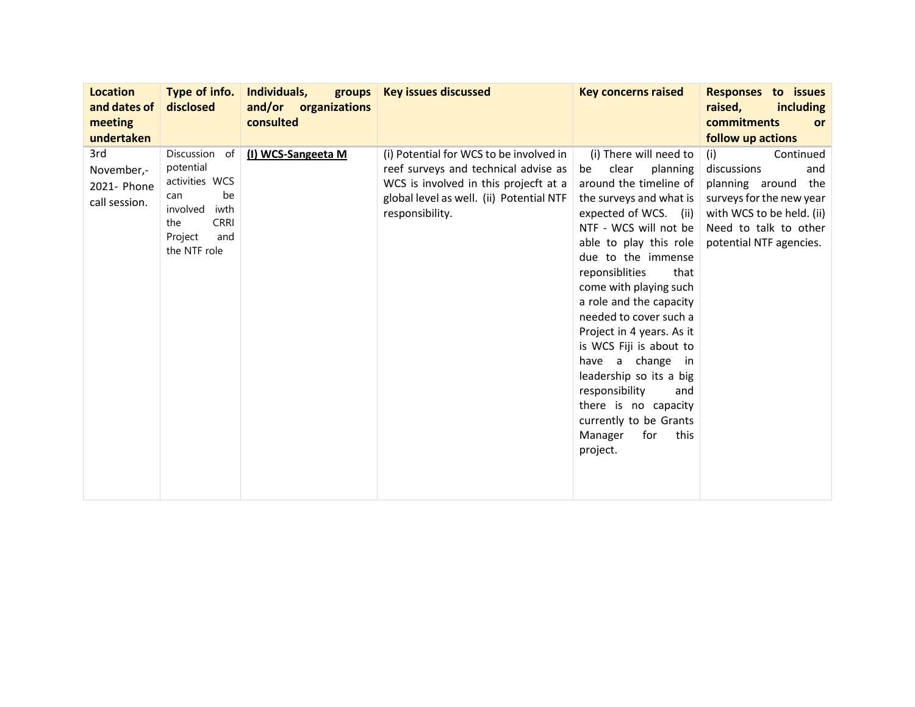| Location and dates of meeting undertaken | Type of info. disclosed | Individuals, groups and/or organizations consulted | Key issues discussed | Key concerns raised | Responses to issues raised, including commitments or follow up actions |
|---|---|---|---|---|---|
| 3rd November,- 2021- Phone call session. | Discussion of potential activities WCS can be involved iwth the CRRI Project and the NTF role | **(I) WCS-Sangeeta M** | (i) Potential for WCS to be involved in reef surveys and technical advise as WCS is involved in this projecft at a global level as well. (ii) Potential NTF responsibility. | (i) There will need to be clear planning around the timeline of the surveys and what is expected of WCS. (ii) NTF - WCS will not be able to play this role due to the immense reponsiblities that come with playing such a role and the capacity needed to cover such a Project in 4 years. As it is WCS Fiji is about to have a change in leadership so its a big responsibility and there is no capacity currently to be Grants Manager for this project. | (i) Continued discussions and planning around the surveys for the new year with WCS to be held. (ii) Need to talk to other potential NTF agencies. |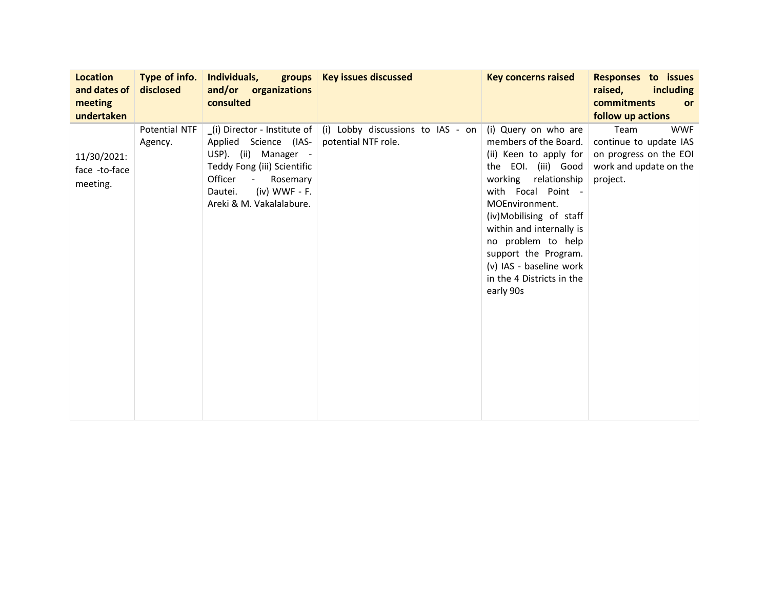| Location and dates of meeting undertaken | Type of info. disclosed | Individuals, groups and/or organizations consulted | Key issues discussed | Key concerns raised | Responses to issues raised, including commitments or follow up actions |
|---|---|---|---|---|---|
| 11/30/2021: face -to-face meeting. | Potential NTF Agency. | _(i) Director - Institute of Applied Science (IAS-USP). (ii) Manager - Teddy Fong (iii) Scientific Officer - Rosemary Dautei. (iv) WWF - F. Areki & M. Vakalalabure. | (i) Lobby discussions to IAS - on potential NTF role. | (i) Query on who are members of the Board. (ii) Keen to apply for the EOI. (iii) Good working relationship with Focal Point - MOEnvironment. (iv)Mobilising of staff within and internally is no problem to help support the Program. (v) IAS - baseline work in the 4 Districts in the early 90s | Team WWF continue to update IAS on progress on the EOI work and update on the project. |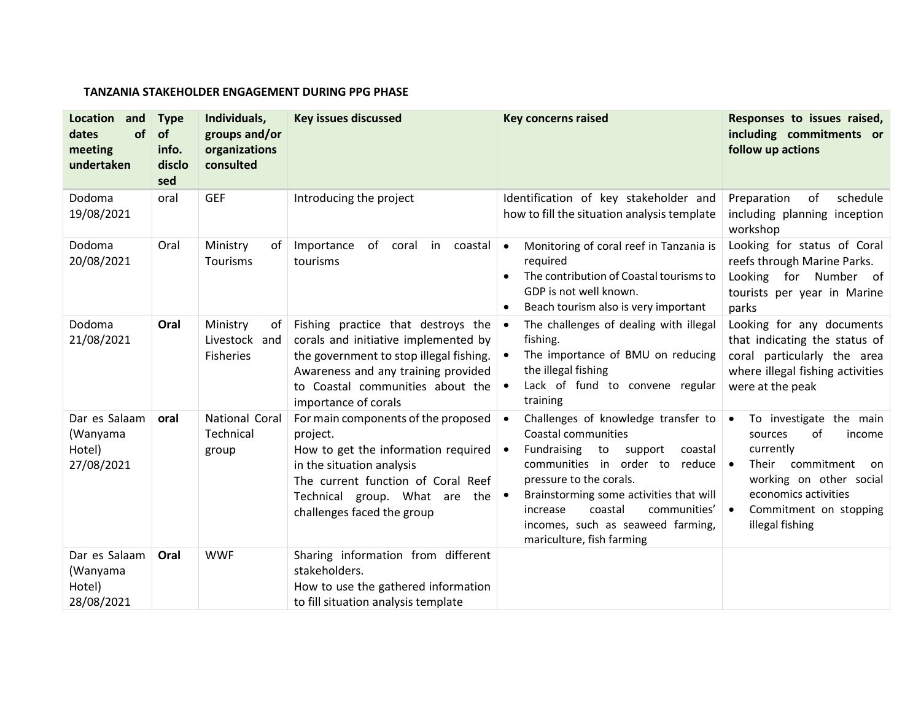**TANZANIA STAKEHOLDER ENGAGEMENT DURING PPG PHASE**

| Location and dates of meeting undertaken | Type of info. disclosed | Individuals, groups and/or organizations consulted | Key issues discussed | Key concerns raised | Responses to issues raised, including commitments or follow up actions |
|---|---|---|---|---|---|
| Dodoma 19/08/2021 | oral | GEF | Introducing the project | Identification of key stakeholder and how to fill the situation analysis template | Preparation of schedule including planning inception workshop |
| Dodoma 20/08/2021 | Oral | Ministry of Tourisms | Importance of coral in coastal tourisms | • Monitoring of coral reef in Tanzania is required<br>• The contribution of Coastal tourisms to GDP is not well known.<br>• Beach tourism also is very important | Looking for status of Coral reefs through Marine Parks.<br>Looking for Number of tourists per year in Marine parks |
| Dodoma 21/08/2021 | **Oral** | Ministry of Livestock and Fisheries | Fishing practice that destroys the corals and initiative implemented by the government to stop illegal fishing. Awareness and any training provided to Coastal communities about the importance of corals | • The challenges of dealing with illegal fishing.<br>• The importance of BMU on reducing the illegal fishing<br>• Lack of fund to convene regular training | Looking for any documents that indicating the status of coral particularly the area where illegal fishing activities were at the peak |
| Dar es Salaam (Wanyama Hotel) 27/08/2021 | **oral** | National Coral Technical group | For main components of the proposed project.<br>How to get the information required in the situation analysis<br>The current function of Coral Reef Technical group. What are the challenges faced the group | • Challenges of knowledge transfer to Coastal communities<br>• Fundraising to support coastal communities in order to reduce pressure to the corals.<br>• Brainstorming some activities that will increase coastal communities' incomes, such as seaweed farming, mariculture, fish farming | • To investigate the main sources of income currently<br>• Their commitment on working on other social economics activities<br>• Commitment on stopping illegal fishing |
| Dar es Salaam (Wanyama Hotel) 28/08/2021 | **Oral** | WWF | Sharing information from different stakeholders.<br>How to use the gathered information to fill situation analysis template | | |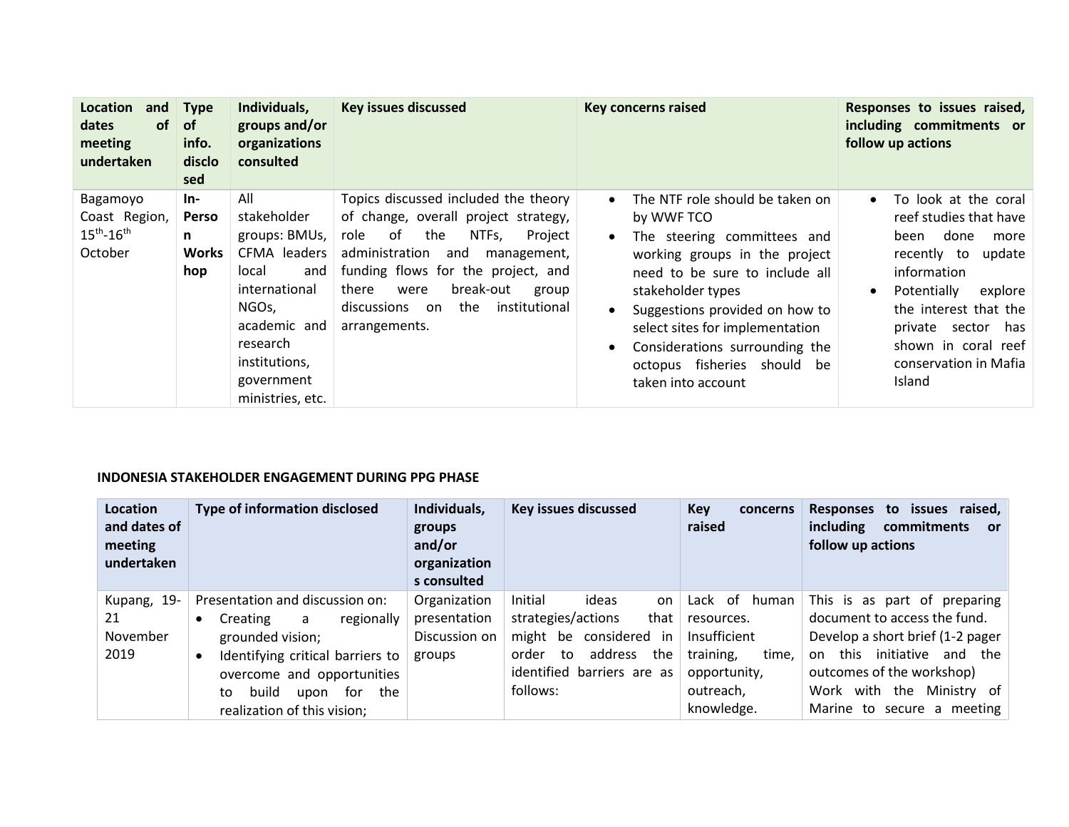| Location and dates of meeting undertaken | Type of info. disclosed | Individuals, groups and/or organizations consulted | Key issues discussed | Key concerns raised | Responses to issues raised, including commitments or follow up actions |
|---|---|---|---|---|---|
| Bagamoyo Coast Region, 15th-16th October | **In-Person Workshop** | All stakeholder groups: BMUs, CFMA leaders local and international NGOs, academic and research institutions, government ministries, etc. | Topics discussed included the theory of change, overall project strategy, role of the NTFs, Project administration and management, funding flows for the project, and there were break-out group discussions on the institutional arrangements. | • The NTF role should be taken on by WWF TCO<br>• The steering committees and working groups in the project need to be sure to include all stakeholder types<br>• Suggestions provided on how to select sites for implementation<br>• Considerations surrounding the octopus fisheries should be taken into account | • To look at the coral reef studies that have been done more recently to update information<br>• Potentially explore the interest that the private sector has shown in coral reef conservation in Mafia Island |

#### INDONESIA STAKEHOLDER ENGAGEMENT DURING PPG PHASE

| Location and dates of meeting undertaken | Type of information disclosed | Individuals, groups and/or organizations consulted | Key issues discussed | Key concerns raised | Responses to issues raised, including commitments or follow up actions |
|---|---|---|---|---|---|
| Kupang, 19-21 November 2019 | Presentation and discussion on:<br>• Creating a regionally grounded vision;<br>• Identifying critical barriers to overcome and opportunities to build upon for the realization of this vision; | Organization presentation Discussion on groups | Initial ideas on strategies/actions that might be considered in order to address the identified barriers are as follows: | Lack of human resources. Insufficient training, time, opportunity, outreach, knowledge. | This is as part of preparing document to access the fund. Develop a short brief (1-2 pager on this initiative and the outcomes of the workshop) Work with the Ministry of Marine to secure a meeting |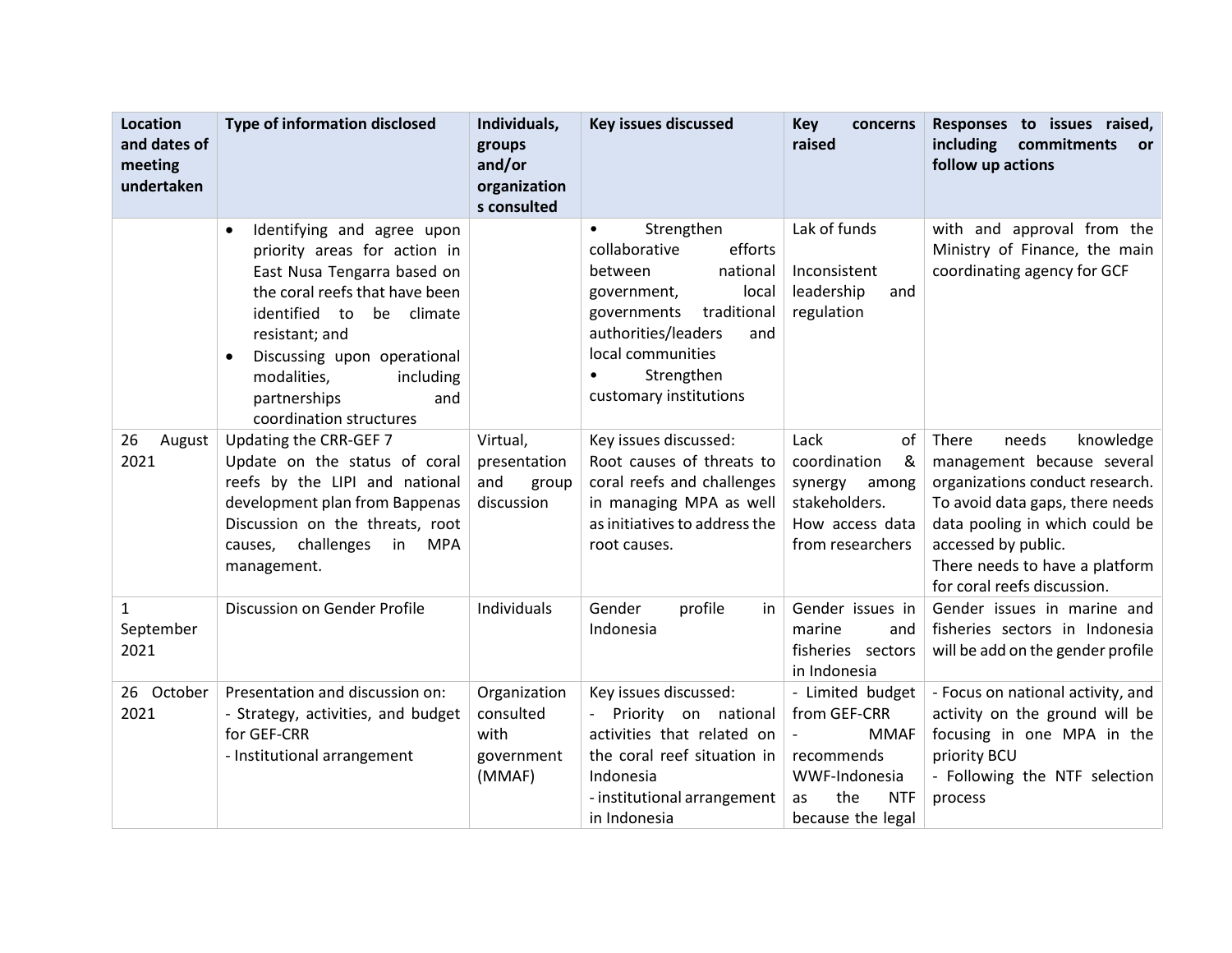| Location and dates of meeting undertaken | Type of information disclosed | Individuals, groups and/or organizations consulted | Key issues discussed | Key concerns raised | Responses to issues raised, including commitments or follow up actions |
|---|---|---|---|---|---|
| | • Identifying and agree upon priority areas for action in East Nusa Tengarra based on the coral reefs that have been identified to be climate resistant; and<br>• Discussing upon operational modalities, including partnerships and coordination structures | | • Strengthen collaborative efforts between national government, local governments traditional authorities/leaders and local communities<br>• Strengthen customary institutions | Lak of funds<br><br>Inconsistent leadership and regulation | with and approval from the Ministry of Finance, the main coordinating agency for GCF |
| 26 August 2021 | Updating the CRR-GEF 7<br>Update on the status of coral reefs by the LIPI and national development plan from Bappenas<br>Discussion on the threats, root causes, challenges in MPA management. | Virtual, presentation and group discussion | Key issues discussed:<br>Root causes of threats to coral reefs and challenges in managing MPA as well as initiatives to address the root causes. | Lack of coordination & synergy among stakeholders.<br>How access data from researchers | There needs knowledge management because several organizations conduct research. To avoid data gaps, there needs data pooling in which could be accessed by public.<br>There needs to have a platform for coral reefs discussion. |
| 1 September 2021 | Discussion on Gender Profile | Individuals | Gender profile in Indonesia | Gender issues in marine and fisheries sectors in Indonesia | Gender issues in marine and fisheries sectors in Indonesia will be add on the gender profile |
| 26 October 2021 | Presentation and discussion on:<br>- Strategy, activities, and budget for GEF-CRR<br>- Institutional arrangement | Organization consulted with government (MMAF) | Key issues discussed:<br>- Priority on national activities that related on the coral reef situation in Indonesia<br>- institutional arrangement in Indonesia | - Limited budget from GEF-CRR<br>- MMAF recommends WWF-Indonesia as the NTF because the legal | - Focus on national activity, and activity on the ground will be focusing in one MPA in the priority BCU<br>- Following the NTF selection process |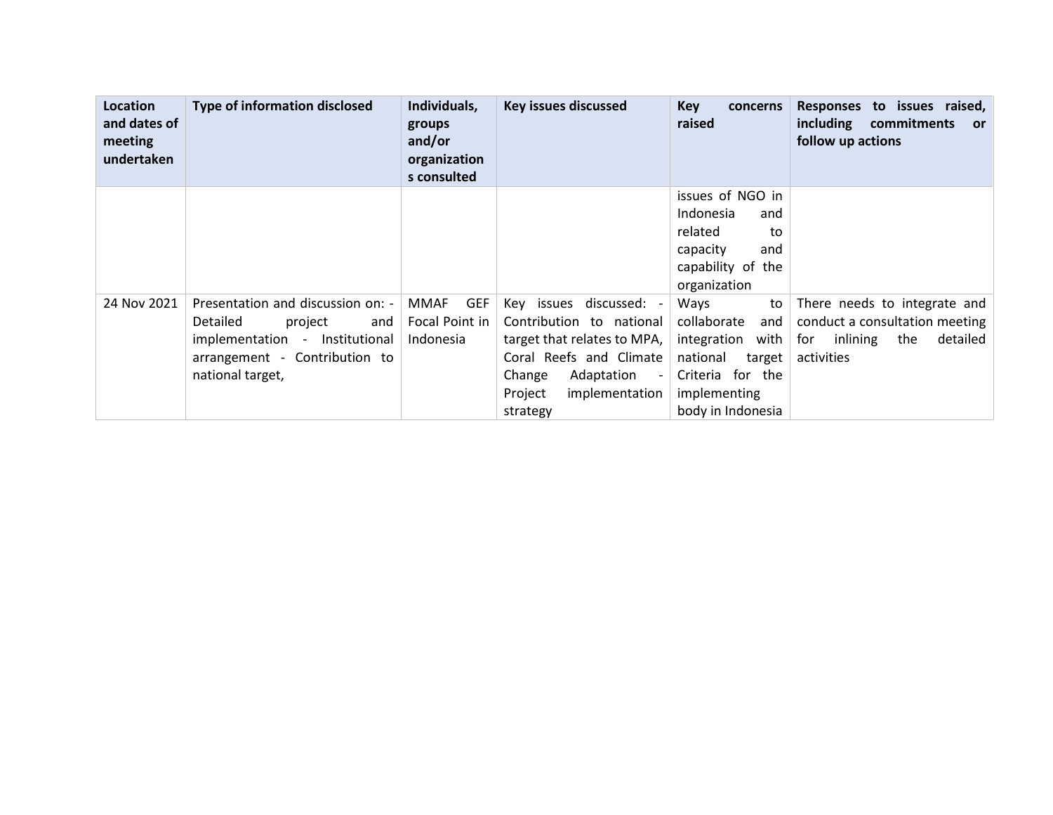| Location and dates of meeting undertaken | Type of information disclosed | Individuals, groups and/or organizations consulted | Key issues discussed | Key concerns raised | Responses to issues raised, including commitments or follow up actions |
|---|---|---|---|---|---|
| | | | | issues of NGO in Indonesia and related to capacity and capability of the organization | |
| 24 Nov 2021 | Presentation and discussion on: - Detailed project and implementation - Institutional arrangement - Contribution to national target, | MMAF GEF Focal Point in Indonesia | Key issues discussed: - Contribution to national target that relates to MPA, Coral Reefs and Climate Change Adaptation - Project implementation strategy | Ways to collaborate and integration with national target Criteria for the implementing body in Indonesia | There needs to integrate and conduct a consultation meeting for inlining the detailed activities |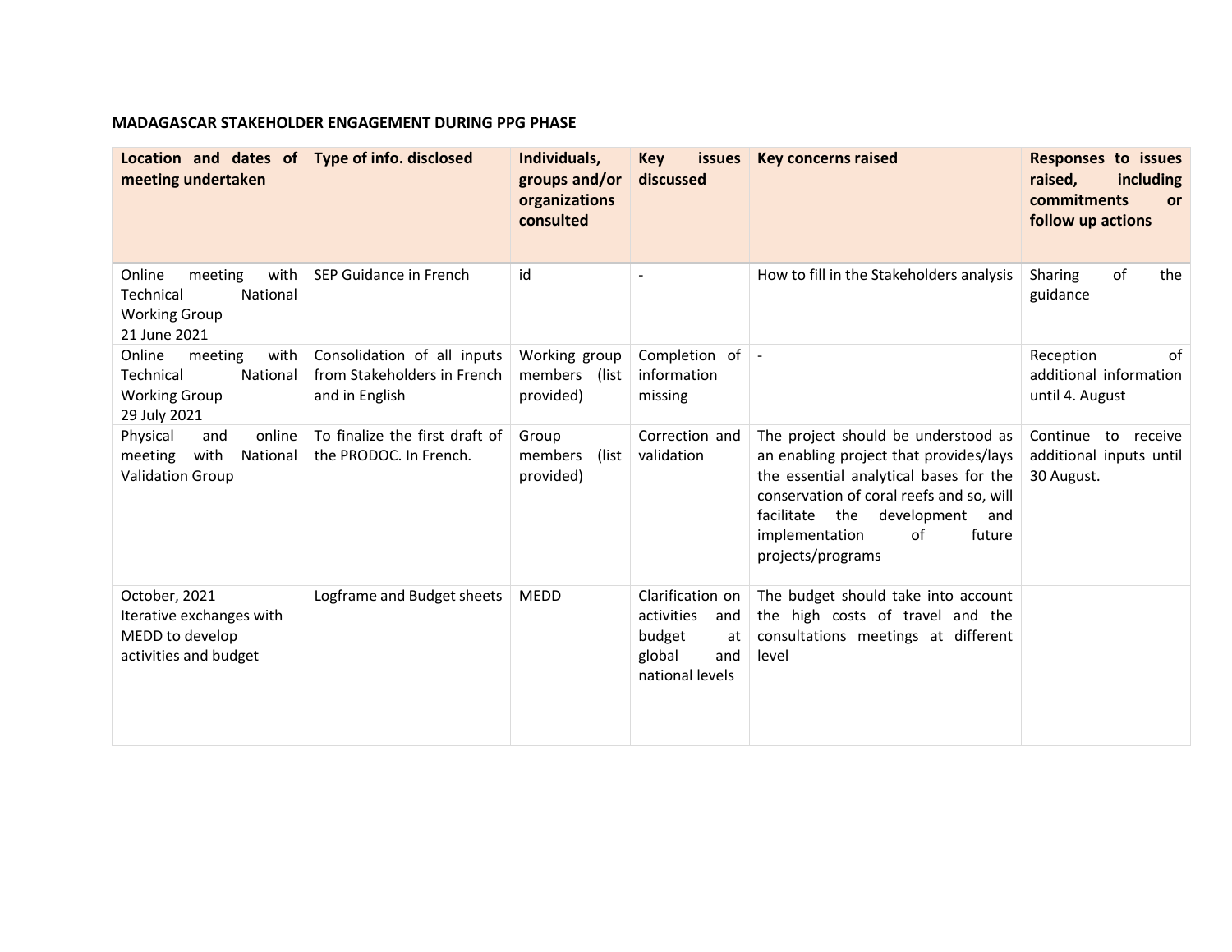**MADAGASCAR STAKEHOLDER ENGAGEMENT DURING PPG PHASE**

| Location and dates of meeting undertaken | Type of info. disclosed | Individuals, groups and/or organizations consulted | Key issues discussed | Key concerns raised | Responses to issues raised, including commitments or follow up actions |
|---|---|---|---|---|---|
| Online meeting with Technical National Working Group 21 June 2021 | SEP Guidance in French | id | - | How to fill in the Stakeholders analysis | Sharing of the guidance |
| Online meeting with Technical National Working Group 29 July 2021 | Consolidation of all inputs from Stakeholders in French and in English | Working group members (list provided) | Completion of information missing | - | Reception of additional information until 4. August |
| Physical and online meeting with National Validation Group | To finalize the first draft of the PRODOC. In French. | Group members (list provided) | Correction and validation | The project should be understood as an enabling project that provides/lays the essential analytical bases for the conservation of coral reefs and so, will facilitate the development and implementation of future projects/programs | Continue to receive additional inputs until 30 August. |
| October, 2021 Iterative exchanges with MEDD to develop activities and budget | Logframe and Budget sheets | MEDD | Clarification on activities and budget at global and national levels | The budget should take into account the high costs of travel and the consultations meetings at different level | |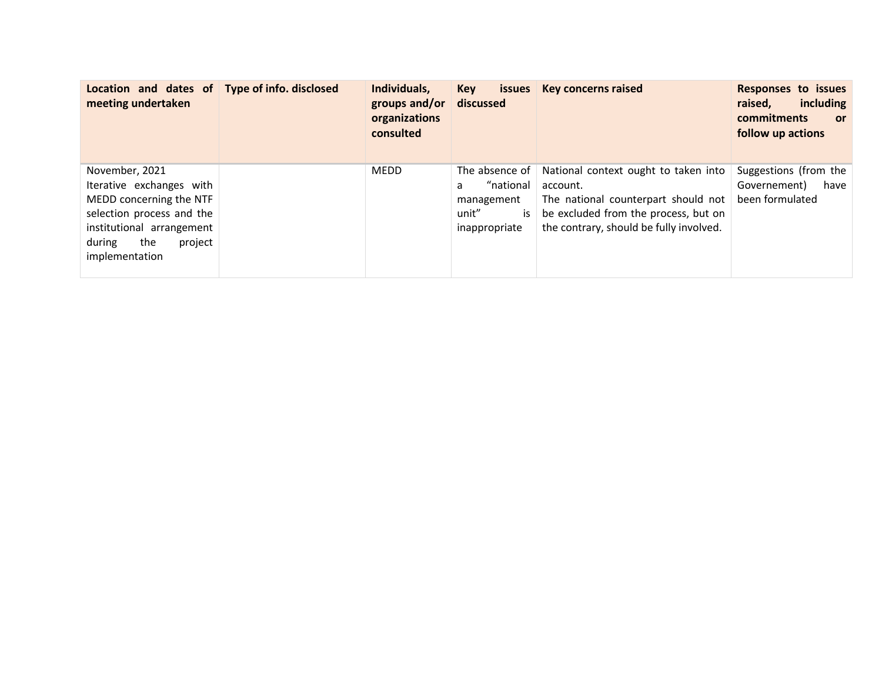| Location and dates of meeting undertaken | Type of info. disclosed | Individuals, groups and/or organizations consulted | Key issues discussed | Key concerns raised | Responses to issues raised, including commitments or follow up actions |
|---|---|---|---|---|---|
| November, 2021<br>Iterative exchanges with MEDD concerning the NTF selection process and the institutional arrangement during the project implementation | | MEDD | The absence of a "national management unit" is inappropriate | National context ought to taken into account.<br>The national counterpart should not be excluded from the process, but on the contrary, should be fully involved. | Suggestions (from the Governement) have been formulated |